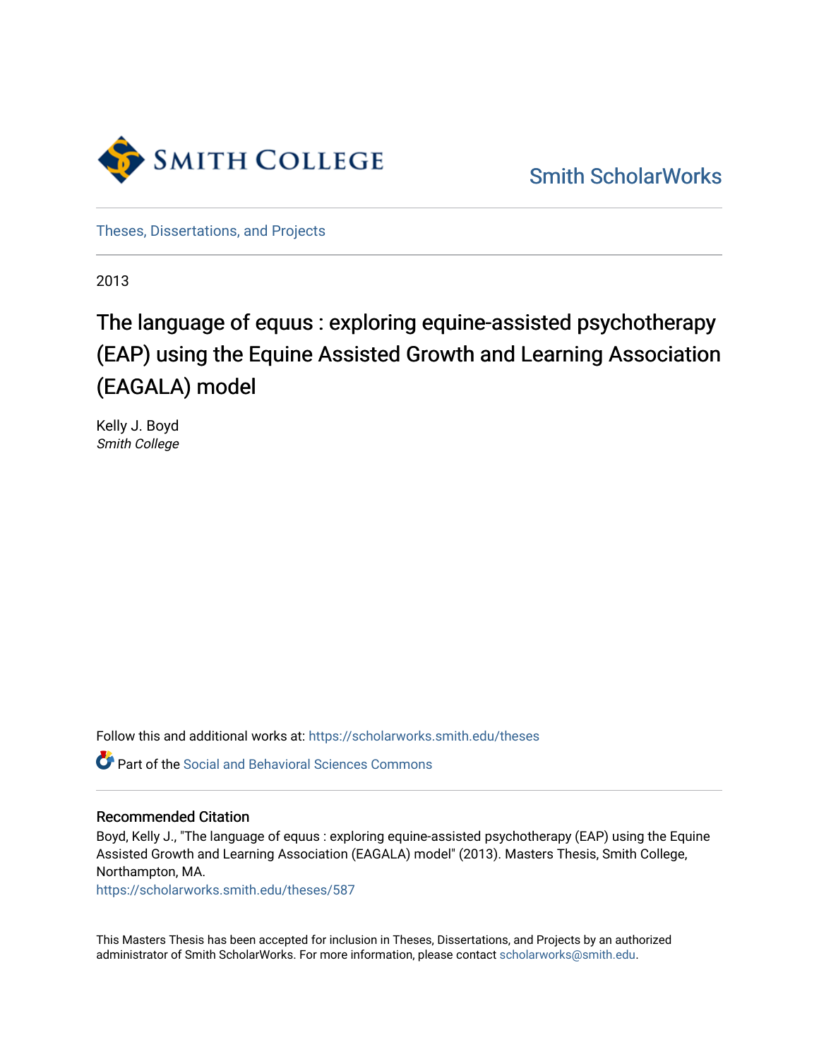Smith College

Smith ScholarWorks

Theses, Dissertations, and Projects

2013

# The language of equus : exploring equine-assisted psychotherapy (EAP) using the Equine Assisted Growth and Learning Association (EAGALA) model

Kelly J. Boyd
*Smith College*

Follow this and additional works at: https://scholarworks.smith.edu/theses

Part of the Social and Behavioral Sciences Commons

## Recommended Citation

Boyd, Kelly J., "The language of equus : exploring equine-assisted psychotherapy (EAP) using the Equine Assisted Growth and Learning Association (EAGALA) model" (2013). Masters Thesis, Smith College, Northampton, MA.
https://scholarworks.smith.edu/theses/587

This Masters Thesis has been accepted for inclusion in Theses, Dissertations, and Projects by an authorized administrator of Smith ScholarWorks. For more information, please contact scholarworks@smith.edu.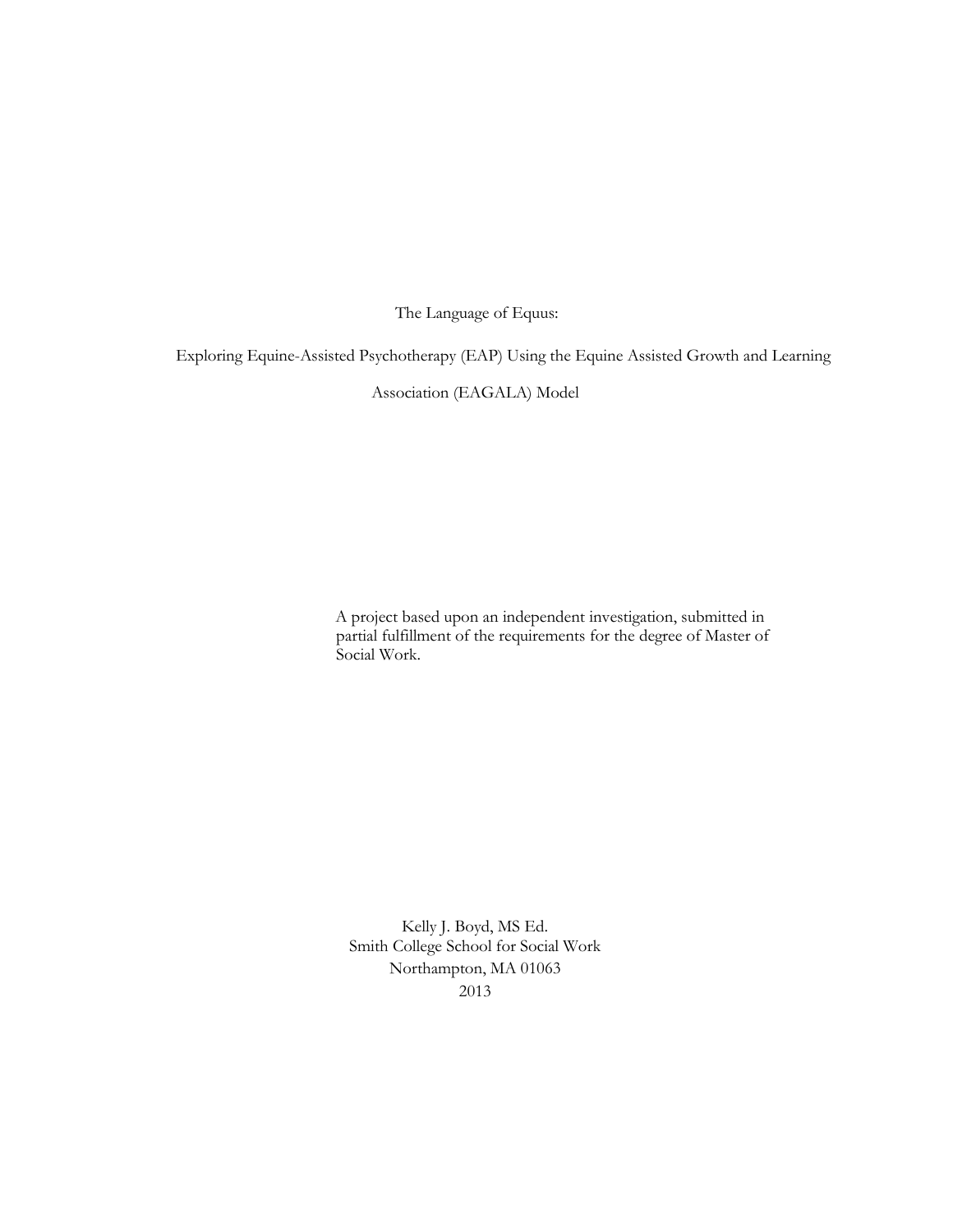# The Language of Equus:

## Exploring Equine-Assisted Psychotherapy (EAP) Using the Equine Assisted Growth and Learning Association (EAGALA) Model

A project based upon an independent investigation, submitted in partial fulfillment of the requirements for the degree of Master of Social Work.

Kelly J. Boyd, MS Ed.
Smith College School for Social Work
Northampton, MA 01063
2013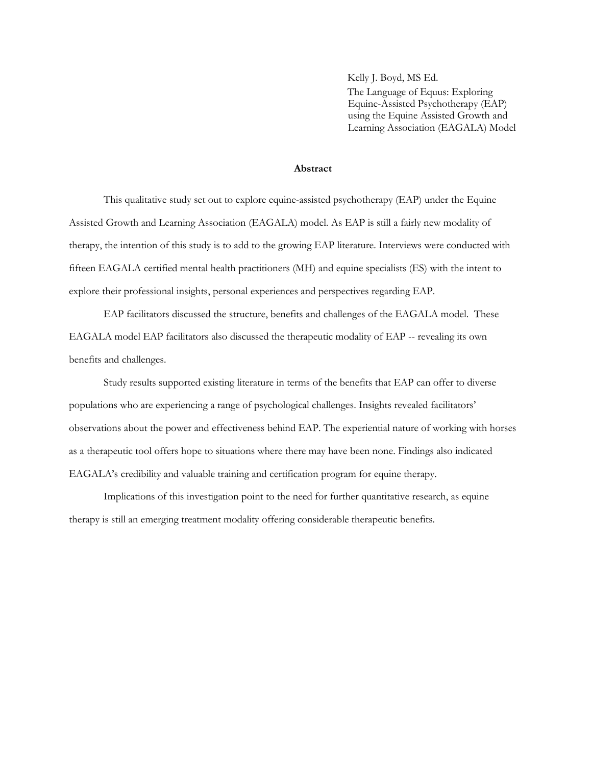Kelly J. Boyd, MS Ed.

The Language of Equus: Exploring Equine-Assisted Psychotherapy (EAP) using the Equine Assisted Growth and Learning Association (EAGALA) Model

## Abstract

This qualitative study set out to explore equine-assisted psychotherapy (EAP) under the Equine Assisted Growth and Learning Association (EAGALA) model. As EAP is still a fairly new modality of therapy, the intention of this study is to add to the growing EAP literature. Interviews were conducted with fifteen EAGALA certified mental health practitioners (MH) and equine specialists (ES) with the intent to explore their professional insights, personal experiences and perspectives regarding EAP.

EAP facilitators discussed the structure, benefits and challenges of the EAGALA model. These EAGALA model EAP facilitators also discussed the therapeutic modality of EAP -- revealing its own benefits and challenges.

Study results supported existing literature in terms of the benefits that EAP can offer to diverse populations who are experiencing a range of psychological challenges. Insights revealed facilitators' observations about the power and effectiveness behind EAP. The experiential nature of working with horses as a therapeutic tool offers hope to situations where there may have been none. Findings also indicated EAGALA's credibility and valuable training and certification program for equine therapy.

Implications of this investigation point to the need for further quantitative research, as equine therapy is still an emerging treatment modality offering considerable therapeutic benefits.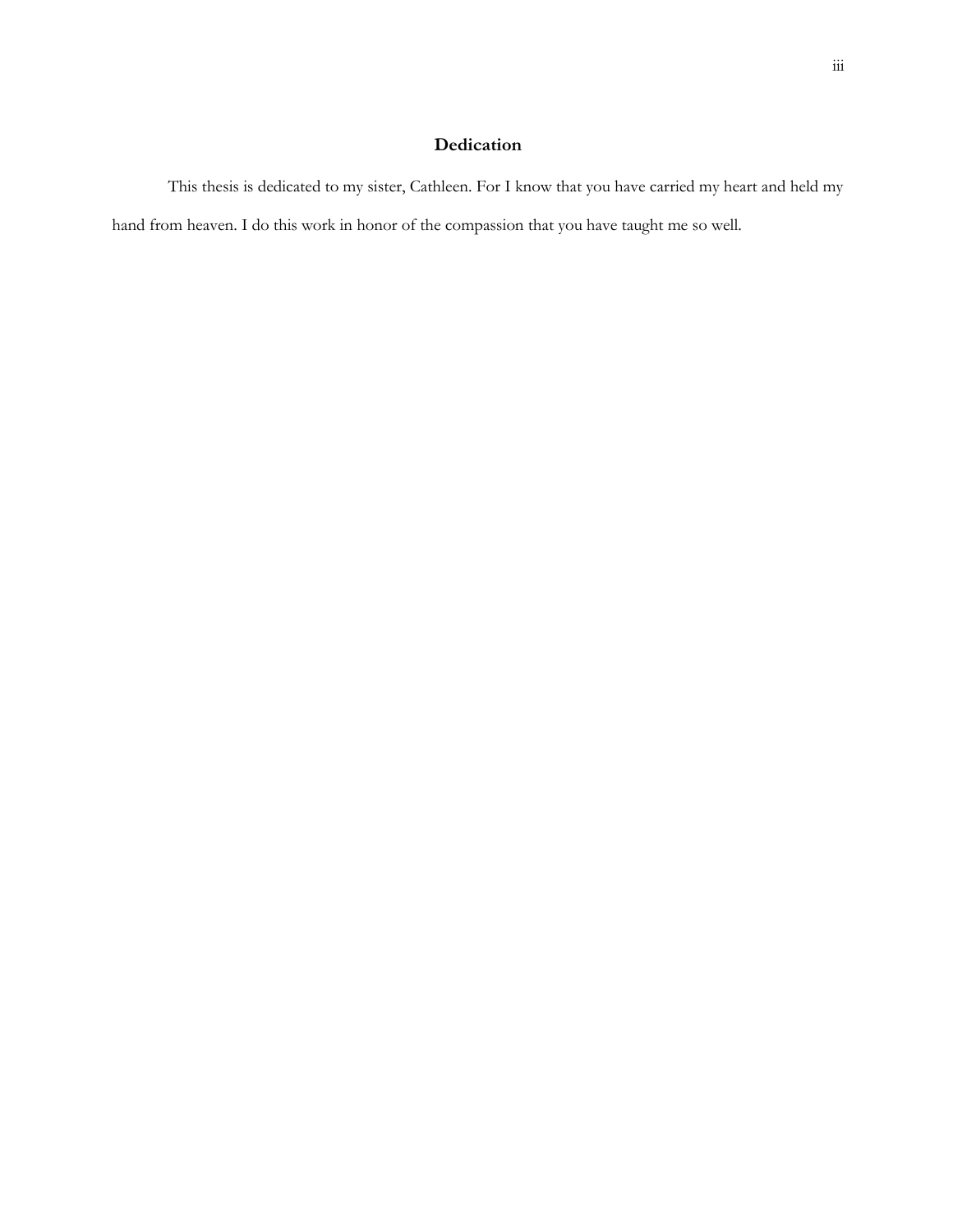# Dedication

This thesis is dedicated to my sister, Cathleen. For I know that you have carried my heart and held my hand from heaven. I do this work in honor of the compassion that you have taught me so well.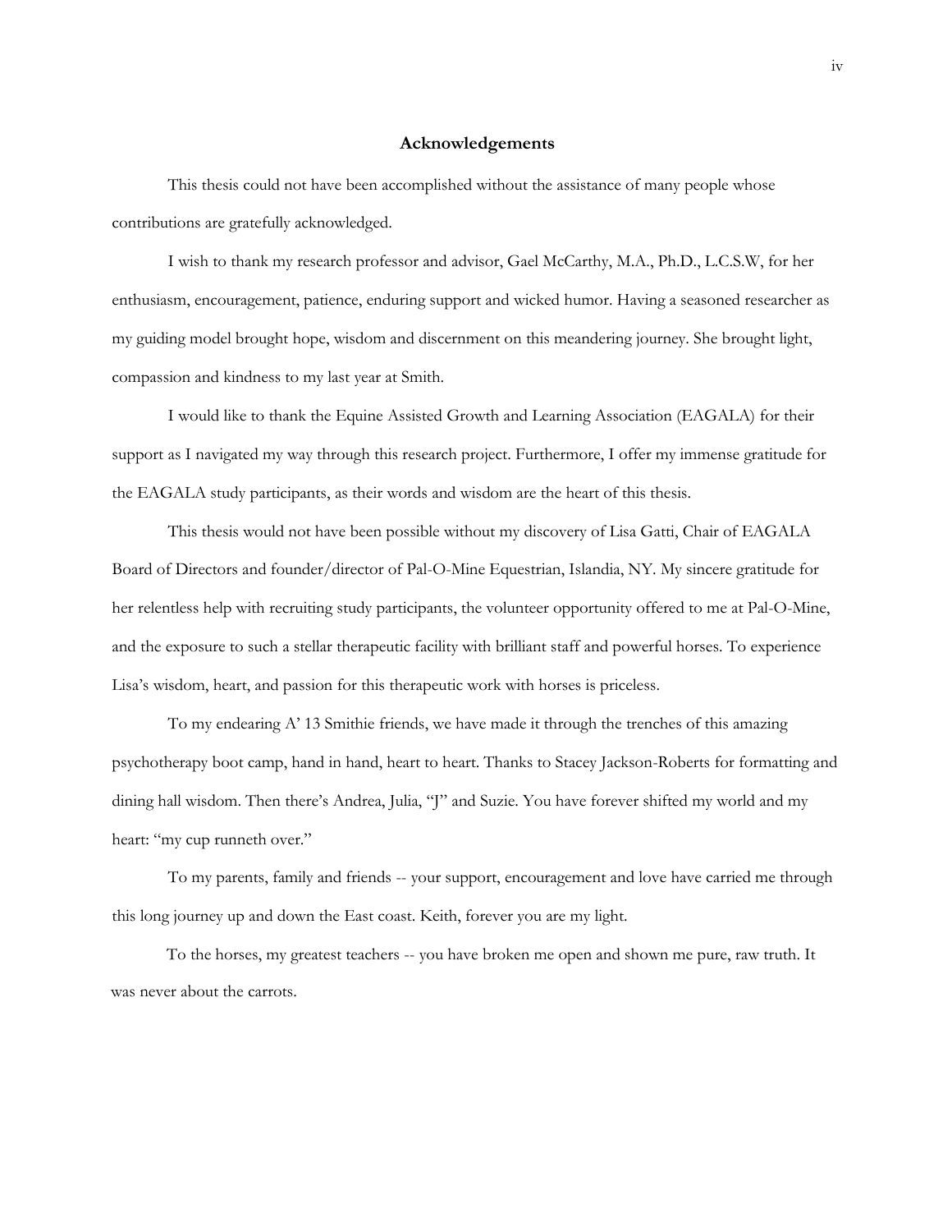# Acknowledgements

This thesis could not have been accomplished without the assistance of many people whose contributions are gratefully acknowledged.

I wish to thank my research professor and advisor, Gael McCarthy, M.A., Ph.D., L.C.S.W, for her enthusiasm, encouragement, patience, enduring support and wicked humor. Having a seasoned researcher as my guiding model brought hope, wisdom and discernment on this meandering journey. She brought light, compassion and kindness to my last year at Smith.

I would like to thank the Equine Assisted Growth and Learning Association (EAGALA) for their support as I navigated my way through this research project. Furthermore, I offer my immense gratitude for the EAGALA study participants, as their words and wisdom are the heart of this thesis.

This thesis would not have been possible without my discovery of Lisa Gatti, Chair of EAGALA Board of Directors and founder/director of Pal-O-Mine Equestrian, Islandia, NY. My sincere gratitude for her relentless help with recruiting study participants, the volunteer opportunity offered to me at Pal-O-Mine, and the exposure to such a stellar therapeutic facility with brilliant staff and powerful horses. To experience Lisa's wisdom, heart, and passion for this therapeutic work with horses is priceless.

To my endearing A' 13 Smithie friends, we have made it through the trenches of this amazing psychotherapy boot camp, hand in hand, heart to heart. Thanks to Stacey Jackson-Roberts for formatting and dining hall wisdom. Then there's Andrea, Julia, "J" and Suzie. You have forever shifted my world and my heart: "my cup runneth over."

To my parents, family and friends -- your support, encouragement and love have carried me through this long journey up and down the East coast. Keith, forever you are my light.

To the horses, my greatest teachers -- you have broken me open and shown me pure, raw truth. It was never about the carrots.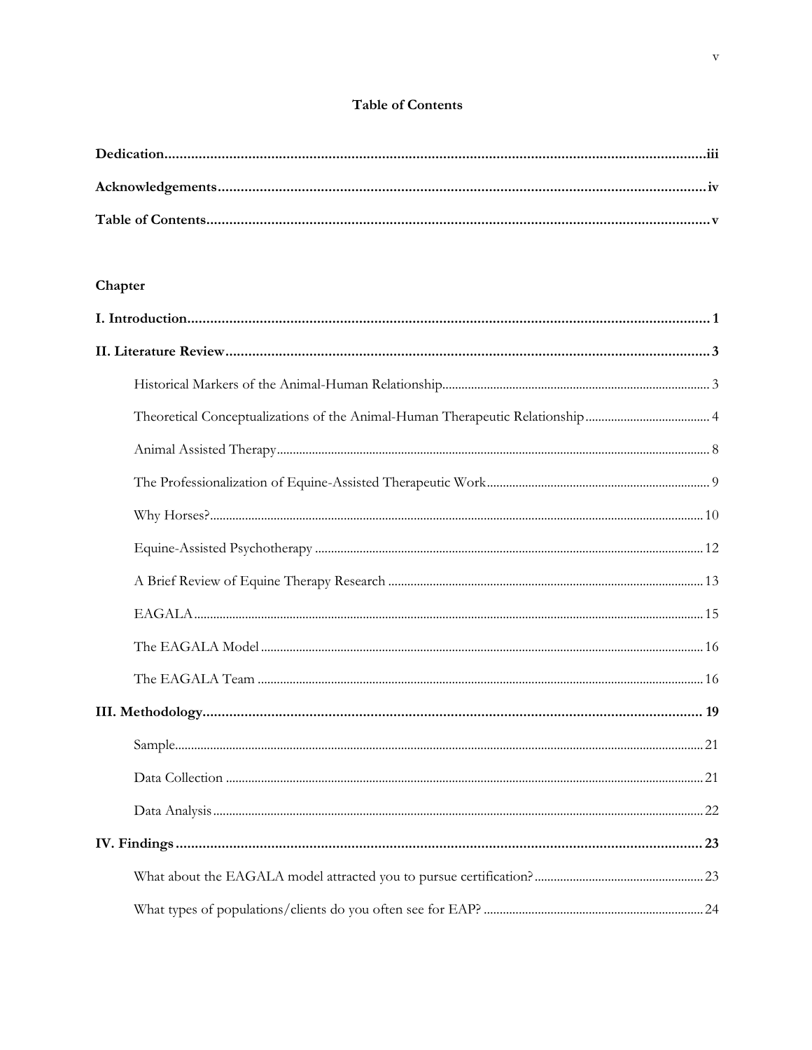# Table of Contents

**Dedication** .......... iii

**Acknowledgements** .......... iv

**Table of Contents** .......... v

**Chapter**

**I. Introduction** .......... 1

**II. Literature Review** .......... 3

- Historical Markers of the Animal-Human Relationship .......... 3
- Theoretical Conceptualizations of the Animal-Human Therapeutic Relationship .......... 4
- Animal Assisted Therapy .......... 8
- The Professionalization of Equine-Assisted Therapeutic Work .......... 9
- Why Horses? .......... 10
- Equine-Assisted Psychotherapy .......... 12
- A Brief Review of Equine Therapy Research .......... 13
- EAGALA .......... 15
- The EAGALA Model .......... 16
- The EAGALA Team .......... 16

**III. Methodology** .......... 19

- Sample .......... 21
- Data Collection .......... 21
- Data Analysis .......... 22

**IV. Findings** .......... 23

- What about the EAGALA model attracted you to pursue certification? .......... 23
- What types of populations/clients do you often see for EAP? .......... 24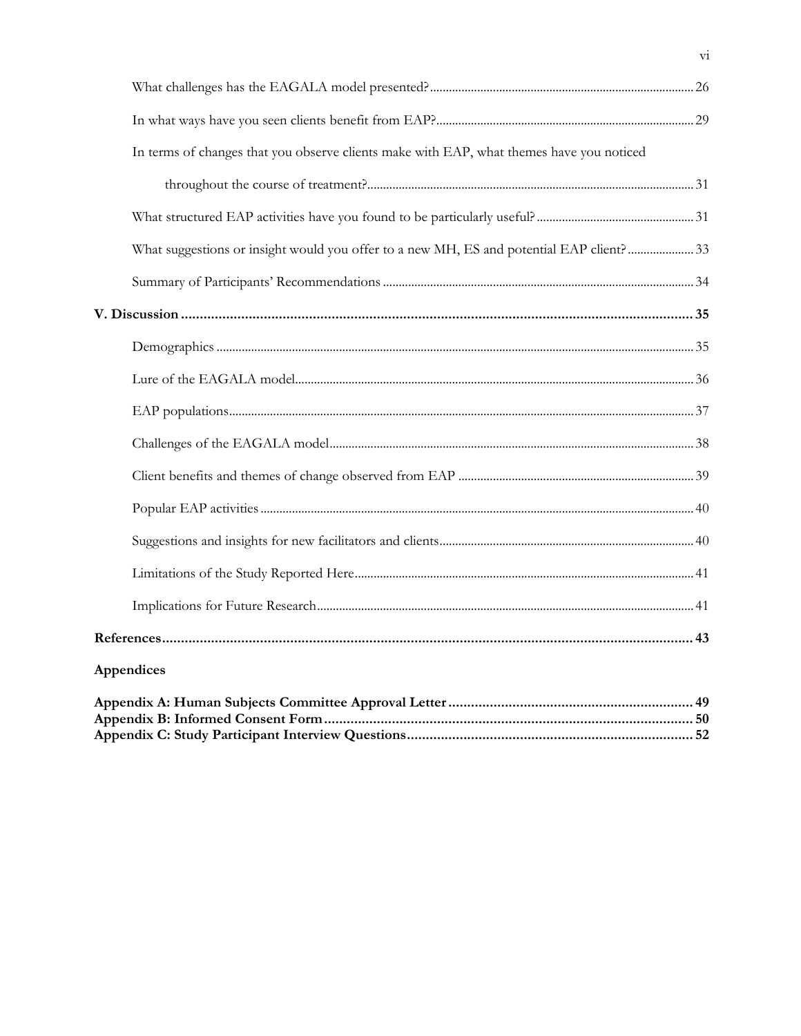What challenges has the EAGALA model presented? 26

In what ways have you seen clients benefit from EAP? 29

In terms of changes that you observe clients make with EAP, what themes have you noticed throughout the course of treatment? 31

What structured EAP activities have you found to be particularly useful? 31

What suggestions or insight would you offer to a new MH, ES and potential EAP client? 33

Summary of Participants' Recommendations 34

**V. Discussion 35**

Demographics 35

Lure of the EAGALA model 36

EAP populations 37

Challenges of the EAGALA model 38

Client benefits and themes of change observed from EAP 39

Popular EAP activities 40

Suggestions and insights for new facilitators and clients 40

Limitations of the Study Reported Here 41

Implications for Future Research 41

**References 43**

**Appendices**

**Appendix A: Human Subjects Committee Approval Letter 49**
**Appendix B: Informed Consent Form 50**
**Appendix C: Study Participant Interview Questions 52**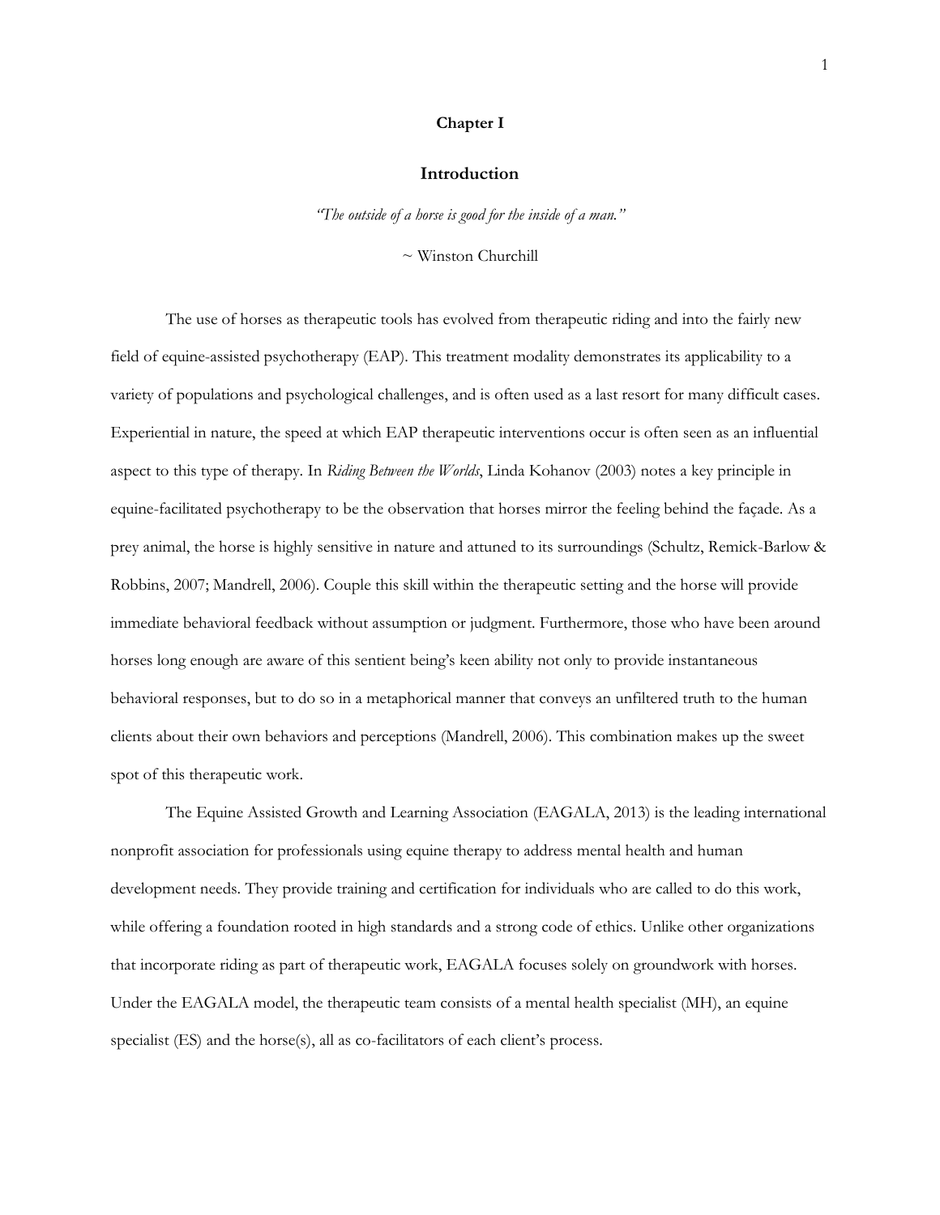# Chapter I

## Introduction

*"The outside of a horse is good for the inside of a man."*

~ Winston Churchill

The use of horses as therapeutic tools has evolved from therapeutic riding and into the fairly new field of equine-assisted psychotherapy (EAP). This treatment modality demonstrates its applicability to a variety of populations and psychological challenges, and is often used as a last resort for many difficult cases. Experiential in nature, the speed at which EAP therapeutic interventions occur is often seen as an influential aspect to this type of therapy. In *Riding Between the Worlds*, Linda Kohanov (2003) notes a key principle in equine-facilitated psychotherapy to be the observation that horses mirror the feeling behind the façade. As a prey animal, the horse is highly sensitive in nature and attuned to its surroundings (Schultz, Remick-Barlow & Robbins, 2007; Mandrell, 2006). Couple this skill within the therapeutic setting and the horse will provide immediate behavioral feedback without assumption or judgment. Furthermore, those who have been around horses long enough are aware of this sentient being's keen ability not only to provide instantaneous behavioral responses, but to do so in a metaphorical manner that conveys an unfiltered truth to the human clients about their own behaviors and perceptions (Mandrell, 2006). This combination makes up the sweet spot of this therapeutic work.

The Equine Assisted Growth and Learning Association (EAGALA, 2013) is the leading international nonprofit association for professionals using equine therapy to address mental health and human development needs. They provide training and certification for individuals who are called to do this work, while offering a foundation rooted in high standards and a strong code of ethics. Unlike other organizations that incorporate riding as part of therapeutic work, EAGALA focuses solely on groundwork with horses. Under the EAGALA model, the therapeutic team consists of a mental health specialist (MH), an equine specialist (ES) and the horse(s), all as co-facilitators of each client's process.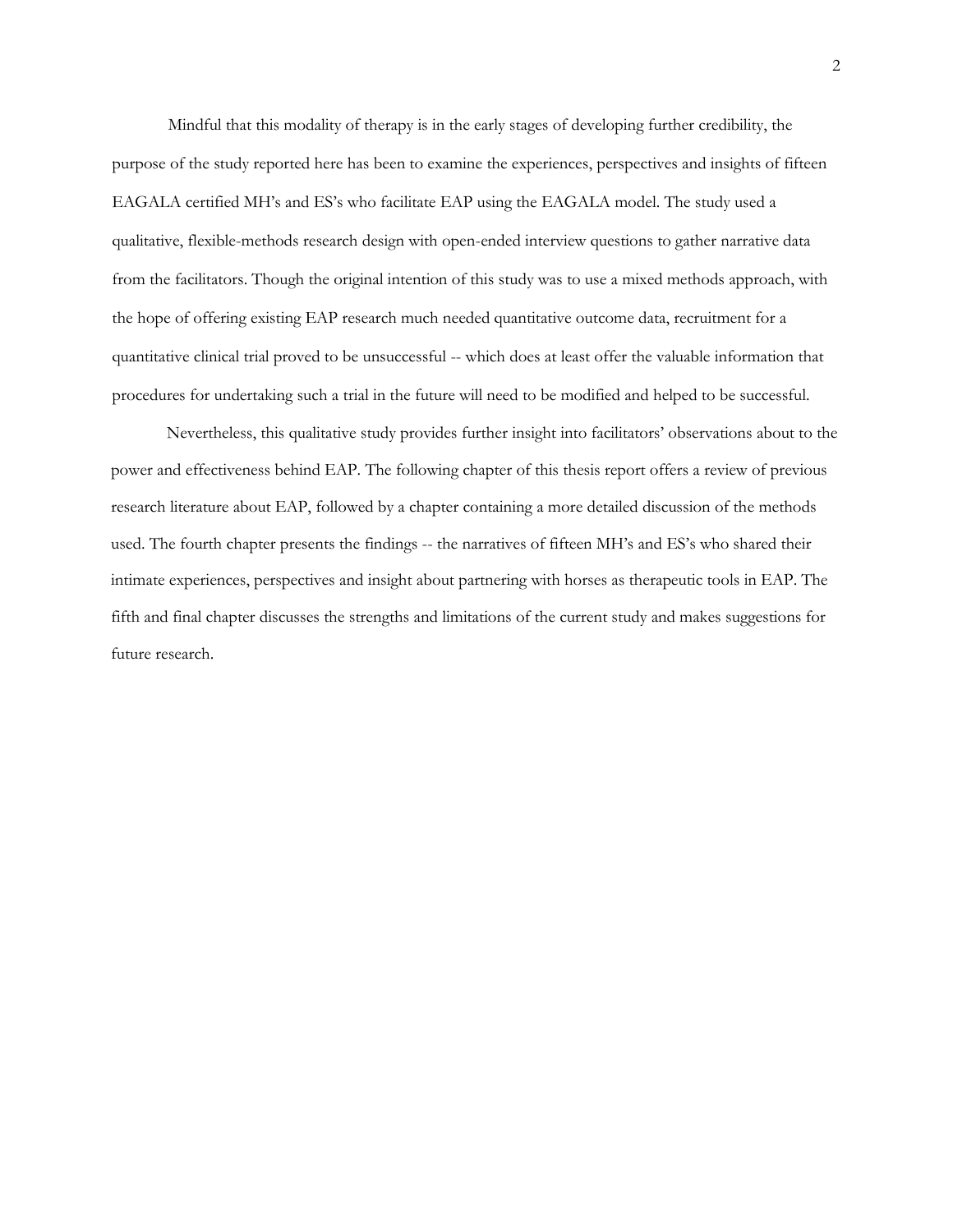Mindful that this modality of therapy is in the early stages of developing further credibility, the purpose of the study reported here has been to examine the experiences, perspectives and insights of fifteen EAGALA certified MH's and ES's who facilitate EAP using the EAGALA model. The study used a qualitative, flexible-methods research design with open-ended interview questions to gather narrative data from the facilitators. Though the original intention of this study was to use a mixed methods approach, with the hope of offering existing EAP research much needed quantitative outcome data, recruitment for a quantitative clinical trial proved to be unsuccessful -- which does at least offer the valuable information that procedures for undertaking such a trial in the future will need to be modified and helped to be successful.

Nevertheless, this qualitative study provides further insight into facilitators' observations about to the power and effectiveness behind EAP. The following chapter of this thesis report offers a review of previous research literature about EAP, followed by a chapter containing a more detailed discussion of the methods used. The fourth chapter presents the findings -- the narratives of fifteen MH's and ES's who shared their intimate experiences, perspectives and insight about partnering with horses as therapeutic tools in EAP. The fifth and final chapter discusses the strengths and limitations of the current study and makes suggestions for future research.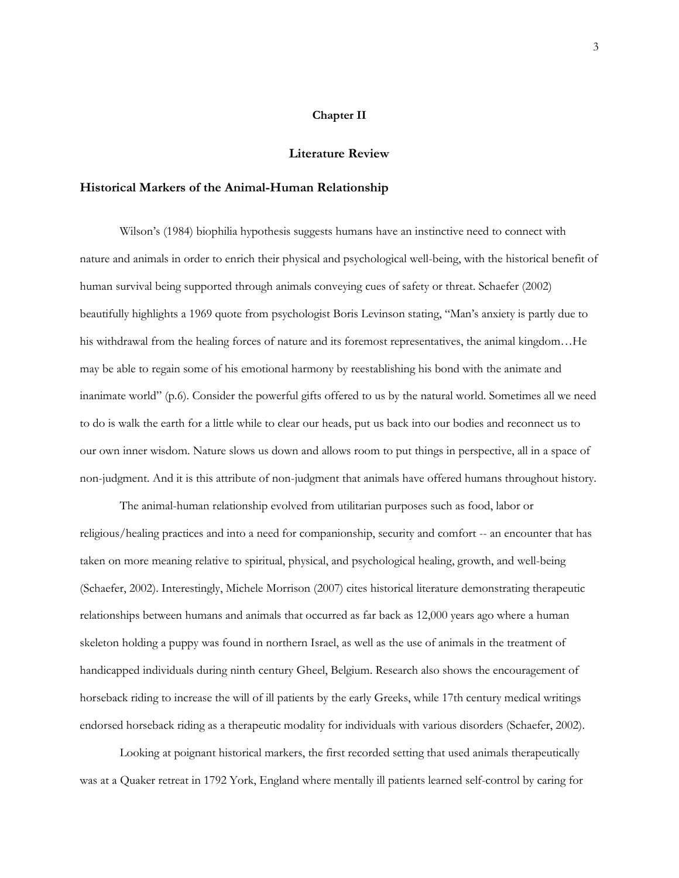## Chapter II

## Literature Review

### Historical Markers of the Animal-Human Relationship

Wilson's (1984) biophilia hypothesis suggests humans have an instinctive need to connect with nature and animals in order to enrich their physical and psychological well-being, with the historical benefit of human survival being supported through animals conveying cues of safety or threat. Schaefer (2002) beautifully highlights a 1969 quote from psychologist Boris Levinson stating, "Man's anxiety is partly due to his withdrawal from the healing forces of nature and its foremost representatives, the animal kingdom…He may be able to regain some of his emotional harmony by reestablishing his bond with the animate and inanimate world" (p.6). Consider the powerful gifts offered to us by the natural world. Sometimes all we need to do is walk the earth for a little while to clear our heads, put us back into our bodies and reconnect us to our own inner wisdom. Nature slows us down and allows room to put things in perspective, all in a space of non-judgment. And it is this attribute of non-judgment that animals have offered humans throughout history.

The animal-human relationship evolved from utilitarian purposes such as food, labor or religious/healing practices and into a need for companionship, security and comfort -- an encounter that has taken on more meaning relative to spiritual, physical, and psychological healing, growth, and well-being (Schaefer, 2002). Interestingly, Michele Morrison (2007) cites historical literature demonstrating therapeutic relationships between humans and animals that occurred as far back as 12,000 years ago where a human skeleton holding a puppy was found in northern Israel, as well as the use of animals in the treatment of handicapped individuals during ninth century Gheel, Belgium. Research also shows the encouragement of horseback riding to increase the will of ill patients by the early Greeks, while 17th century medical writings endorsed horseback riding as a therapeutic modality for individuals with various disorders (Schaefer, 2002).

Looking at poignant historical markers, the first recorded setting that used animals therapeutically was at a Quaker retreat in 1792 York, England where mentally ill patients learned self-control by caring for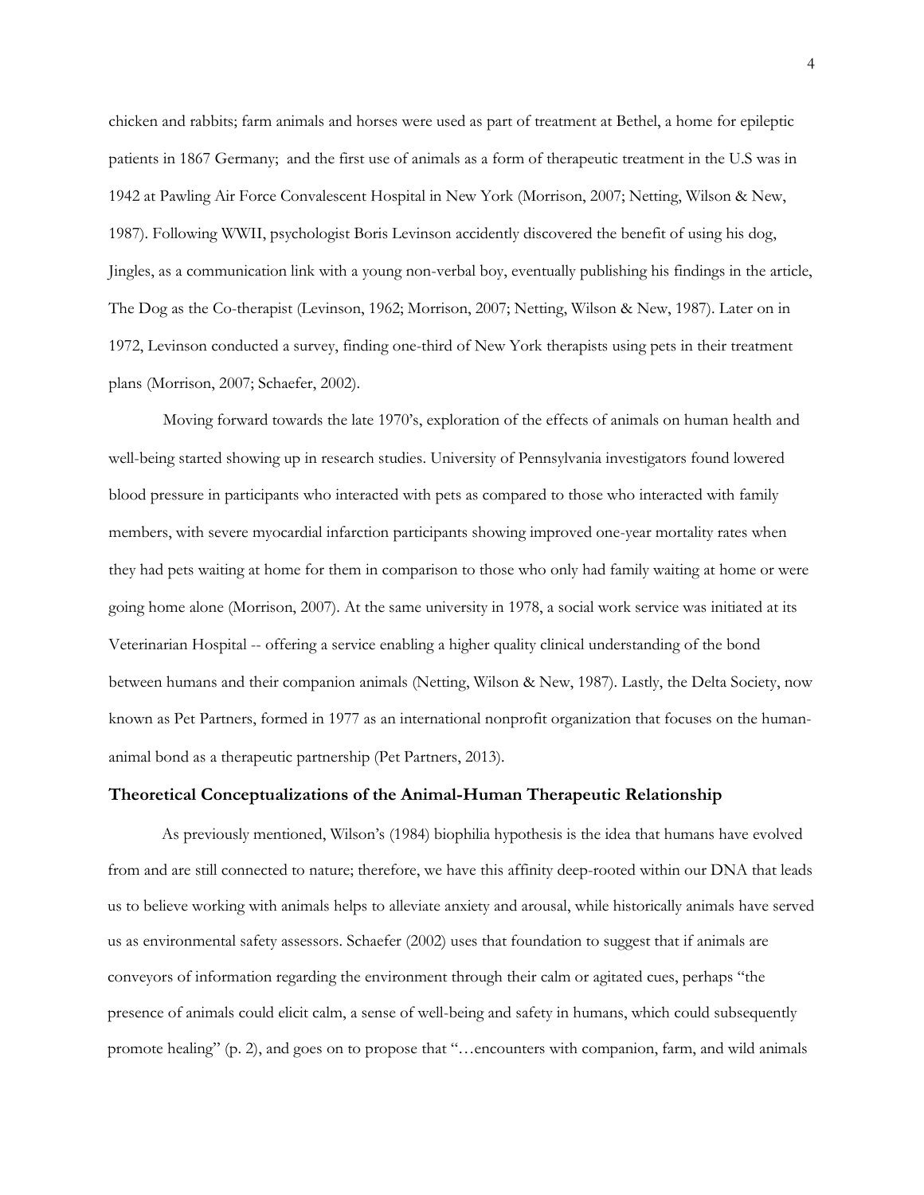chicken and rabbits; farm animals and horses were used as part of treatment at Bethel, a home for epileptic patients in 1867 Germany;  and the first use of animals as a form of therapeutic treatment in the U.S was in 1942 at Pawling Air Force Convalescent Hospital in New York (Morrison, 2007; Netting, Wilson & New, 1987). Following WWII, psychologist Boris Levinson accidently discovered the benefit of using his dog, Jingles, as a communication link with a young non-verbal boy, eventually publishing his findings in the article, The Dog as the Co-therapist (Levinson, 1962; Morrison, 2007; Netting, Wilson & New, 1987). Later on in 1972, Levinson conducted a survey, finding one-third of New York therapists using pets in their treatment plans (Morrison, 2007; Schaefer, 2002).

Moving forward towards the late 1970's, exploration of the effects of animals on human health and well-being started showing up in research studies. University of Pennsylvania investigators found lowered blood pressure in participants who interacted with pets as compared to those who interacted with family members, with severe myocardial infarction participants showing improved one-year mortality rates when they had pets waiting at home for them in comparison to those who only had family waiting at home or were going home alone (Morrison, 2007). At the same university in 1978, a social work service was initiated at its Veterinarian Hospital -- offering a service enabling a higher quality clinical understanding of the bond between humans and their companion animals (Netting, Wilson & New, 1987). Lastly, the Delta Society, now known as Pet Partners, formed in 1977 as an international nonprofit organization that focuses on the human-animal bond as a therapeutic partnership (Pet Partners, 2013).

### Theoretical Conceptualizations of the Animal-Human Therapeutic Relationship

As previously mentioned, Wilson's (1984) biophilia hypothesis is the idea that humans have evolved from and are still connected to nature; therefore, we have this affinity deep-rooted within our DNA that leads us to believe working with animals helps to alleviate anxiety and arousal, while historically animals have served us as environmental safety assessors. Schaefer (2002) uses that foundation to suggest that if animals are conveyors of information regarding the environment through their calm or agitated cues, perhaps "the presence of animals could elicit calm, a sense of well-being and safety in humans, which could subsequently promote healing" (p. 2), and goes on to propose that "…encounters with companion, farm, and wild animals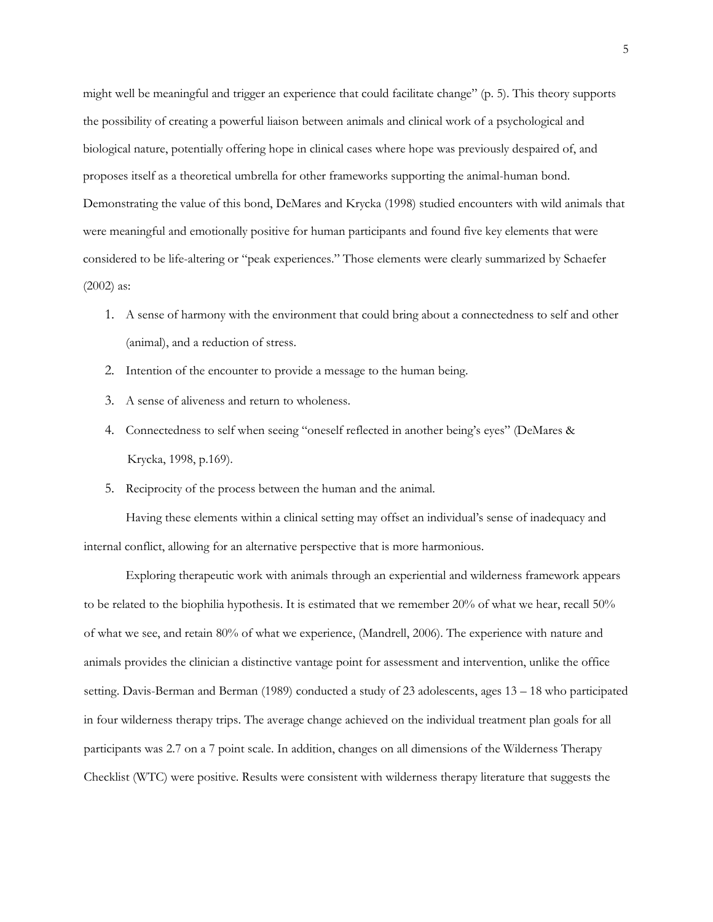might well be meaningful and trigger an experience that could facilitate change" (p. 5). This theory supports the possibility of creating a powerful liaison between animals and clinical work of a psychological and biological nature, potentially offering hope in clinical cases where hope was previously despaired of, and proposes itself as a theoretical umbrella for other frameworks supporting the animal-human bond. Demonstrating the value of this bond, DeMares and Krycka (1998) studied encounters with wild animals that were meaningful and emotionally positive for human participants and found five key elements that were considered to be life-altering or "peak experiences." Those elements were clearly summarized by Schaefer (2002) as:

1. A sense of harmony with the environment that could bring about a connectedness to self and other (animal), and a reduction of stress.
2. Intention of the encounter to provide a message to the human being.
3. A sense of aliveness and return to wholeness.
4. Connectedness to self when seeing "oneself reflected in another being's eyes" (DeMares & Krycka, 1998, p.169).
5. Reciprocity of the process between the human and the animal.

Having these elements within a clinical setting may offset an individual's sense of inadequacy and internal conflict, allowing for an alternative perspective that is more harmonious.

Exploring therapeutic work with animals through an experiential and wilderness framework appears to be related to the biophilia hypothesis. It is estimated that we remember 20% of what we hear, recall 50% of what we see, and retain 80% of what we experience, (Mandrell, 2006). The experience with nature and animals provides the clinician a distinctive vantage point for assessment and intervention, unlike the office setting. Davis-Berman and Berman (1989) conducted a study of 23 adolescents, ages 13 – 18 who participated in four wilderness therapy trips. The average change achieved on the individual treatment plan goals for all participants was 2.7 on a 7 point scale. In addition, changes on all dimensions of the Wilderness Therapy Checklist (WTC) were positive. Results were consistent with wilderness therapy literature that suggests the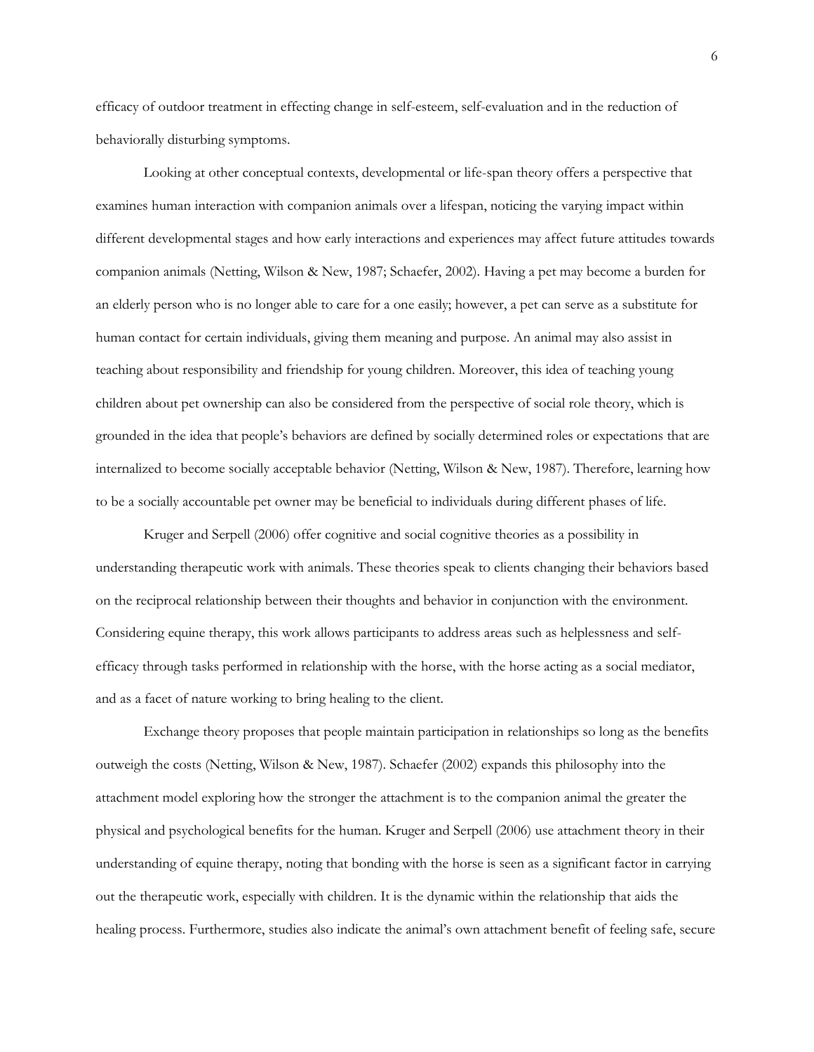efficacy of outdoor treatment in effecting change in self-esteem, self-evaluation and in the reduction of behaviorally disturbing symptoms.

Looking at other conceptual contexts, developmental or life-span theory offers a perspective that examines human interaction with companion animals over a lifespan, noticing the varying impact within different developmental stages and how early interactions and experiences may affect future attitudes towards companion animals (Netting, Wilson & New, 1987; Schaefer, 2002). Having a pet may become a burden for an elderly person who is no longer able to care for a one easily; however, a pet can serve as a substitute for human contact for certain individuals, giving them meaning and purpose. An animal may also assist in teaching about responsibility and friendship for young children. Moreover, this idea of teaching young children about pet ownership can also be considered from the perspective of social role theory, which is grounded in the idea that people's behaviors are defined by socially determined roles or expectations that are internalized to become socially acceptable behavior (Netting, Wilson & New, 1987). Therefore, learning how to be a socially accountable pet owner may be beneficial to individuals during different phases of life.

Kruger and Serpell (2006) offer cognitive and social cognitive theories as a possibility in understanding therapeutic work with animals. These theories speak to clients changing their behaviors based on the reciprocal relationship between their thoughts and behavior in conjunction with the environment. Considering equine therapy, this work allows participants to address areas such as helplessness and self-efficacy through tasks performed in relationship with the horse, with the horse acting as a social mediator, and as a facet of nature working to bring healing to the client.

Exchange theory proposes that people maintain participation in relationships so long as the benefits outweigh the costs (Netting, Wilson & New, 1987). Schaefer (2002) expands this philosophy into the attachment model exploring how the stronger the attachment is to the companion animal the greater the physical and psychological benefits for the human. Kruger and Serpell (2006) use attachment theory in their understanding of equine therapy, noting that bonding with the horse is seen as a significant factor in carrying out the therapeutic work, especially with children. It is the dynamic within the relationship that aids the healing process. Furthermore, studies also indicate the animal's own attachment benefit of feeling safe, secure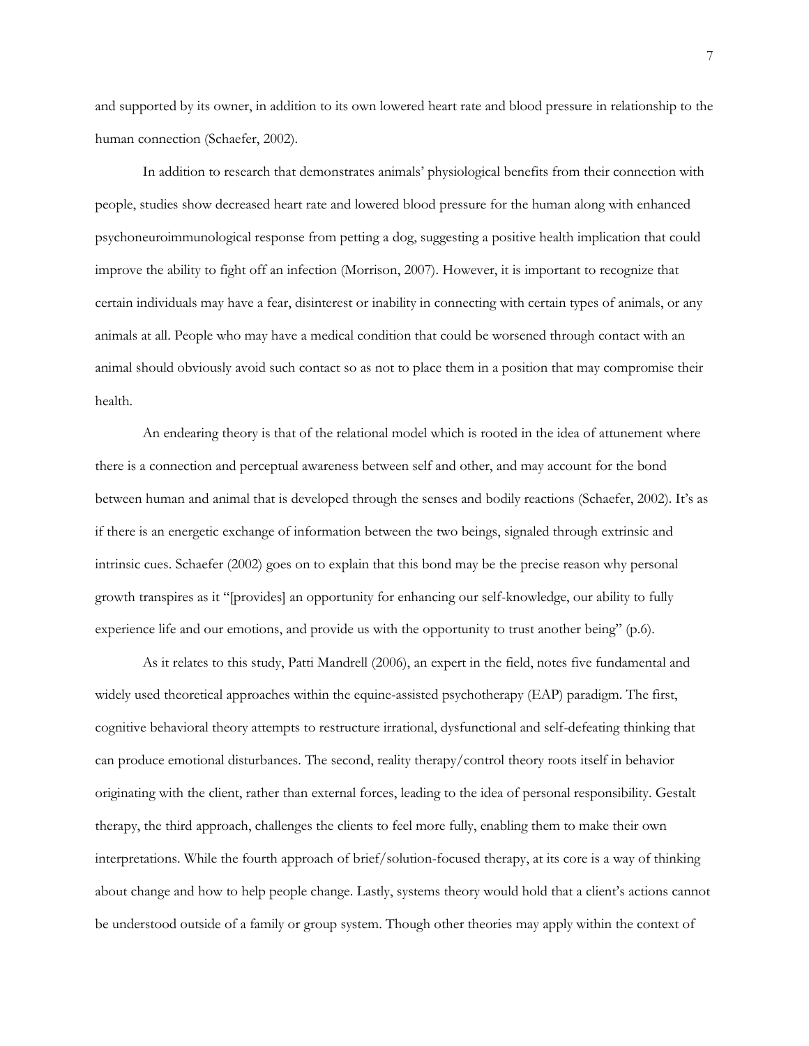and supported by its owner, in addition to its own lowered heart rate and blood pressure in relationship to the human connection (Schaefer, 2002).

In addition to research that demonstrates animals' physiological benefits from their connection with people, studies show decreased heart rate and lowered blood pressure for the human along with enhanced psychoneuroimmunological response from petting a dog, suggesting a positive health implication that could improve the ability to fight off an infection (Morrison, 2007). However, it is important to recognize that certain individuals may have a fear, disinterest or inability in connecting with certain types of animals, or any animals at all. People who may have a medical condition that could be worsened through contact with an animal should obviously avoid such contact so as not to place them in a position that may compromise their health.

An endearing theory is that of the relational model which is rooted in the idea of attunement where there is a connection and perceptual awareness between self and other, and may account for the bond between human and animal that is developed through the senses and bodily reactions (Schaefer, 2002). It's as if there is an energetic exchange of information between the two beings, signaled through extrinsic and intrinsic cues. Schaefer (2002) goes on to explain that this bond may be the precise reason why personal growth transpires as it "[provides] an opportunity for enhancing our self-knowledge, our ability to fully experience life and our emotions, and provide us with the opportunity to trust another being" (p.6).

As it relates to this study, Patti Mandrell (2006), an expert in the field, notes five fundamental and widely used theoretical approaches within the equine-assisted psychotherapy (EAP) paradigm. The first, cognitive behavioral theory attempts to restructure irrational, dysfunctional and self-defeating thinking that can produce emotional disturbances. The second, reality therapy/control theory roots itself in behavior originating with the client, rather than external forces, leading to the idea of personal responsibility. Gestalt therapy, the third approach, challenges the clients to feel more fully, enabling them to make their own interpretations. While the fourth approach of brief/solution-focused therapy, at its core is a way of thinking about change and how to help people change. Lastly, systems theory would hold that a client's actions cannot be understood outside of a family or group system. Though other theories may apply within the context of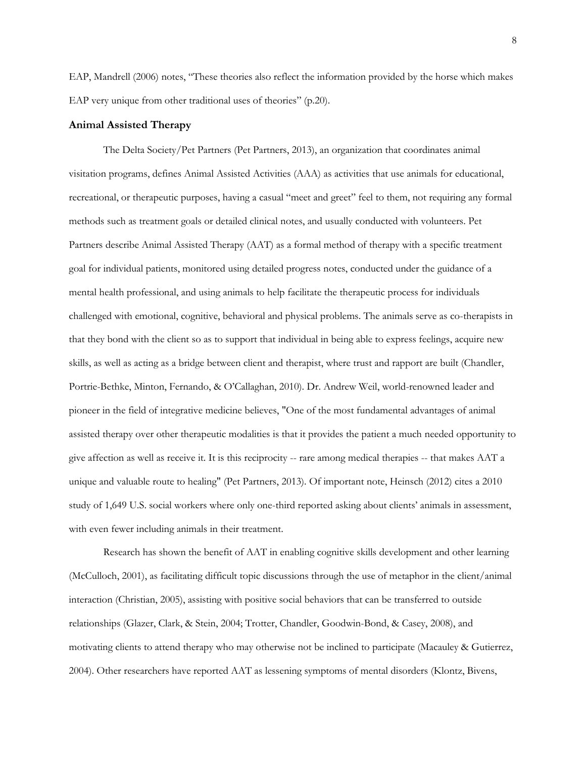EAP, Mandrell (2006) notes, "These theories also reflect the information provided by the horse which makes EAP very unique from other traditional uses of theories" (p.20).

## Animal Assisted Therapy

The Delta Society/Pet Partners (Pet Partners, 2013), an organization that coordinates animal visitation programs, defines Animal Assisted Activities (AAA) as activities that use animals for educational, recreational, or therapeutic purposes, having a casual "meet and greet" feel to them, not requiring any formal methods such as treatment goals or detailed clinical notes, and usually conducted with volunteers. Pet Partners describe Animal Assisted Therapy (AAT) as a formal method of therapy with a specific treatment goal for individual patients, monitored using detailed progress notes, conducted under the guidance of a mental health professional, and using animals to help facilitate the therapeutic process for individuals challenged with emotional, cognitive, behavioral and physical problems. The animals serve as co-therapists in that they bond with the client so as to support that individual in being able to express feelings, acquire new skills, as well as acting as a bridge between client and therapist, where trust and rapport are built (Chandler, Portrie-Bethke, Minton, Fernando, & O'Callaghan, 2010). Dr. Andrew Weil, world-renowned leader and pioneer in the field of integrative medicine believes, "One of the most fundamental advantages of animal assisted therapy over other therapeutic modalities is that it provides the patient a much needed opportunity to give affection as well as receive it. It is this reciprocity -- rare among medical therapies -- that makes AAT a unique and valuable route to healing" (Pet Partners, 2013). Of important note, Heinsch (2012) cites a 2010 study of 1,649 U.S. social workers where only one-third reported asking about clients' animals in assessment, with even fewer including animals in their treatment.

Research has shown the benefit of AAT in enabling cognitive skills development and other learning (McCulloch, 2001), as facilitating difficult topic discussions through the use of metaphor in the client/animal interaction (Christian, 2005), assisting with positive social behaviors that can be transferred to outside relationships (Glazer, Clark, & Stein, 2004; Trotter, Chandler, Goodwin-Bond, & Casey, 2008), and motivating clients to attend therapy who may otherwise not be inclined to participate (Macauley & Gutierrez, 2004). Other researchers have reported AAT as lessening symptoms of mental disorders (Klontz, Bivens,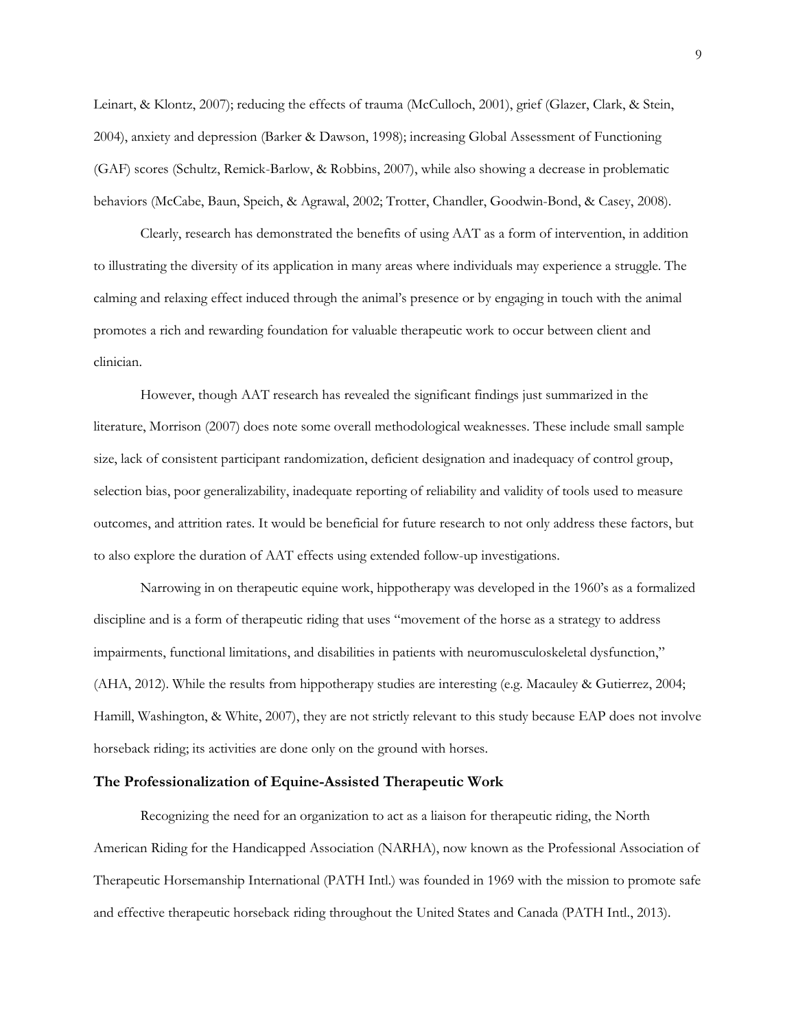Leinart, & Klontz, 2007); reducing the effects of trauma (McCulloch, 2001), grief (Glazer, Clark, & Stein, 2004), anxiety and depression (Barker & Dawson, 1998); increasing Global Assessment of Functioning (GAF) scores (Schultz, Remick-Barlow, & Robbins, 2007), while also showing a decrease in problematic behaviors (McCabe, Baun, Speich, & Agrawal, 2002; Trotter, Chandler, Goodwin-Bond, & Casey, 2008).

Clearly, research has demonstrated the benefits of using AAT as a form of intervention, in addition to illustrating the diversity of its application in many areas where individuals may experience a struggle. The calming and relaxing effect induced through the animal's presence or by engaging in touch with the animal promotes a rich and rewarding foundation for valuable therapeutic work to occur between client and clinician.

However, though AAT research has revealed the significant findings just summarized in the literature, Morrison (2007) does note some overall methodological weaknesses. These include small sample size, lack of consistent participant randomization, deficient designation and inadequacy of control group, selection bias, poor generalizability, inadequate reporting of reliability and validity of tools used to measure outcomes, and attrition rates. It would be beneficial for future research to not only address these factors, but to also explore the duration of AAT effects using extended follow-up investigations.

Narrowing in on therapeutic equine work, hippotherapy was developed in the 1960's as a formalized discipline and is a form of therapeutic riding that uses "movement of the horse as a strategy to address impairments, functional limitations, and disabilities in patients with neuromusculoskeletal dysfunction," (AHA, 2012). While the results from hippotherapy studies are interesting (e.g. Macauley & Gutierrez, 2004; Hamill, Washington, & White, 2007), they are not strictly relevant to this study because EAP does not involve horseback riding; its activities are done only on the ground with horses.

### The Professionalization of Equine-Assisted Therapeutic Work

Recognizing the need for an organization to act as a liaison for therapeutic riding, the North American Riding for the Handicapped Association (NARHA), now known as the Professional Association of Therapeutic Horsemanship International (PATH Intl.) was founded in 1969 with the mission to promote safe and effective therapeutic horseback riding throughout the United States and Canada (PATH Intl., 2013).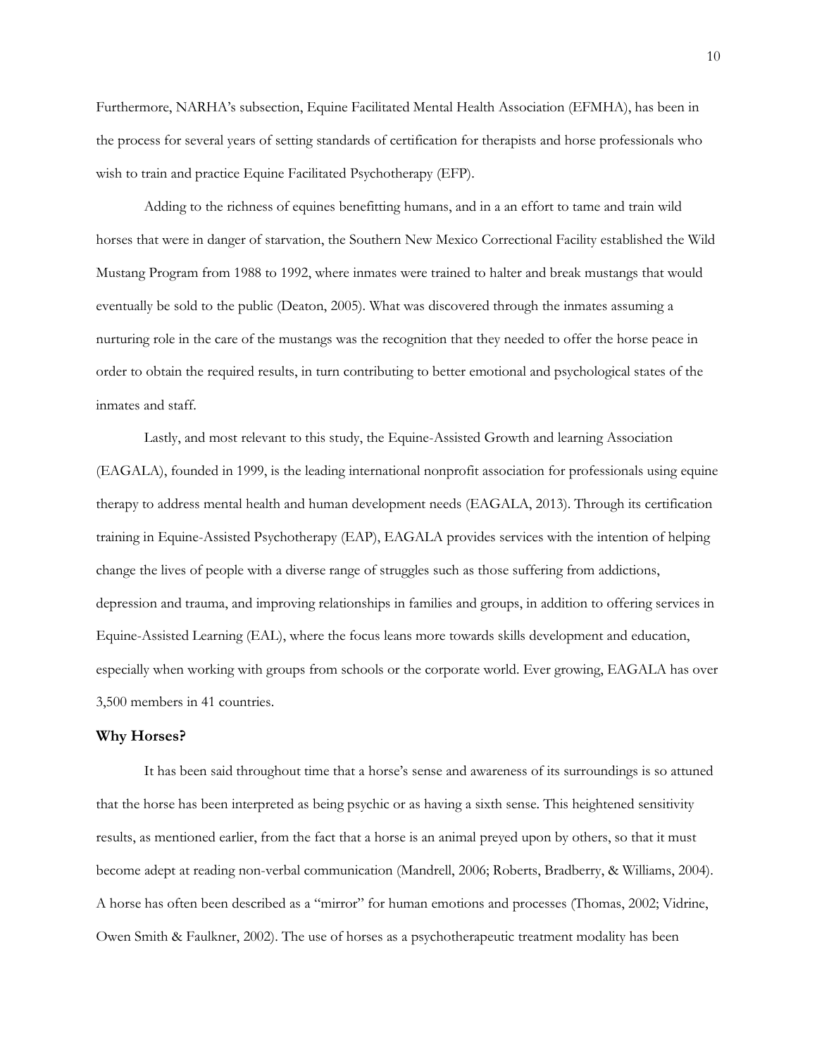Furthermore, NARHA's subsection, Equine Facilitated Mental Health Association (EFMHA), has been in the process for several years of setting standards of certification for therapists and horse professionals who wish to train and practice Equine Facilitated Psychotherapy (EFP).

Adding to the richness of equines benefitting humans, and in a an effort to tame and train wild horses that were in danger of starvation, the Southern New Mexico Correctional Facility established the Wild Mustang Program from 1988 to 1992, where inmates were trained to halter and break mustangs that would eventually be sold to the public (Deaton, 2005). What was discovered through the inmates assuming a nurturing role in the care of the mustangs was the recognition that they needed to offer the horse peace in order to obtain the required results, in turn contributing to better emotional and psychological states of the inmates and staff.

Lastly, and most relevant to this study, the Equine-Assisted Growth and learning Association (EAGALA), founded in 1999, is the leading international nonprofit association for professionals using equine therapy to address mental health and human development needs (EAGALA, 2013). Through its certification training in Equine-Assisted Psychotherapy (EAP), EAGALA provides services with the intention of helping change the lives of people with a diverse range of struggles such as those suffering from addictions, depression and trauma, and improving relationships in families and groups, in addition to offering services in Equine-Assisted Learning (EAL), where the focus leans more towards skills development and education, especially when working with groups from schools or the corporate world. Ever growing, EAGALA has over 3,500 members in 41 countries.

**Why Horses?**

It has been said throughout time that a horse's sense and awareness of its surroundings is so attuned that the horse has been interpreted as being psychic or as having a sixth sense. This heightened sensitivity results, as mentioned earlier, from the fact that a horse is an animal preyed upon by others, so that it must become adept at reading non-verbal communication (Mandrell, 2006; Roberts, Bradberry, & Williams, 2004). A horse has often been described as a "mirror" for human emotions and processes (Thomas, 2002; Vidrine, Owen Smith & Faulkner, 2002). The use of horses as a psychotherapeutic treatment modality has been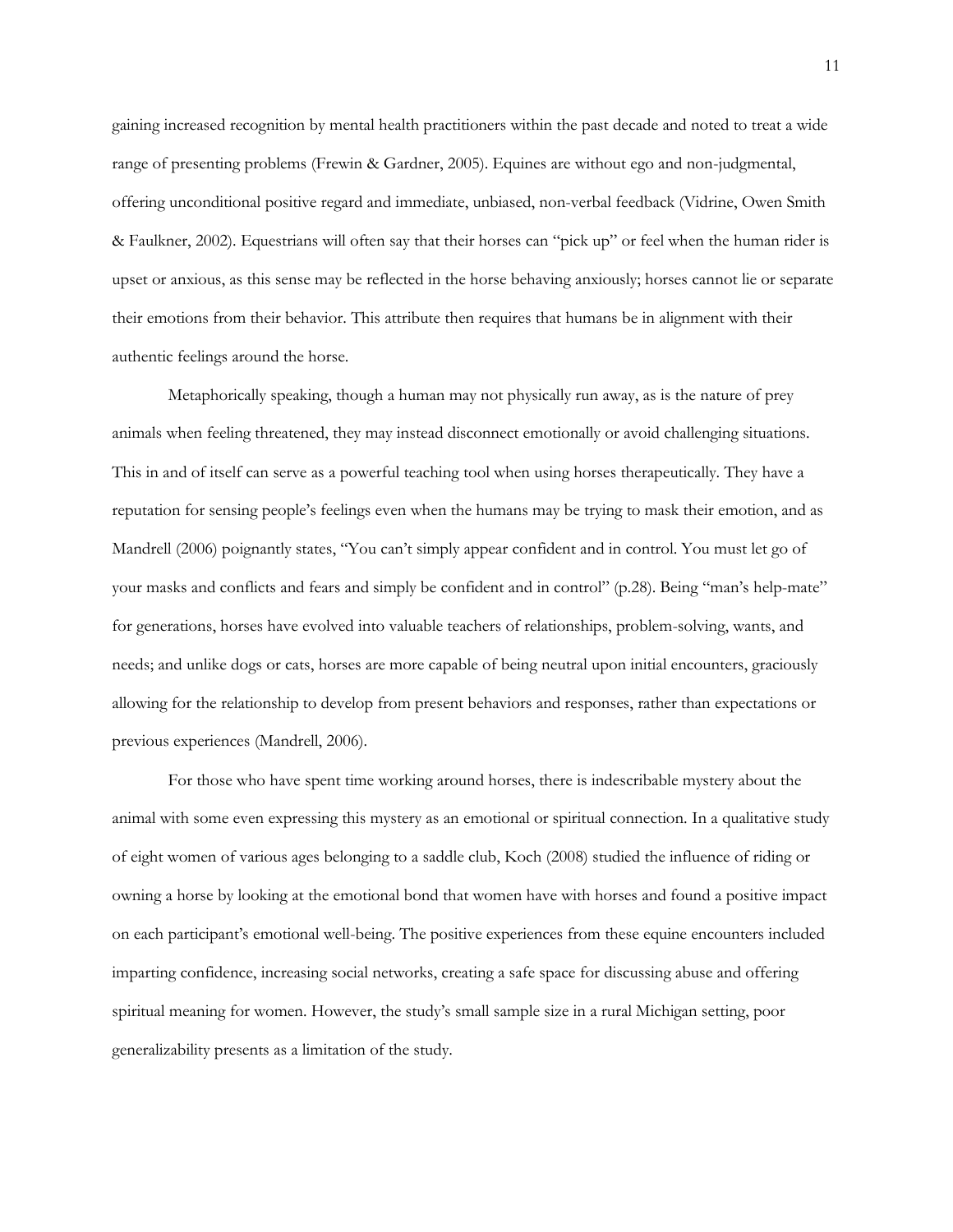gaining increased recognition by mental health practitioners within the past decade and noted to treat a wide range of presenting problems (Frewin & Gardner, 2005). Equines are without ego and non-judgmental, offering unconditional positive regard and immediate, unbiased, non-verbal feedback (Vidrine, Owen Smith & Faulkner, 2002). Equestrians will often say that their horses can "pick up" or feel when the human rider is upset or anxious, as this sense may be reflected in the horse behaving anxiously; horses cannot lie or separate their emotions from their behavior. This attribute then requires that humans be in alignment with their authentic feelings around the horse.

Metaphorically speaking, though a human may not physically run away, as is the nature of prey animals when feeling threatened, they may instead disconnect emotionally or avoid challenging situations. This in and of itself can serve as a powerful teaching tool when using horses therapeutically. They have a reputation for sensing people's feelings even when the humans may be trying to mask their emotion, and as Mandrell (2006) poignantly states, "You can't simply appear confident and in control. You must let go of your masks and conflicts and fears and simply be confident and in control" (p.28). Being "man's help-mate" for generations, horses have evolved into valuable teachers of relationships, problem-solving, wants, and needs; and unlike dogs or cats, horses are more capable of being neutral upon initial encounters, graciously allowing for the relationship to develop from present behaviors and responses, rather than expectations or previous experiences (Mandrell, 2006).

For those who have spent time working around horses, there is indescribable mystery about the animal with some even expressing this mystery as an emotional or spiritual connection. In a qualitative study of eight women of various ages belonging to a saddle club, Koch (2008) studied the influence of riding or owning a horse by looking at the emotional bond that women have with horses and found a positive impact on each participant's emotional well-being. The positive experiences from these equine encounters included imparting confidence, increasing social networks, creating a safe space for discussing abuse and offering spiritual meaning for women. However, the study's small sample size in a rural Michigan setting, poor generalizability presents as a limitation of the study.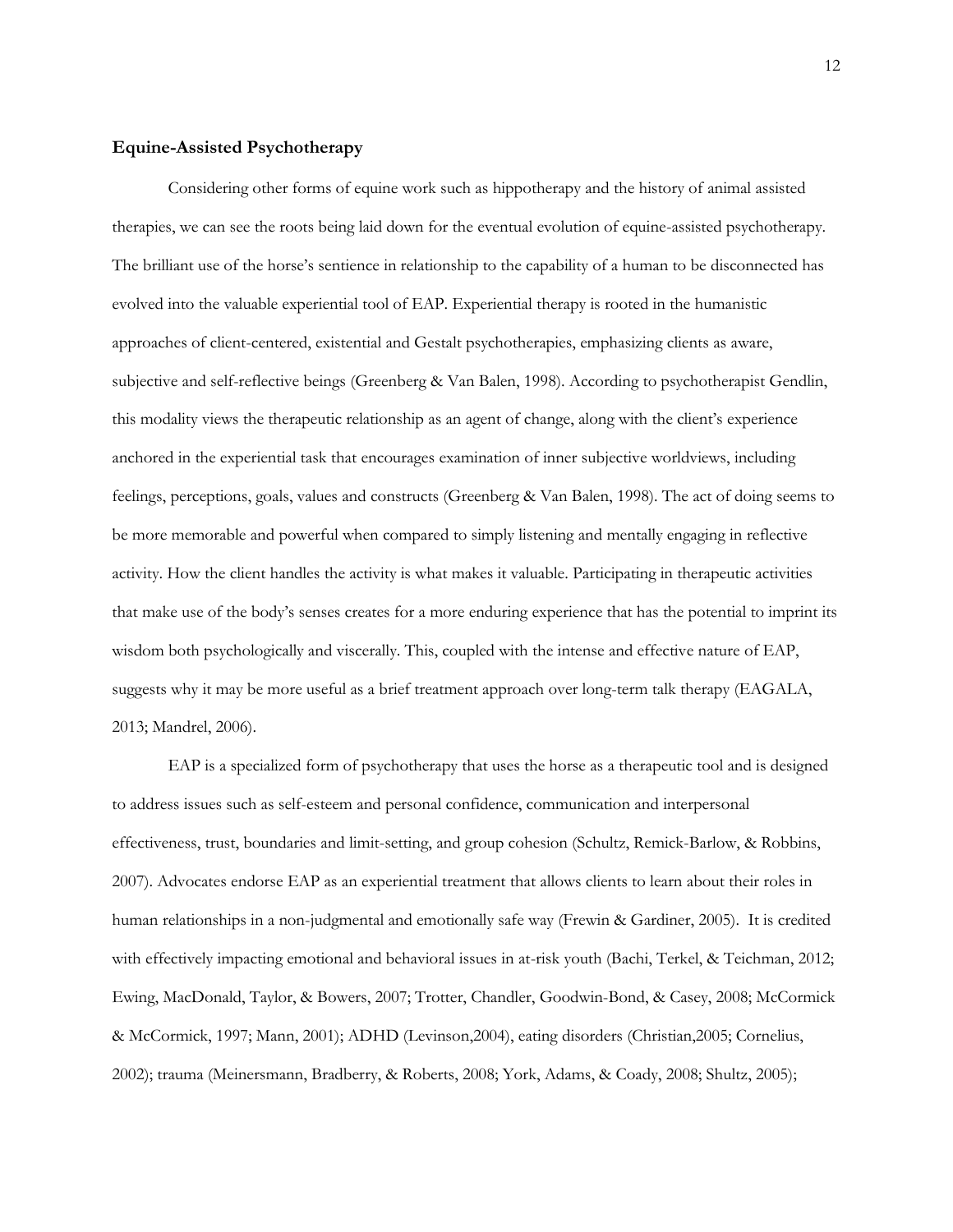**Equine-Assisted Psychotherapy**

Considering other forms of equine work such as hippotherapy and the history of animal assisted therapies, we can see the roots being laid down for the eventual evolution of equine-assisted psychotherapy. The brilliant use of the horse's sentience in relationship to the capability of a human to be disconnected has evolved into the valuable experiential tool of EAP. Experiential therapy is rooted in the humanistic approaches of client-centered, existential and Gestalt psychotherapies, emphasizing clients as aware, subjective and self-reflective beings (Greenberg & Van Balen, 1998). According to psychotherapist Gendlin, this modality views the therapeutic relationship as an agent of change, along with the client's experience anchored in the experiential task that encourages examination of inner subjective worldviews, including feelings, perceptions, goals, values and constructs (Greenberg & Van Balen, 1998). The act of doing seems to be more memorable and powerful when compared to simply listening and mentally engaging in reflective activity. How the client handles the activity is what makes it valuable. Participating in therapeutic activities that make use of the body's senses creates for a more enduring experience that has the potential to imprint its wisdom both psychologically and viscerally. This, coupled with the intense and effective nature of EAP, suggests why it may be more useful as a brief treatment approach over long-term talk therapy (EAGALA, 2013; Mandrel, 2006).

EAP is a specialized form of psychotherapy that uses the horse as a therapeutic tool and is designed to address issues such as self-esteem and personal confidence, communication and interpersonal effectiveness, trust, boundaries and limit-setting, and group cohesion (Schultz, Remick-Barlow, & Robbins, 2007). Advocates endorse EAP as an experiential treatment that allows clients to learn about their roles in human relationships in a non-judgmental and emotionally safe way (Frewin & Gardiner, 2005). It is credited with effectively impacting emotional and behavioral issues in at-risk youth (Bachi, Terkel, & Teichman, 2012; Ewing, MacDonald, Taylor, & Bowers, 2007; Trotter, Chandler, Goodwin-Bond, & Casey, 2008; McCormick & McCormick, 1997; Mann, 2001); ADHD (Levinson,2004), eating disorders (Christian,2005; Cornelius, 2002); trauma (Meinersmann, Bradberry, & Roberts, 2008; York, Adams, & Coady, 2008; Shultz, 2005);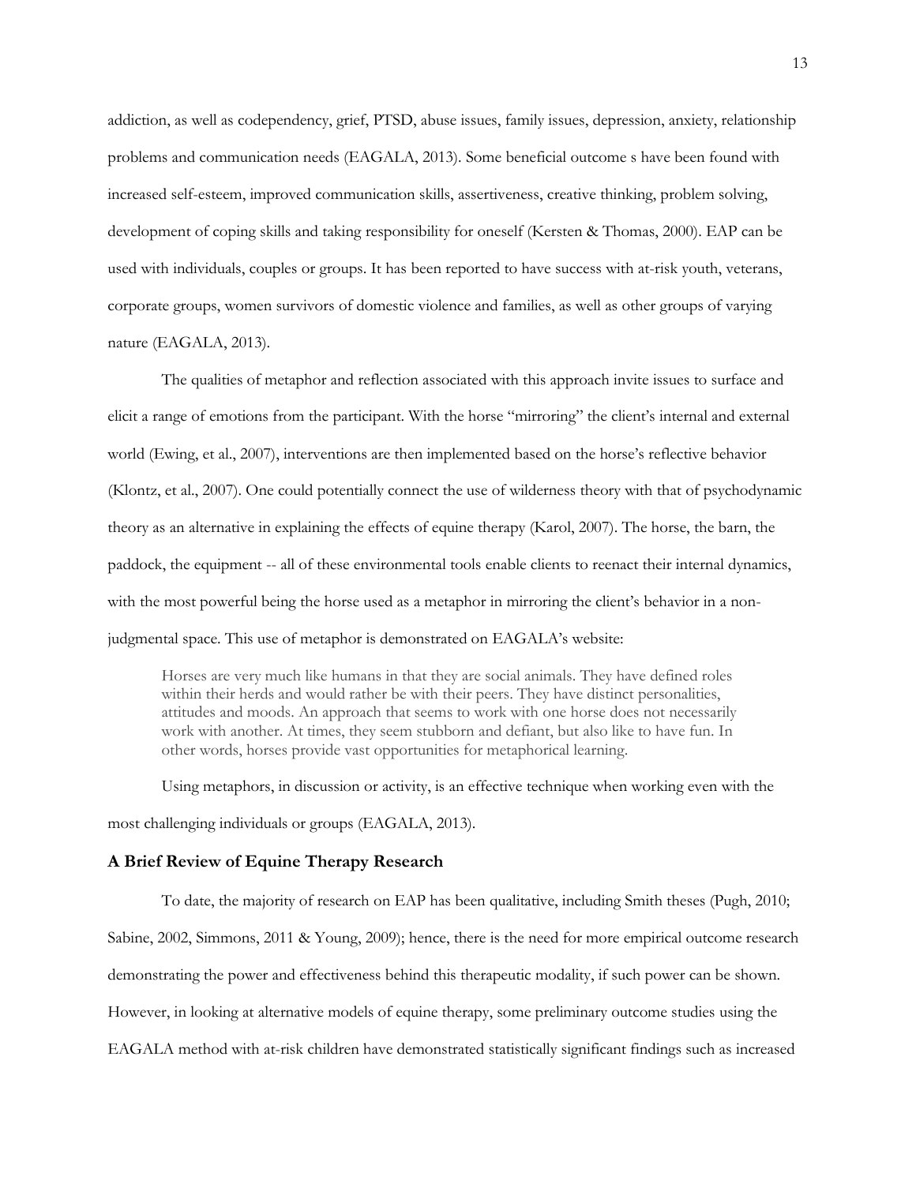addiction, as well as codependency, grief, PTSD, abuse issues, family issues, depression, anxiety, relationship problems and communication needs (EAGALA, 2013). Some beneficial outcome s have been found with increased self-esteem, improved communication skills, assertiveness, creative thinking, problem solving, development of coping skills and taking responsibility for oneself (Kersten & Thomas, 2000). EAP can be used with individuals, couples or groups. It has been reported to have success with at-risk youth, veterans, corporate groups, women survivors of domestic violence and families, as well as other groups of varying nature (EAGALA, 2013).

The qualities of metaphor and reflection associated with this approach invite issues to surface and elicit a range of emotions from the participant. With the horse "mirroring" the client's internal and external world (Ewing, et al., 2007), interventions are then implemented based on the horse's reflective behavior (Klontz, et al., 2007). One could potentially connect the use of wilderness theory with that of psychodynamic theory as an alternative in explaining the effects of equine therapy (Karol, 2007). The horse, the barn, the paddock, the equipment -- all of these environmental tools enable clients to reenact their internal dynamics, with the most powerful being the horse used as a metaphor in mirroring the client's behavior in a non-judgmental space. This use of metaphor is demonstrated on EAGALA's website:

> Horses are very much like humans in that they are social animals. They have defined roles within their herds and would rather be with their peers. They have distinct personalities, attitudes and moods. An approach that seems to work with one horse does not necessarily work with another. At times, they seem stubborn and defiant, but also like to have fun. In other words, horses provide vast opportunities for metaphorical learning.

Using metaphors, in discussion or activity, is an effective technique when working even with the most challenging individuals or groups (EAGALA, 2013).

### A Brief Review of Equine Therapy Research

To date, the majority of research on EAP has been qualitative, including Smith theses (Pugh, 2010; Sabine, 2002, Simmons, 2011 & Young, 2009); hence, there is the need for more empirical outcome research demonstrating the power and effectiveness behind this therapeutic modality, if such power can be shown. However, in looking at alternative models of equine therapy, some preliminary outcome studies using the EAGALA method with at-risk children have demonstrated statistically significant findings such as increased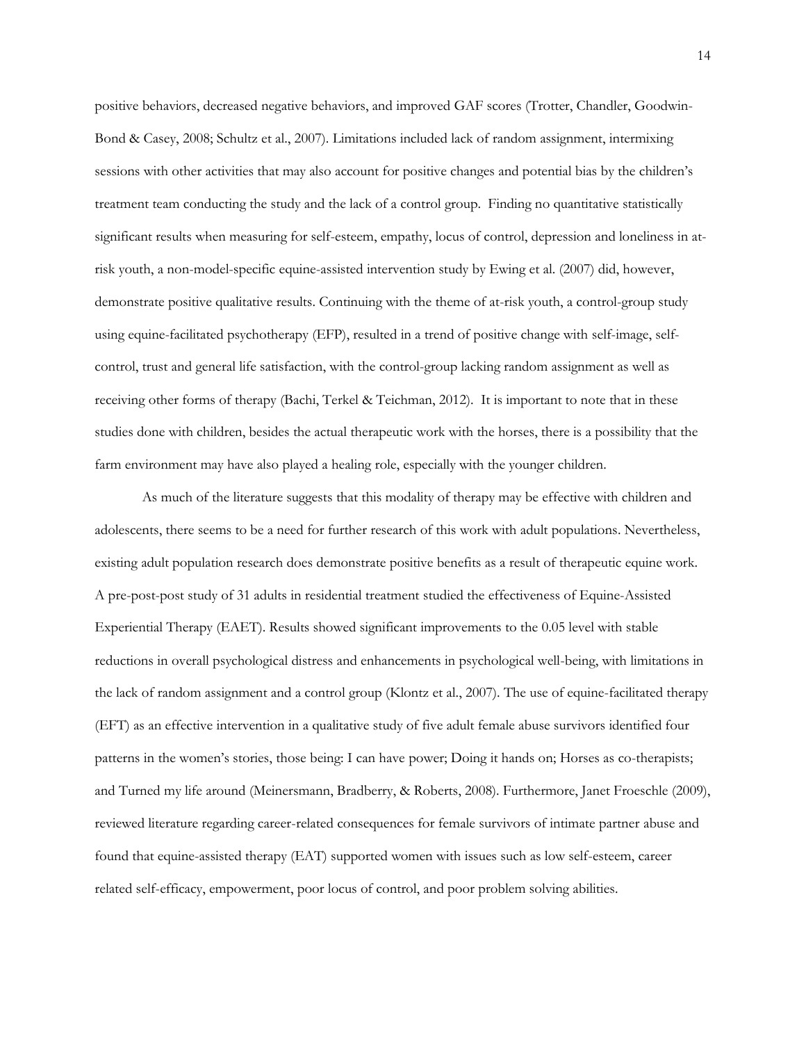positive behaviors, decreased negative behaviors, and improved GAF scores (Trotter, Chandler, Goodwin-Bond & Casey, 2008; Schultz et al., 2007). Limitations included lack of random assignment, intermixing sessions with other activities that may also account for positive changes and potential bias by the children's treatment team conducting the study and the lack of a control group. Finding no quantitative statistically significant results when measuring for self-esteem, empathy, locus of control, depression and loneliness in at-risk youth, a non-model-specific equine-assisted intervention study by Ewing et al. (2007) did, however, demonstrate positive qualitative results. Continuing with the theme of at-risk youth, a control-group study using equine-facilitated psychotherapy (EFP), resulted in a trend of positive change with self-image, self-control, trust and general life satisfaction, with the control-group lacking random assignment as well as receiving other forms of therapy (Bachi, Terkel & Teichman, 2012). It is important to note that in these studies done with children, besides the actual therapeutic work with the horses, there is a possibility that the farm environment may have also played a healing role, especially with the younger children.

As much of the literature suggests that this modality of therapy may be effective with children and adolescents, there seems to be a need for further research of this work with adult populations. Nevertheless, existing adult population research does demonstrate positive benefits as a result of therapeutic equine work. A pre-post-post study of 31 adults in residential treatment studied the effectiveness of Equine-Assisted Experiential Therapy (EAET). Results showed significant improvements to the 0.05 level with stable reductions in overall psychological distress and enhancements in psychological well-being, with limitations in the lack of random assignment and a control group (Klontz et al., 2007). The use of equine-facilitated therapy (EFT) as an effective intervention in a qualitative study of five adult female abuse survivors identified four patterns in the women's stories, those being: I can have power; Doing it hands on; Horses as co-therapists; and Turned my life around (Meinersmann, Bradberry, & Roberts, 2008). Furthermore, Janet Froeschle (2009), reviewed literature regarding career-related consequences for female survivors of intimate partner abuse and found that equine-assisted therapy (EAT) supported women with issues such as low self-esteem, career related self-efficacy, empowerment, poor locus of control, and poor problem solving abilities.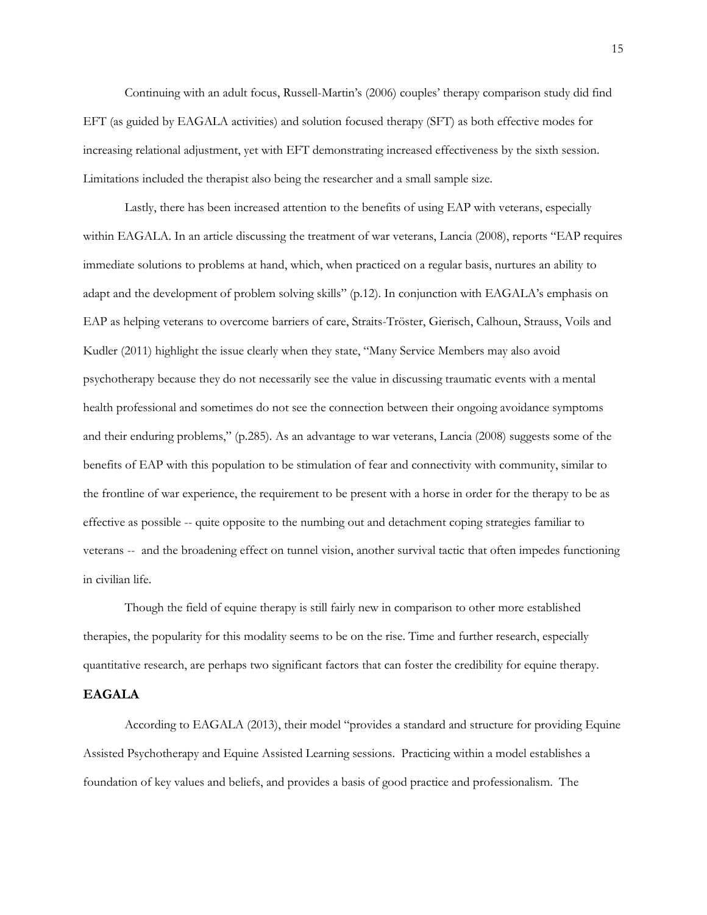Continuing with an adult focus, Russell-Martin's (2006) couples' therapy comparison study did find EFT (as guided by EAGALA activities) and solution focused therapy (SFT) as both effective modes for increasing relational adjustment, yet with EFT demonstrating increased effectiveness by the sixth session. Limitations included the therapist also being the researcher and a small sample size.

Lastly, there has been increased attention to the benefits of using EAP with veterans, especially within EAGALA. In an article discussing the treatment of war veterans, Lancia (2008), reports "EAP requires immediate solutions to problems at hand, which, when practiced on a regular basis, nurtures an ability to adapt and the development of problem solving skills" (p.12). In conjunction with EAGALA's emphasis on EAP as helping veterans to overcome barriers of care, Straits-Tröster, Gierisch, Calhoun, Strauss, Voils and Kudler (2011) highlight the issue clearly when they state, "Many Service Members may also avoid psychotherapy because they do not necessarily see the value in discussing traumatic events with a mental health professional and sometimes do not see the connection between their ongoing avoidance symptoms and their enduring problems," (p.285). As an advantage to war veterans, Lancia (2008) suggests some of the benefits of EAP with this population to be stimulation of fear and connectivity with community, similar to the frontline of war experience, the requirement to be present with a horse in order for the therapy to be as effective as possible -- quite opposite to the numbing out and detachment coping strategies familiar to veterans -- and the broadening effect on tunnel vision, another survival tactic that often impedes functioning in civilian life.

Though the field of equine therapy is still fairly new in comparison to other more established therapies, the popularity for this modality seems to be on the rise. Time and further research, especially quantitative research, are perhaps two significant factors that can foster the credibility for equine therapy.

## EAGALA

According to EAGALA (2013), their model "provides a standard and structure for providing Equine Assisted Psychotherapy and Equine Assisted Learning sessions. Practicing within a model establishes a foundation of key values and beliefs, and provides a basis of good practice and professionalism. The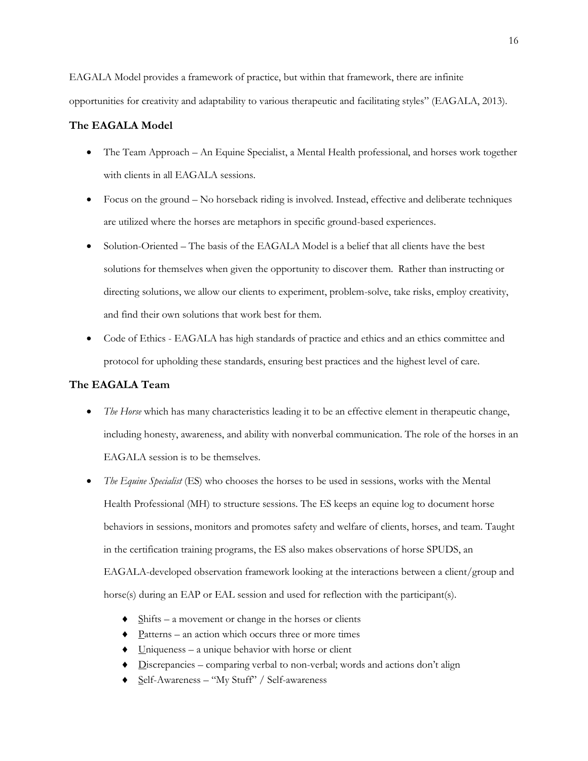EAGALA Model provides a framework of practice, but within that framework, there are infinite opportunities for creativity and adaptability to various therapeutic and facilitating styles" (EAGALA, 2013).

### The EAGALA Model

- The Team Approach – An Equine Specialist, a Mental Health professional, and horses work together with clients in all EAGALA sessions.
- Focus on the ground – No horseback riding is involved. Instead, effective and deliberate techniques are utilized where the horses are metaphors in specific ground-based experiences.
- Solution-Oriented – The basis of the EAGALA Model is a belief that all clients have the best solutions for themselves when given the opportunity to discover them. Rather than instructing or directing solutions, we allow our clients to experiment, problem-solve, take risks, employ creativity, and find their own solutions that work best for them.
- Code of Ethics - EAGALA has high standards of practice and ethics and an ethics committee and protocol for upholding these standards, ensuring best practices and the highest level of care.

### The EAGALA Team

- *The Horse* which has many characteristics leading it to be an effective element in therapeutic change, including honesty, awareness, and ability with nonverbal communication. The role of the horses in an EAGALA session is to be themselves.
- *The Equine Specialist* (ES) who chooses the horses to be used in sessions, works with the Mental Health Professional (MH) to structure sessions. The ES keeps an equine log to document horse behaviors in sessions, monitors and promotes safety and welfare of clients, horses, and team. Taught in the certification training programs, the ES also makes observations of horse SPUDS, an EAGALA-developed observation framework looking at the interactions between a client/group and horse(s) during an EAP or EAL session and used for reflection with the participant(s).
    - <u>S</u>hifts – a movement or change in the horses or clients
    - <u>P</u>atterns – an action which occurs three or more times
    - <u>U</u>niqueness – a unique behavior with horse or client
    - <u>D</u>iscrepancies – comparing verbal to non-verbal; words and actions don't align
    - <u>S</u>elf-Awareness – "My Stuff" / Self-awareness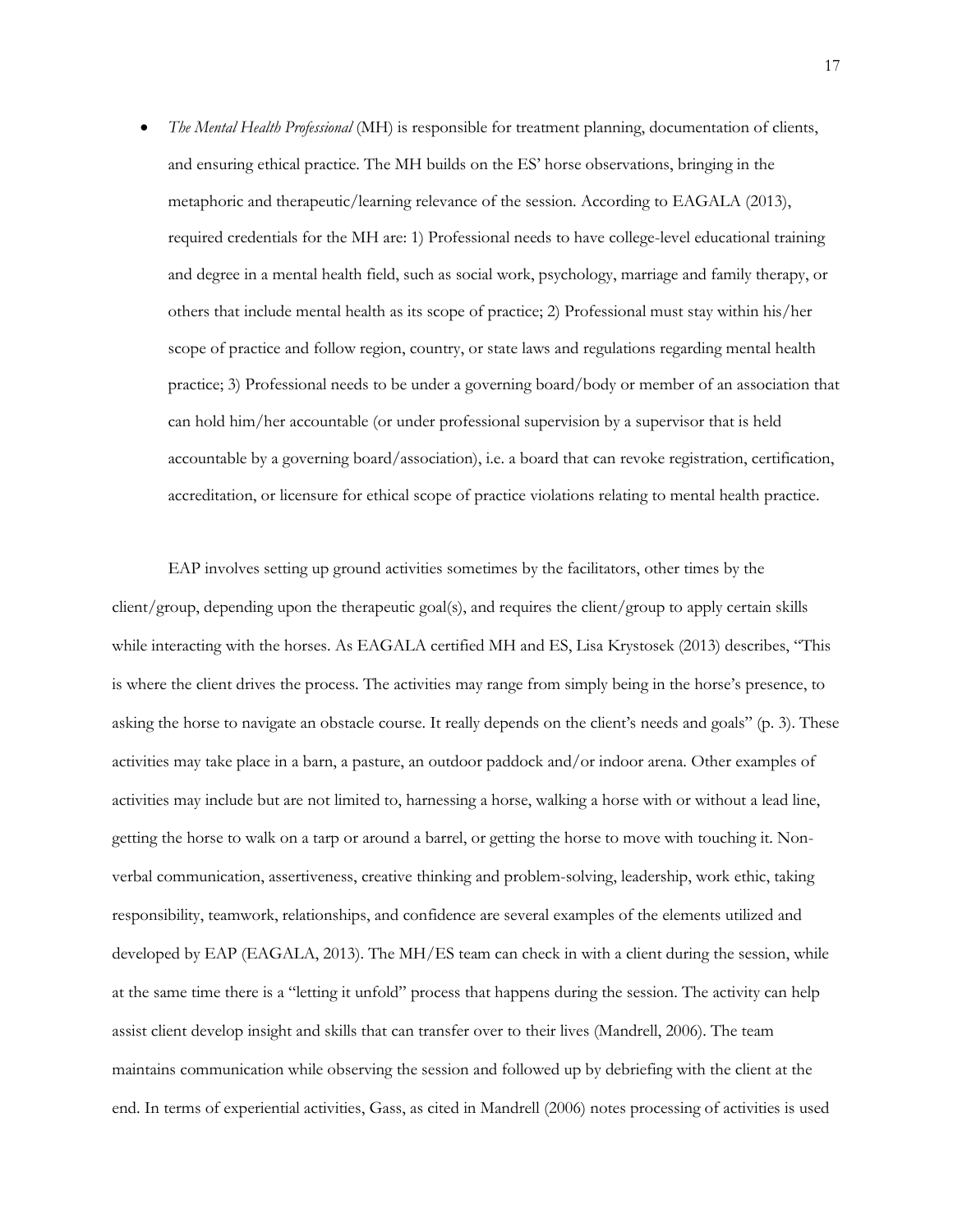- *The Mental Health Professional* (MH) is responsible for treatment planning, documentation of clients, and ensuring ethical practice. The MH builds on the ES' horse observations, bringing in the metaphoric and therapeutic/learning relevance of the session. According to EAGALA (2013), required credentials for the MH are: 1) Professional needs to have college-level educational training and degree in a mental health field, such as social work, psychology, marriage and family therapy, or others that include mental health as its scope of practice; 2) Professional must stay within his/her scope of practice and follow region, country, or state laws and regulations regarding mental health practice; 3) Professional needs to be under a governing board/body or member of an association that can hold him/her accountable (or under professional supervision by a supervisor that is held accountable by a governing board/association), i.e. a board that can revoke registration, certification, accreditation, or licensure for ethical scope of practice violations relating to mental health practice.

EAP involves setting up ground activities sometimes by the facilitators, other times by the client/group, depending upon the therapeutic goal(s), and requires the client/group to apply certain skills while interacting with the horses. As EAGALA certified MH and ES, Lisa Krystosek (2013) describes, "This is where the client drives the process. The activities may range from simply being in the horse's presence, to asking the horse to navigate an obstacle course. It really depends on the client's needs and goals" (p. 3). These activities may take place in a barn, a pasture, an outdoor paddock and/or indoor arena. Other examples of activities may include but are not limited to, harnessing a horse, walking a horse with or without a lead line, getting the horse to walk on a tarp or around a barrel, or getting the horse to move with touching it. Non-verbal communication, assertiveness, creative thinking and problem-solving, leadership, work ethic, taking responsibility, teamwork, relationships, and confidence are several examples of the elements utilized and developed by EAP (EAGALA, 2013). The MH/ES team can check in with a client during the session, while at the same time there is a "letting it unfold" process that happens during the session. The activity can help assist client develop insight and skills that can transfer over to their lives (Mandrell, 2006). The team maintains communication while observing the session and followed up by debriefing with the client at the end. In terms of experiential activities, Gass, as cited in Mandrell (2006) notes processing of activities is used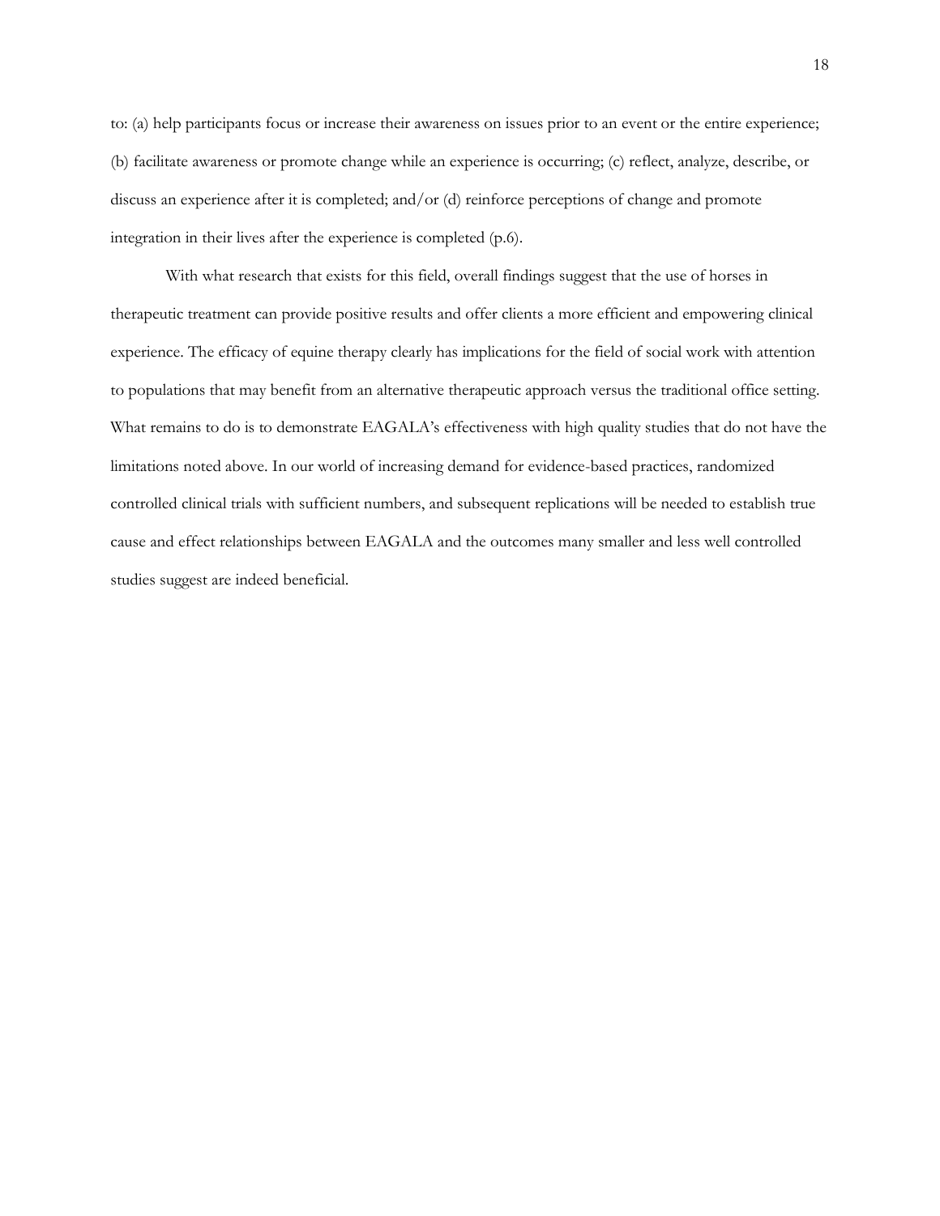to: (a) help participants focus or increase their awareness on issues prior to an event or the entire experience; (b) facilitate awareness or promote change while an experience is occurring; (c) reflect, analyze, describe, or discuss an experience after it is completed; and/or (d) reinforce perceptions of change and promote integration in their lives after the experience is completed (p.6).

With what research that exists for this field, overall findings suggest that the use of horses in therapeutic treatment can provide positive results and offer clients a more efficient and empowering clinical experience. The efficacy of equine therapy clearly has implications for the field of social work with attention to populations that may benefit from an alternative therapeutic approach versus the traditional office setting. What remains to do is to demonstrate EAGALA's effectiveness with high quality studies that do not have the limitations noted above. In our world of increasing demand for evidence-based practices, randomized controlled clinical trials with sufficient numbers, and subsequent replications will be needed to establish true cause and effect relationships between EAGALA and the outcomes many smaller and less well controlled studies suggest are indeed beneficial.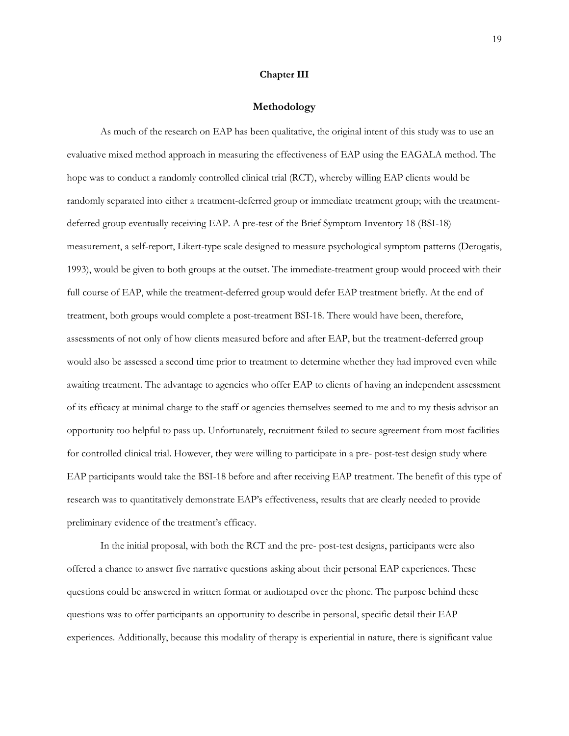# Chapter III

## Methodology

As much of the research on EAP has been qualitative, the original intent of this study was to use an evaluative mixed method approach in measuring the effectiveness of EAP using the EAGALA method. The hope was to conduct a randomly controlled clinical trial (RCT), whereby willing EAP clients would be randomly separated into either a treatment-deferred group or immediate treatment group; with the treatment-deferred group eventually receiving EAP. A pre-test of the Brief Symptom Inventory 18 (BSI-18) measurement, a self-report, Likert-type scale designed to measure psychological symptom patterns (Derogatis, 1993), would be given to both groups at the outset. The immediate-treatment group would proceed with their full course of EAP, while the treatment-deferred group would defer EAP treatment briefly. At the end of treatment, both groups would complete a post-treatment BSI-18. There would have been, therefore, assessments of not only of how clients measured before and after EAP, but the treatment-deferred group would also be assessed a second time prior to treatment to determine whether they had improved even while awaiting treatment. The advantage to agencies who offer EAP to clients of having an independent assessment of its efficacy at minimal charge to the staff or agencies themselves seemed to me and to my thesis advisor an opportunity too helpful to pass up. Unfortunately, recruitment failed to secure agreement from most facilities for controlled clinical trial. However, they were willing to participate in a pre- post-test design study where EAP participants would take the BSI-18 before and after receiving EAP treatment. The benefit of this type of research was to quantitatively demonstrate EAP's effectiveness, results that are clearly needed to provide preliminary evidence of the treatment's efficacy.

In the initial proposal, with both the RCT and the pre- post-test designs, participants were also offered a chance to answer five narrative questions asking about their personal EAP experiences. These questions could be answered in written format or audiotaped over the phone. The purpose behind these questions was to offer participants an opportunity to describe in personal, specific detail their EAP experiences. Additionally, because this modality of therapy is experiential in nature, there is significant value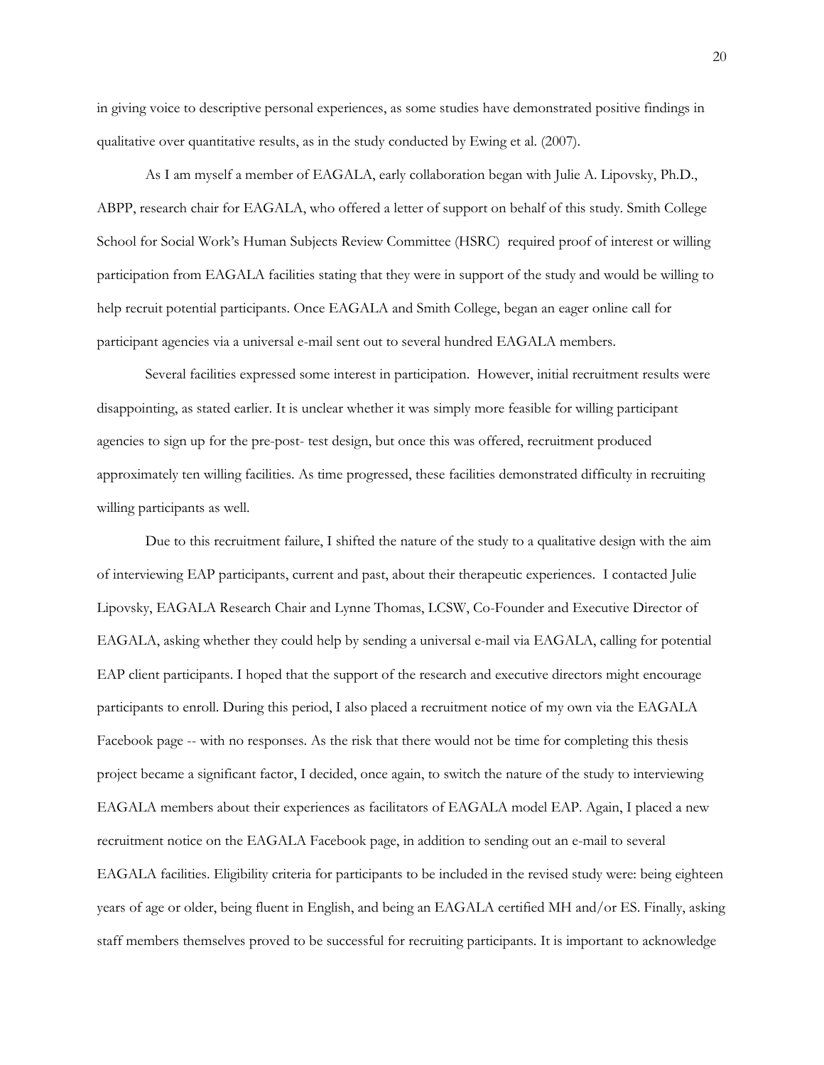in giving voice to descriptive personal experiences, as some studies have demonstrated positive findings in qualitative over quantitative results, as in the study conducted by Ewing et al. (2007).

As I am myself a member of EAGALA, early collaboration began with Julie A. Lipovsky, Ph.D., ABPP, research chair for EAGALA, who offered a letter of support on behalf of this study. Smith College School for Social Work's Human Subjects Review Committee (HSRC) required proof of interest or willing participation from EAGALA facilities stating that they were in support of the study and would be willing to help recruit potential participants. Once EAGALA and Smith College, began an eager online call for participant agencies via a universal e-mail sent out to several hundred EAGALA members.

Several facilities expressed some interest in participation. However, initial recruitment results were disappointing, as stated earlier. It is unclear whether it was simply more feasible for willing participant agencies to sign up for the pre-post- test design, but once this was offered, recruitment produced approximately ten willing facilities. As time progressed, these facilities demonstrated difficulty in recruiting willing participants as well.

Due to this recruitment failure, I shifted the nature of the study to a qualitative design with the aim of interviewing EAP participants, current and past, about their therapeutic experiences. I contacted Julie Lipovsky, EAGALA Research Chair and Lynne Thomas, LCSW, Co-Founder and Executive Director of EAGALA, asking whether they could help by sending a universal e-mail via EAGALA, calling for potential EAP client participants. I hoped that the support of the research and executive directors might encourage participants to enroll. During this period, I also placed a recruitment notice of my own via the EAGALA Facebook page -- with no responses. As the risk that there would not be time for completing this thesis project became a significant factor, I decided, once again, to switch the nature of the study to interviewing EAGALA members about their experiences as facilitators of EAGALA model EAP. Again, I placed a new recruitment notice on the EAGALA Facebook page, in addition to sending out an e-mail to several EAGALA facilities. Eligibility criteria for participants to be included in the revised study were: being eighteen years of age or older, being fluent in English, and being an EAGALA certified MH and/or ES. Finally, asking staff members themselves proved to be successful for recruiting participants. It is important to acknowledge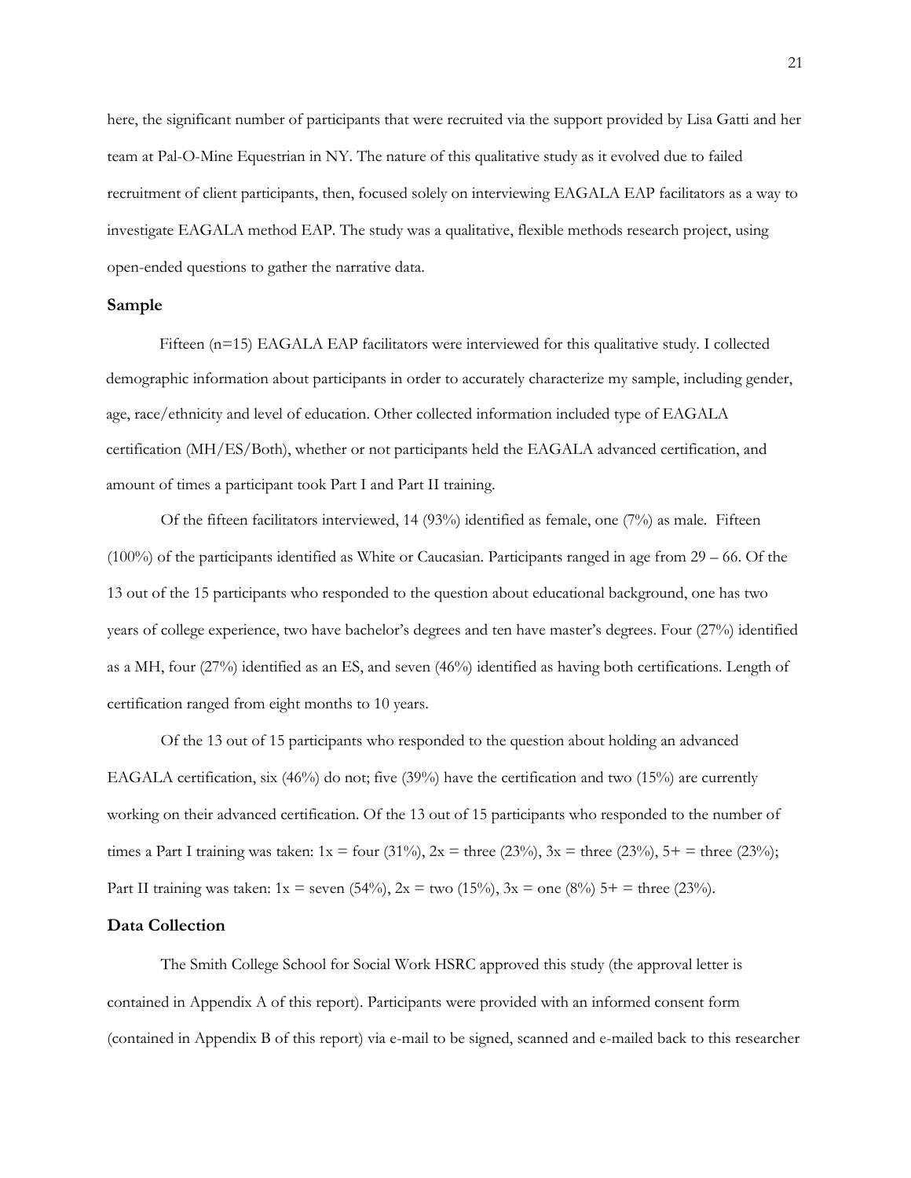here, the significant number of participants that were recruited via the support provided by Lisa Gatti and her team at Pal-O-Mine Equestrian in NY. The nature of this qualitative study as it evolved due to failed recruitment of client participants, then, focused solely on interviewing EAGALA EAP facilitators as a way to investigate EAGALA method EAP. The study was a qualitative, flexible methods research project, using open-ended questions to gather the narrative data.

## Sample

Fifteen (n=15) EAGALA EAP facilitators were interviewed for this qualitative study. I collected demographic information about participants in order to accurately characterize my sample, including gender, age, race/ethnicity and level of education. Other collected information included type of EAGALA certification (MH/ES/Both), whether or not participants held the EAGALA advanced certification, and amount of times a participant took Part I and Part II training.

Of the fifteen facilitators interviewed, 14 (93%) identified as female, one (7%) as male. Fifteen (100%) of the participants identified as White or Caucasian. Participants ranged in age from 29 – 66. Of the 13 out of the 15 participants who responded to the question about educational background, one has two years of college experience, two have bachelor's degrees and ten have master's degrees. Four (27%) identified as a MH, four (27%) identified as an ES, and seven (46%) identified as having both certifications. Length of certification ranged from eight months to 10 years.

Of the 13 out of 15 participants who responded to the question about holding an advanced EAGALA certification, six (46%) do not; five (39%) have the certification and two (15%) are currently working on their advanced certification. Of the 13 out of 15 participants who responded to the number of times a Part I training was taken: 1x = four (31%), 2x = three (23%), 3x = three (23%), 5+ = three (23%); Part II training was taken: 1x = seven (54%), 2x = two (15%), 3x = one (8%) 5+ = three (23%).

## Data Collection

The Smith College School for Social Work HSRC approved this study (the approval letter is contained in Appendix A of this report). Participants were provided with an informed consent form (contained in Appendix B of this report) via e-mail to be signed, scanned and e-mailed back to this researcher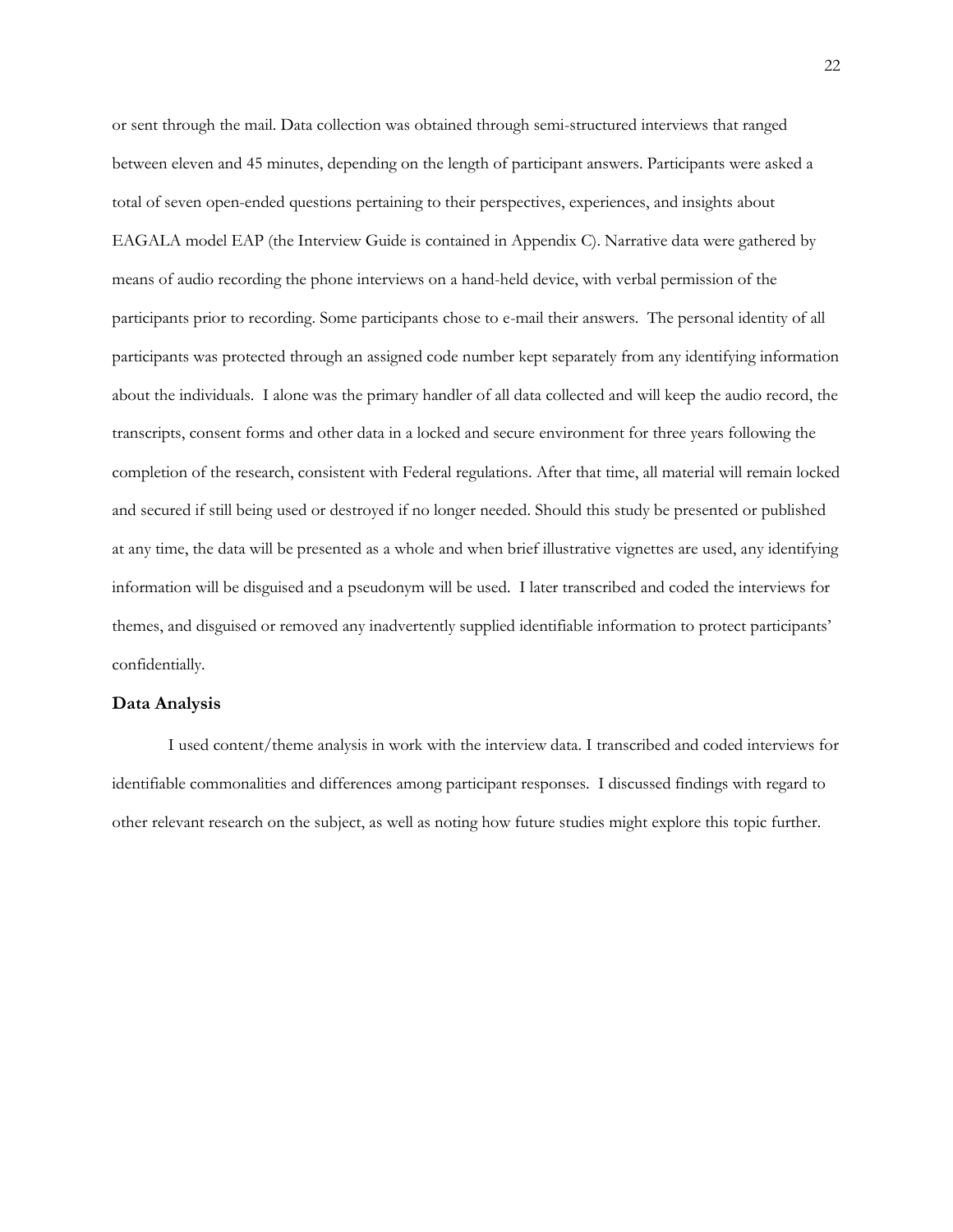or sent through the mail. Data collection was obtained through semi-structured interviews that ranged between eleven and 45 minutes, depending on the length of participant answers. Participants were asked a total of seven open-ended questions pertaining to their perspectives, experiences, and insights about EAGALA model EAP (the Interview Guide is contained in Appendix C). Narrative data were gathered by means of audio recording the phone interviews on a hand-held device, with verbal permission of the participants prior to recording. Some participants chose to e-mail their answers. The personal identity of all participants was protected through an assigned code number kept separately from any identifying information about the individuals. I alone was the primary handler of all data collected and will keep the audio record, the transcripts, consent forms and other data in a locked and secure environment for three years following the completion of the research, consistent with Federal regulations. After that time, all material will remain locked and secured if still being used or destroyed if no longer needed. Should this study be presented or published at any time, the data will be presented as a whole and when brief illustrative vignettes are used, any identifying information will be disguised and a pseudonym will be used. I later transcribed and coded the interviews for themes, and disguised or removed any inadvertently supplied identifiable information to protect participants' confidentially.

### Data Analysis

I used content/theme analysis in work with the interview data. I transcribed and coded interviews for identifiable commonalities and differences among participant responses. I discussed findings with regard to other relevant research on the subject, as well as noting how future studies might explore this topic further.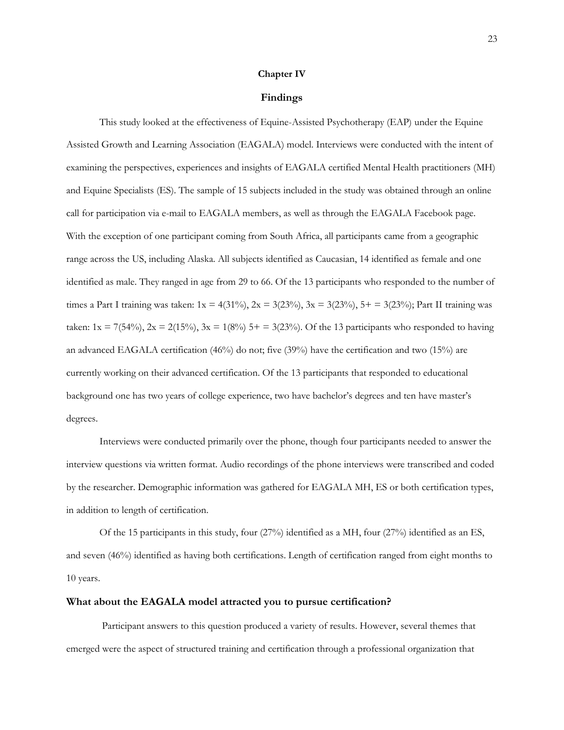# Chapter IV

## Findings

This study looked at the effectiveness of Equine-Assisted Psychotherapy (EAP) under the Equine Assisted Growth and Learning Association (EAGALA) model. Interviews were conducted with the intent of examining the perspectives, experiences and insights of EAGALA certified Mental Health practitioners (MH) and Equine Specialists (ES). The sample of 15 subjects included in the study was obtained through an online call for participation via e-mail to EAGALA members, as well as through the EAGALA Facebook page. With the exception of one participant coming from South Africa, all participants came from a geographic range across the US, including Alaska. All subjects identified as Caucasian, 14 identified as female and one identified as male. They ranged in age from 29 to 66. Of the 13 participants who responded to the number of times a Part I training was taken: 1x = 4(31%), 2x = 3(23%), 3x = 3(23%), 5+ = 3(23%); Part II training was taken: 1x = 7(54%), 2x = 2(15%), 3x = 1(8%) 5+ = 3(23%). Of the 13 participants who responded to having an advanced EAGALA certification (46%) do not; five (39%) have the certification and two (15%) are currently working on their advanced certification. Of the 13 participants that responded to educational background one has two years of college experience, two have bachelor's degrees and ten have master's degrees.

Interviews were conducted primarily over the phone, though four participants needed to answer the interview questions via written format. Audio recordings of the phone interviews were transcribed and coded by the researcher. Demographic information was gathered for EAGALA MH, ES or both certification types, in addition to length of certification.

Of the 15 participants in this study, four (27%) identified as a MH, four (27%) identified as an ES, and seven (46%) identified as having both certifications. Length of certification ranged from eight months to 10 years.

### What about the EAGALA model attracted you to pursue certification?

Participant answers to this question produced a variety of results. However, several themes that emerged were the aspect of structured training and certification through a professional organization that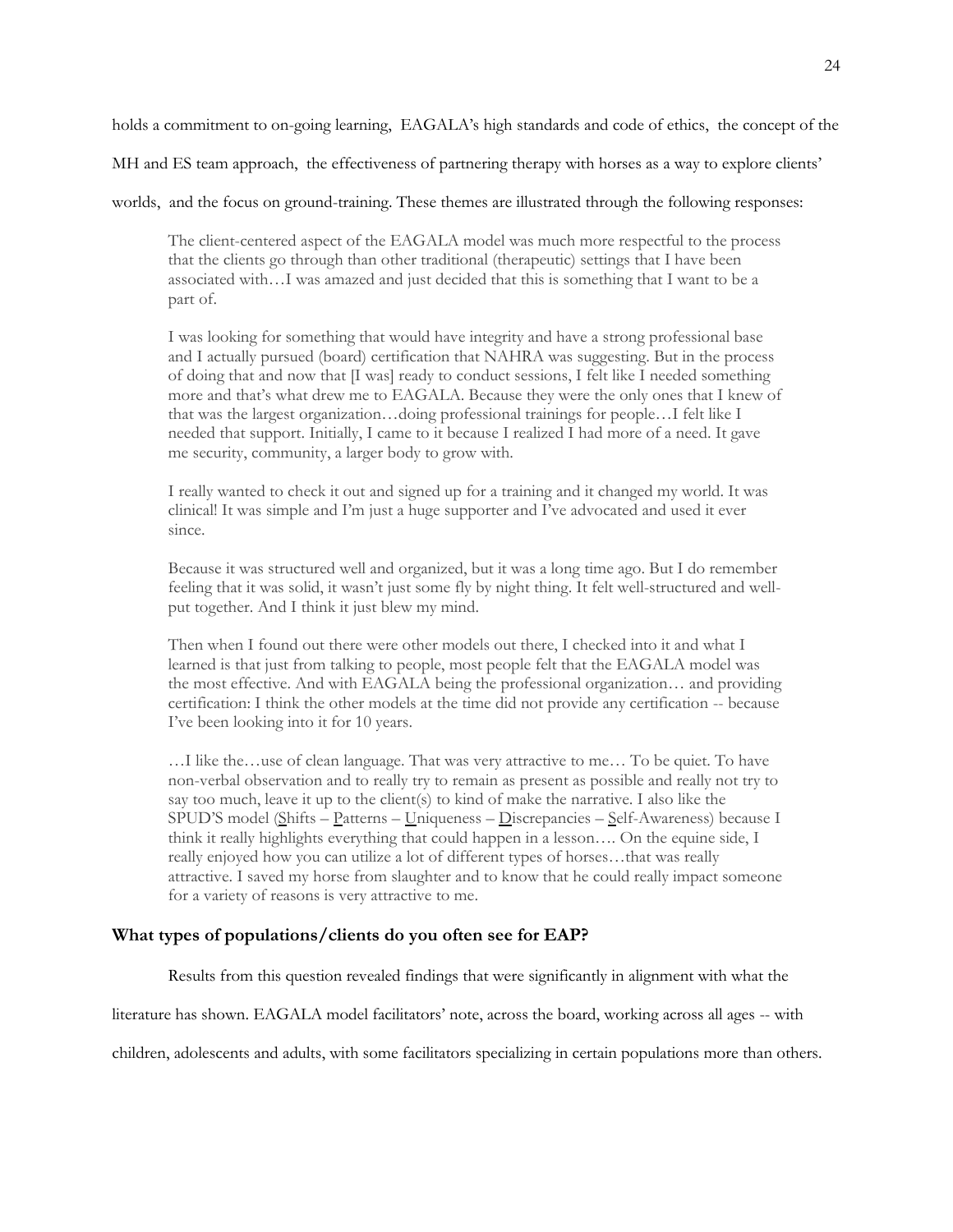holds a commitment to on-going learning, EAGALA's high standards and code of ethics, the concept of the MH and ES team approach, the effectiveness of partnering therapy with horses as a way to explore clients' worlds, and the focus on ground-training. These themes are illustrated through the following responses:

> The client-centered aspect of the EAGALA model was much more respectful to the process that the clients go through than other traditional (therapeutic) settings that I have been associated with…I was amazed and just decided that this is something that I want to be a part of.
>
> I was looking for something that would have integrity and have a strong professional base and I actually pursued (board) certification that NAHRA was suggesting. But in the process of doing that and now that [I was] ready to conduct sessions, I felt like I needed something more and that's what drew me to EAGALA. Because they were the only ones that I knew of that was the largest organization…doing professional trainings for people…I felt like I needed that support. Initially, I came to it because I realized I had more of a need. It gave me security, community, a larger body to grow with.
>
> I really wanted to check it out and signed up for a training and it changed my world. It was clinical! It was simple and I'm just a huge supporter and I've advocated and used it ever since.
>
> Because it was structured well and organized, but it was a long time ago. But I do remember feeling that it was solid, it wasn't just some fly by night thing. It felt well-structured and well-put together. And I think it just blew my mind.
>
> Then when I found out there were other models out there, I checked into it and what I learned is that just from talking to people, most people felt that the EAGALA model was the most effective. And with EAGALA being the professional organization… and providing certification: I think the other models at the time did not provide any certification -- because I've been looking into it for 10 years.
>
> …I like the…use of clean language. That was very attractive to me… To be quiet. To have non-verbal observation and to really try to remain as present as possible and really not try to say too much, leave it up to the client(s) to kind of make the narrative. I also like the SPUD'S model (<u>S</u>hifts – <u>P</u>atterns – <u>U</u>niqueness – <u>D</u>iscrepancies – <u>S</u>elf-Awareness) because I think it really highlights everything that could happen in a lesson…. On the equine side, I really enjoyed how you can utilize a lot of different types of horses…that was really attractive. I saved my horse from slaughter and to know that he could really impact someone for a variety of reasons is very attractive to me.

### What types of populations/clients do you often see for EAP?

Results from this question revealed findings that were significantly in alignment with what the literature has shown. EAGALA model facilitators' note, across the board, working across all ages -- with children, adolescents and adults, with some facilitators specializing in certain populations more than others.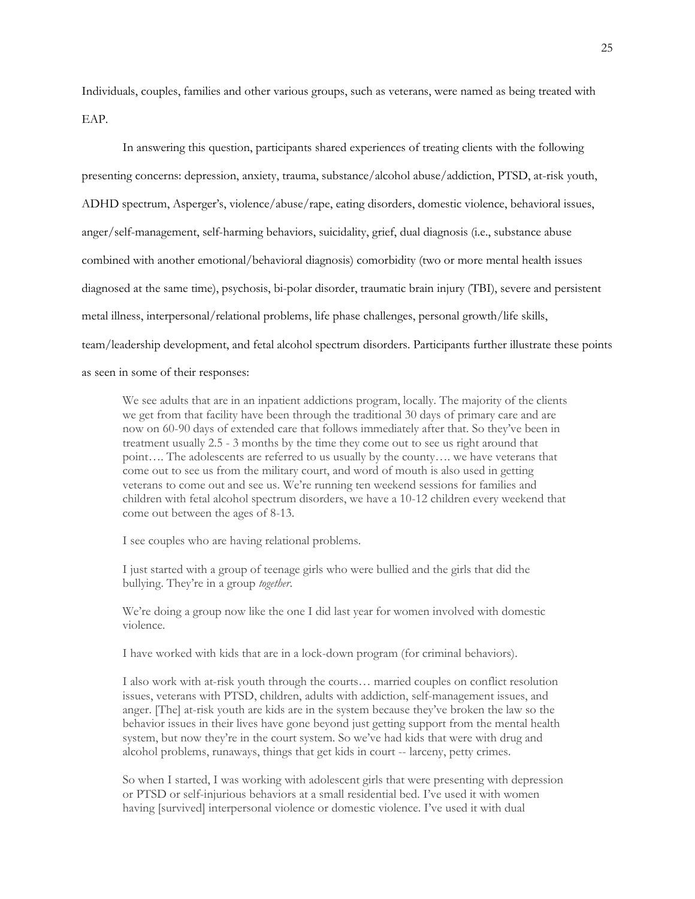Individuals, couples, families and other various groups, such as veterans, were named as being treated with EAP.

In answering this question, participants shared experiences of treating clients with the following presenting concerns: depression, anxiety, trauma, substance/alcohol abuse/addiction, PTSD, at-risk youth, ADHD spectrum, Asperger's, violence/abuse/rape, eating disorders, domestic violence, behavioral issues, anger/self-management, self-harming behaviors, suicidality, grief, dual diagnosis (i.e., substance abuse combined with another emotional/behavioral diagnosis) comorbidity (two or more mental health issues diagnosed at the same time), psychosis, bi-polar disorder, traumatic brain injury (TBI), severe and persistent metal illness, interpersonal/relational problems, life phase challenges, personal growth/life skills, team/leadership development, and fetal alcohol spectrum disorders. Participants further illustrate these points as seen in some of their responses:

> We see adults that are in an inpatient addictions program, locally. The majority of the clients we get from that facility have been through the traditional 30 days of primary care and are now on 60-90 days of extended care that follows immediately after that. So they've been in treatment usually 2.5 - 3 months by the time they come out to see us right around that point…. The adolescents are referred to us usually by the county…. we have veterans that come out to see us from the military court, and word of mouth is also used in getting veterans to come out and see us. We're running ten weekend sessions for families and children with fetal alcohol spectrum disorders, we have a 10-12 children every weekend that come out between the ages of 8-13.
>
> I see couples who are having relational problems.
>
> I just started with a group of teenage girls who were bullied and the girls that did the bullying. They're in a group *together*.
>
> We're doing a group now like the one I did last year for women involved with domestic violence.
>
> I have worked with kids that are in a lock-down program (for criminal behaviors).
>
> I also work with at-risk youth through the courts… married couples on conflict resolution issues, veterans with PTSD, children, adults with addiction, self-management issues, and anger. [The] at-risk youth are kids are in the system because they've broken the law so the behavior issues in their lives have gone beyond just getting support from the mental health system, but now they're in the court system. So we've had kids that were with drug and alcohol problems, runaways, things that get kids in court -- larceny, petty crimes.
>
> So when I started, I was working with adolescent girls that were presenting with depression or PTSD or self-injurious behaviors at a small residential bed. I've used it with women having [survived] interpersonal violence or domestic violence. I've used it with dual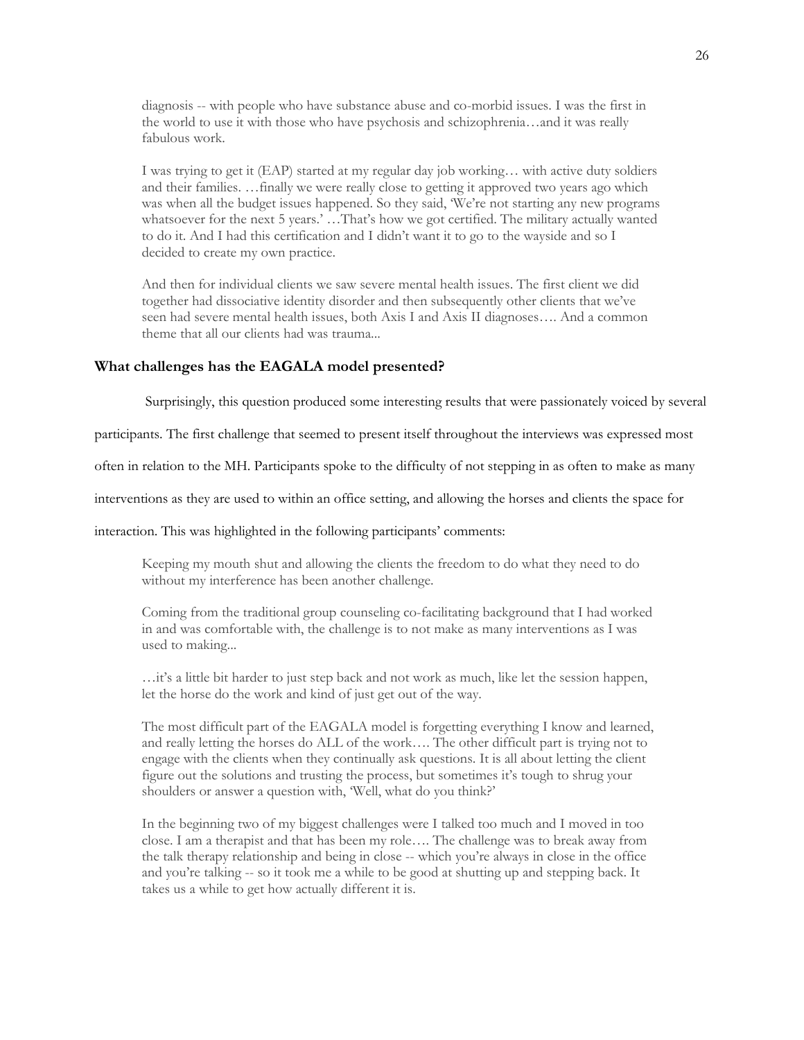diagnosis -- with people who have substance abuse and co-morbid issues. I was the first in the world to use it with those who have psychosis and schizophrenia…and it was really fabulous work.

I was trying to get it (EAP) started at my regular day job working… with active duty soldiers and their families. …finally we were really close to getting it approved two years ago which was when all the budget issues happened. So they said, 'We're not starting any new programs whatsoever for the next 5 years.' …That's how we got certified. The military actually wanted to do it. And I had this certification and I didn't want it to go to the wayside and so I decided to create my own practice.

And then for individual clients we saw severe mental health issues. The first client we did together had dissociative identity disorder and then subsequently other clients that we've seen had severe mental health issues, both Axis I and Axis II diagnoses…. And a common theme that all our clients had was trauma...

### What challenges has the EAGALA model presented?

Surprisingly, this question produced some interesting results that were passionately voiced by several participants. The first challenge that seemed to present itself throughout the interviews was expressed most often in relation to the MH. Participants spoke to the difficulty of not stepping in as often to make as many interventions as they are used to within an office setting, and allowing the horses and clients the space for interaction. This was highlighted in the following participants' comments:

Keeping my mouth shut and allowing the clients the freedom to do what they need to do without my interference has been another challenge.

Coming from the traditional group counseling co-facilitating background that I had worked in and was comfortable with, the challenge is to not make as many interventions as I was used to making...

…it's a little bit harder to just step back and not work as much, like let the session happen, let the horse do the work and kind of just get out of the way.

The most difficult part of the EAGALA model is forgetting everything I know and learned, and really letting the horses do ALL of the work…. The other difficult part is trying not to engage with the clients when they continually ask questions. It is all about letting the client figure out the solutions and trusting the process, but sometimes it's tough to shrug your shoulders or answer a question with, 'Well, what do you think?'

In the beginning two of my biggest challenges were I talked too much and I moved in too close. I am a therapist and that has been my role…. The challenge was to break away from the talk therapy relationship and being in close -- which you're always in close in the office and you're talking -- so it took me a while to be good at shutting up and stepping back. It takes us a while to get how actually different it is.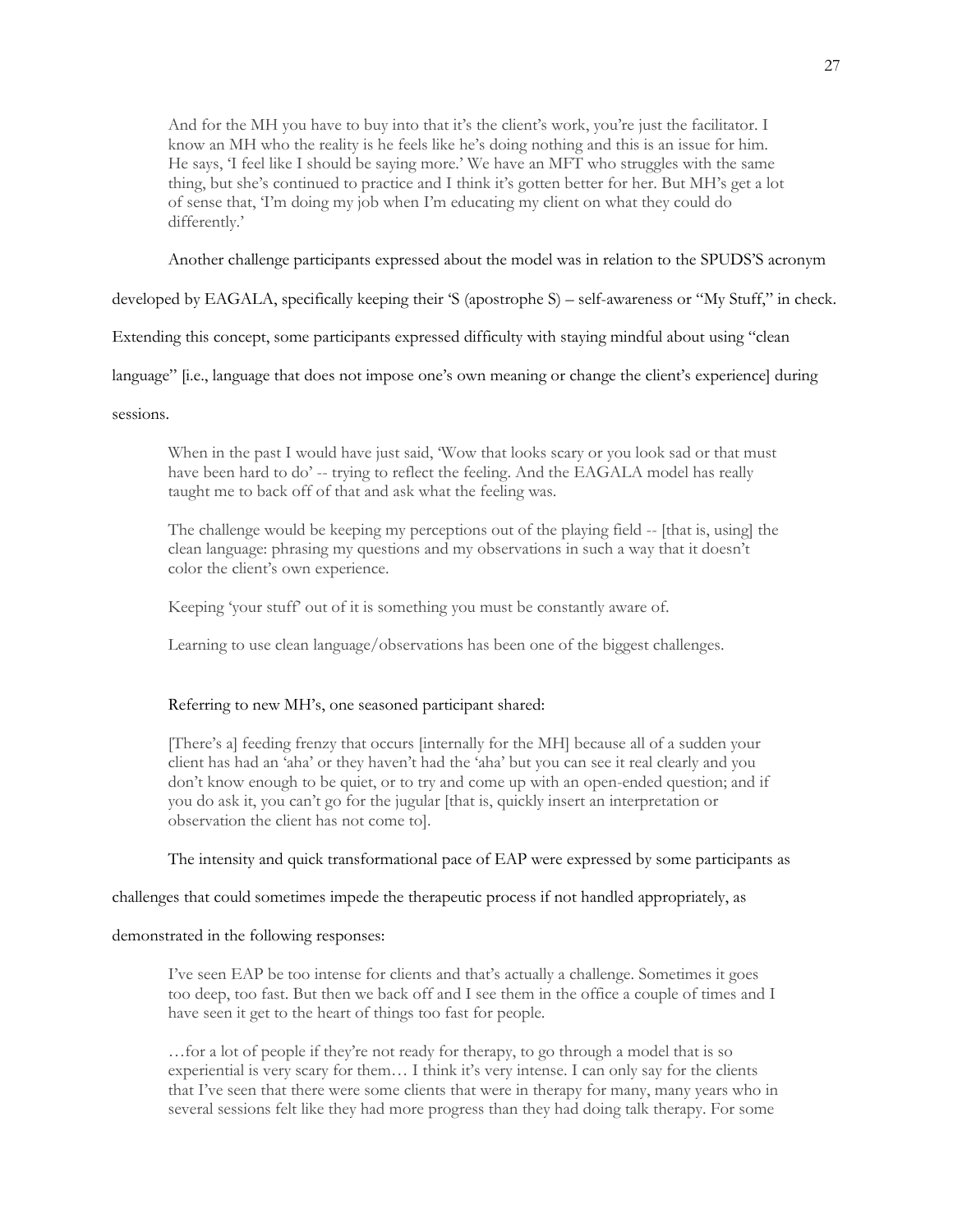> And for the MH you have to buy into that it's the client's work, you're just the facilitator. I know an MH who the reality is he feels like he's doing nothing and this is an issue for him. He says, 'I feel like I should be saying more.' We have an MFT who struggles with the same thing, but she's continued to practice and I think it's gotten better for her. But MH's get a lot of sense that, 'I'm doing my job when I'm educating my client on what they could do differently.'

Another challenge participants expressed about the model was in relation to the SPUDS'S acronym developed by EAGALA, specifically keeping their 'S (apostrophe S) – self-awareness or "My Stuff," in check. Extending this concept, some participants expressed difficulty with staying mindful about using "clean language" [i.e., language that does not impose one's own meaning or change the client's experience] during sessions.

> When in the past I would have just said, 'Wow that looks scary or you look sad or that must have been hard to do' -- trying to reflect the feeling. And the EAGALA model has really taught me to back off of that and ask what the feeling was.
>
> The challenge would be keeping my perceptions out of the playing field -- [that is, using] the clean language: phrasing my questions and my observations in such a way that it doesn't color the client's own experience.
>
> Keeping 'your stuff' out of it is something you must be constantly aware of.
>
> Learning to use clean language/observations has been one of the biggest challenges.

Referring to new MH's, one seasoned participant shared:

> [There's a] feeding frenzy that occurs [internally for the MH] because all of a sudden your client has had an 'aha' or they haven't had the 'aha' but you can see it real clearly and you don't know enough to be quiet, or to try and come up with an open-ended question; and if you do ask it, you can't go for the jugular [that is, quickly insert an interpretation or observation the client has not come to].

The intensity and quick transformational pace of EAP were expressed by some participants as challenges that could sometimes impede the therapeutic process if not handled appropriately, as demonstrated in the following responses:

> I've seen EAP be too intense for clients and that's actually a challenge. Sometimes it goes too deep, too fast. But then we back off and I see them in the office a couple of times and I have seen it get to the heart of things too fast for people.
>
> …for a lot of people if they're not ready for therapy, to go through a model that is so experiential is very scary for them… I think it's very intense. I can only say for the clients that I've seen that there were some clients that were in therapy for many, many years who in several sessions felt like they had more progress than they had doing talk therapy. For some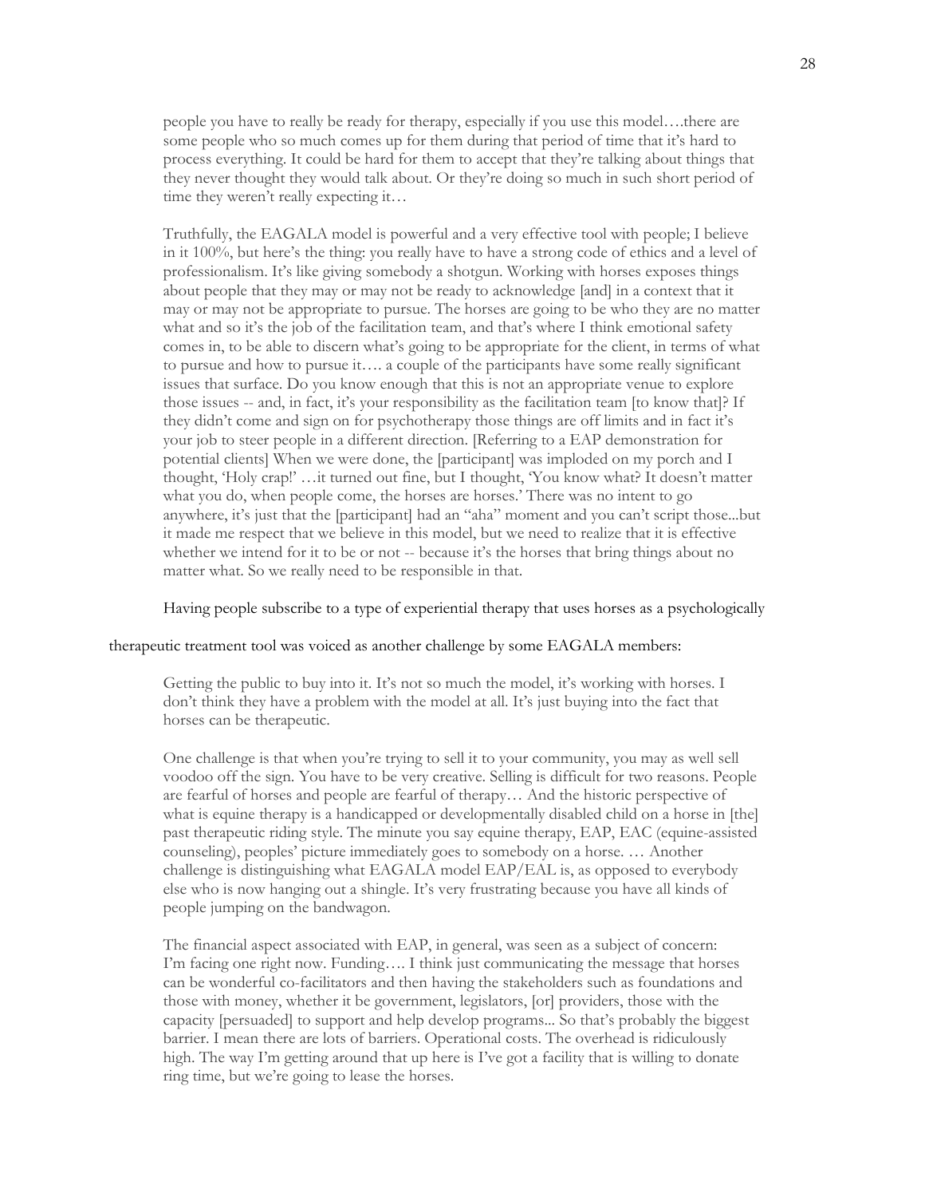people you have to really be ready for therapy, especially if you use this model….there are some people who so much comes up for them during that period of time that it's hard to process everything. It could be hard for them to accept that they're talking about things that they never thought they would talk about. Or they're doing so much in such short period of time they weren't really expecting it…

> Truthfully, the EAGALA model is powerful and a very effective tool with people; I believe in it 100%, but here's the thing: you really have to have a strong code of ethics and a level of professionalism. It's like giving somebody a shotgun. Working with horses exposes things about people that they may or may not be ready to acknowledge [and] in a context that it may or may not be appropriate to pursue. The horses are going to be who they are no matter what and so it's the job of the facilitation team, and that's where I think emotional safety comes in, to be able to discern what's going to be appropriate for the client, in terms of what to pursue and how to pursue it…. a couple of the participants have some really significant issues that surface. Do you know enough that this is not an appropriate venue to explore those issues -- and, in fact, it's your responsibility as the facilitation team [to know that]? If they didn't come and sign on for psychotherapy those things are off limits and in fact it's your job to steer people in a different direction. [Referring to a EAP demonstration for potential clients] When we were done, the [participant] was imploded on my porch and I thought, 'Holy crap!' …it turned out fine, but I thought, 'You know what? It doesn't matter what you do, when people come, the horses are horses.' There was no intent to go anywhere, it's just that the [participant] had an "aha" moment and you can't script those...but it made me respect that we believe in this model, but we need to realize that it is effective whether we intend for it to be or not -- because it's the horses that bring things about no matter what. So we really need to be responsible in that.

Having people subscribe to a type of experiential therapy that uses horses as a psychologically therapeutic treatment tool was voiced as another challenge by some EAGALA members:

> Getting the public to buy into it. It's not so much the model, it's working with horses. I don't think they have a problem with the model at all. It's just buying into the fact that horses can be therapeutic.
>
> One challenge is that when you're trying to sell it to your community, you may as well sell voodoo off the sign. You have to be very creative. Selling is difficult for two reasons. People are fearful of horses and people are fearful of therapy… And the historic perspective of what is equine therapy is a handicapped or developmentally disabled child on a horse in [the] past therapeutic riding style. The minute you say equine therapy, EAP, EAC (equine-assisted counseling), peoples' picture immediately goes to somebody on a horse. … Another challenge is distinguishing what EAGALA model EAP/EAL is, as opposed to everybody else who is now hanging out a shingle. It's very frustrating because you have all kinds of people jumping on the bandwagon.
>
> The financial aspect associated with EAP, in general, was seen as a subject of concern: I'm facing one right now. Funding…. I think just communicating the message that horses can be wonderful co-facilitators and then having the stakeholders such as foundations and those with money, whether it be government, legislators, [or] providers, those with the capacity [persuaded] to support and help develop programs... So that's probably the biggest barrier. I mean there are lots of barriers. Operational costs. The overhead is ridiculously high. The way I'm getting around that up here is I've got a facility that is willing to donate ring time, but we're going to lease the horses.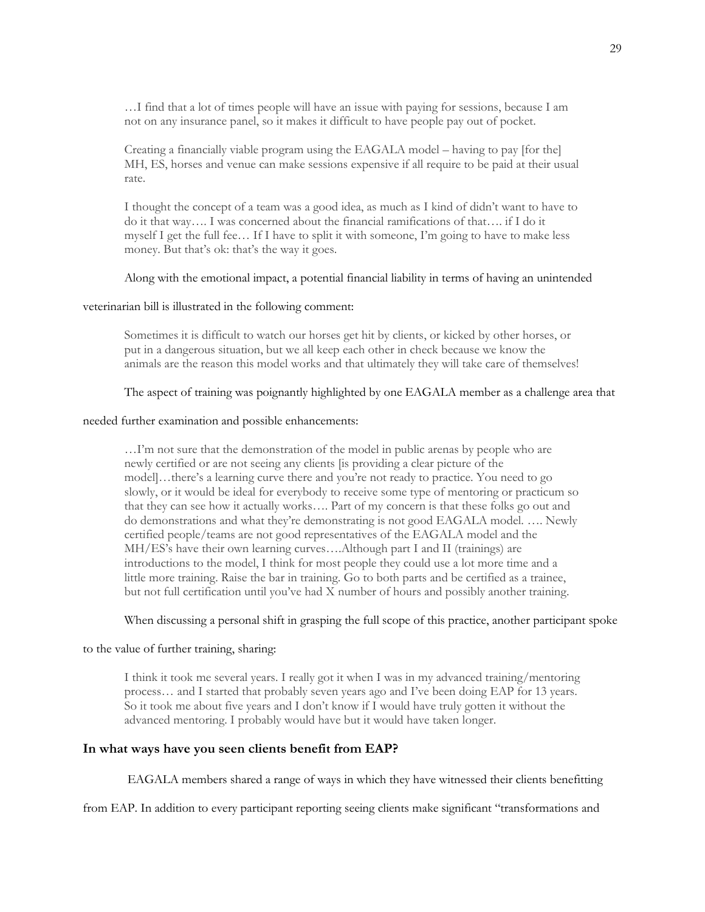> …I find that a lot of times people will have an issue with paying for sessions, because I am not on any insurance panel, so it makes it difficult to have people pay out of pocket.

> Creating a financially viable program using the EAGALA model – having to pay [for the] MH, ES, horses and venue can make sessions expensive if all require to be paid at their usual rate.

> I thought the concept of a team was a good idea, as much as I kind of didn't want to have to do it that way…. I was concerned about the financial ramifications of that…. if I do it myself I get the full fee… If I have to split it with someone, I'm going to have to make less money. But that's ok: that's the way it goes.

Along with the emotional impact, a potential financial liability in terms of having an unintended veterinarian bill is illustrated in the following comment:

> Sometimes it is difficult to watch our horses get hit by clients, or kicked by other horses, or put in a dangerous situation, but we all keep each other in check because we know the animals are the reason this model works and that ultimately they will take care of themselves!

The aspect of training was poignantly highlighted by one EAGALA member as a challenge area that needed further examination and possible enhancements:

> …I'm not sure that the demonstration of the model in public arenas by people who are newly certified or are not seeing any clients [is providing a clear picture of the model]…there's a learning curve there and you're not ready to practice. You need to go slowly, or it would be ideal for everybody to receive some type of mentoring or practicum so that they can see how it actually works…. Part of my concern is that these folks go out and do demonstrations and what they're demonstrating is not good EAGALA model. …. Newly certified people/teams are not good representatives of the EAGALA model and the MH/ES's have their own learning curves….Although part I and II (trainings) are introductions to the model, I think for most people they could use a lot more time and a little more training. Raise the bar in training. Go to both parts and be certified as a trainee, but not full certification until you've had X number of hours and possibly another training.

When discussing a personal shift in grasping the full scope of this practice, another participant spoke to the value of further training, sharing:

> I think it took me several years. I really got it when I was in my advanced training/mentoring process… and I started that probably seven years ago and I've been doing EAP for 13 years. So it took me about five years and I don't know if I would have truly gotten it without the advanced mentoring. I probably would have but it would have taken longer.

### In what ways have you seen clients benefit from EAP?

EAGALA members shared a range of ways in which they have witnessed their clients benefitting from EAP. In addition to every participant reporting seeing clients make significant "transformations and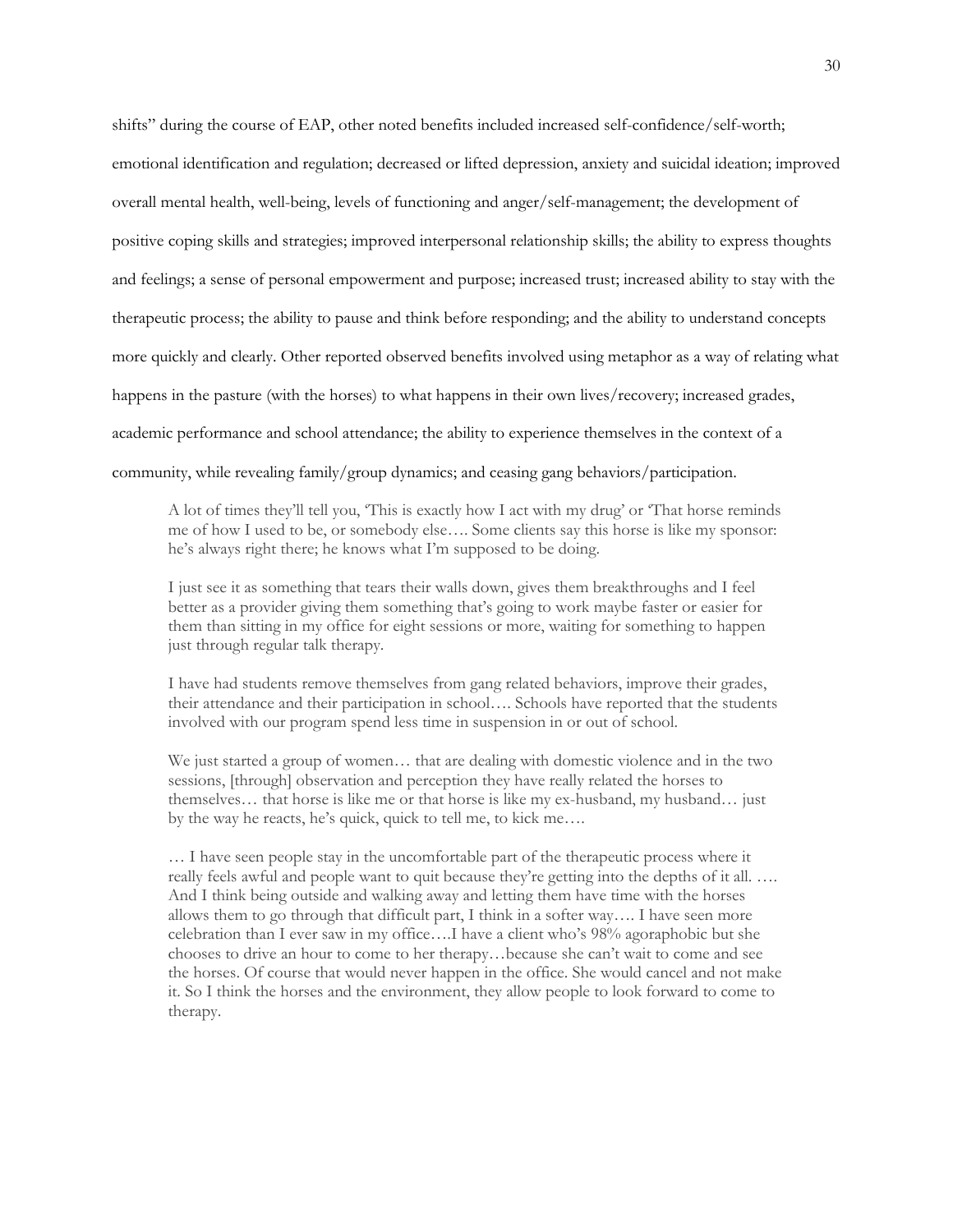shifts" during the course of EAP, other noted benefits included increased self-confidence/self-worth; emotional identification and regulation; decreased or lifted depression, anxiety and suicidal ideation; improved overall mental health, well-being, levels of functioning and anger/self-management; the development of positive coping skills and strategies; improved interpersonal relationship skills; the ability to express thoughts and feelings; a sense of personal empowerment and purpose; increased trust; increased ability to stay with the therapeutic process; the ability to pause and think before responding; and the ability to understand concepts more quickly and clearly. Other reported observed benefits involved using metaphor as a way of relating what happens in the pasture (with the horses) to what happens in their own lives/recovery; increased grades, academic performance and school attendance; the ability to experience themselves in the context of a community, while revealing family/group dynamics; and ceasing gang behaviors/participation.

> A lot of times they'll tell you, 'This is exactly how I act with my drug' or 'That horse reminds me of how I used to be, or somebody else…. Some clients say this horse is like my sponsor: he's always right there; he knows what I'm supposed to be doing.

> I just see it as something that tears their walls down, gives them breakthroughs and I feel better as a provider giving them something that's going to work maybe faster or easier for them than sitting in my office for eight sessions or more, waiting for something to happen just through regular talk therapy.

> I have had students remove themselves from gang related behaviors, improve their grades, their attendance and their participation in school…. Schools have reported that the students involved with our program spend less time in suspension in or out of school.

> We just started a group of women… that are dealing with domestic violence and in the two sessions, [through] observation and perception they have really related the horses to themselves… that horse is like me or that horse is like my ex-husband, my husband… just by the way he reacts, he's quick, quick to tell me, to kick me….

> … I have seen people stay in the uncomfortable part of the therapeutic process where it really feels awful and people want to quit because they're getting into the depths of it all. …. And I think being outside and walking away and letting them have time with the horses allows them to go through that difficult part, I think in a softer way…. I have seen more celebration than I ever saw in my office….I have a client who's 98% agoraphobic but she chooses to drive an hour to come to her therapy…because she can't wait to come and see the horses. Of course that would never happen in the office. She would cancel and not make it. So I think the horses and the environment, they allow people to look forward to come to therapy.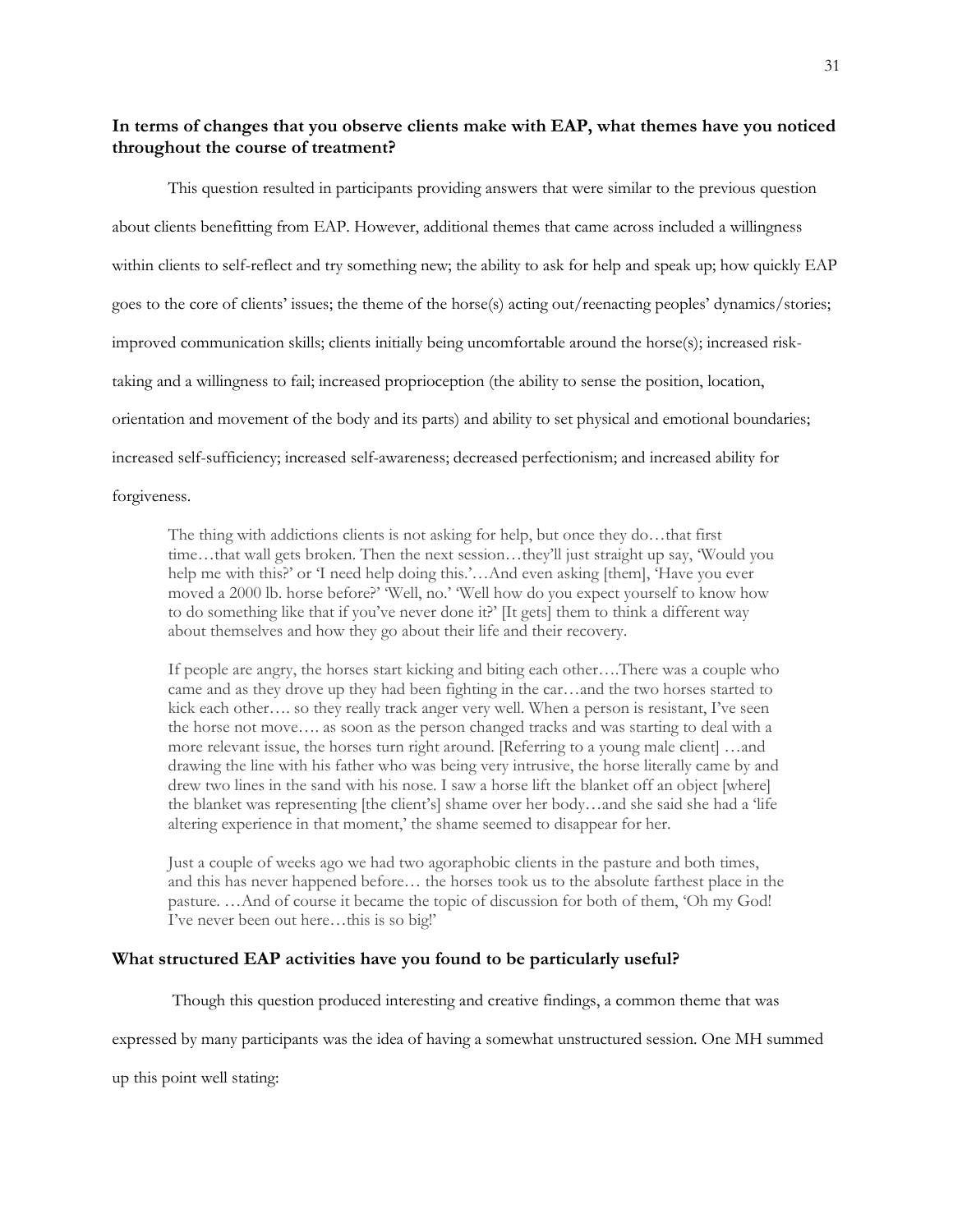**In terms of changes that you observe clients make with EAP, what themes have you noticed throughout the course of treatment?**

This question resulted in participants providing answers that were similar to the previous question about clients benefitting from EAP. However, additional themes that came across included a willingness within clients to self-reflect and try something new; the ability to ask for help and speak up; how quickly EAP goes to the core of clients' issues; the theme of the horse(s) acting out/reenacting peoples' dynamics/stories; improved communication skills; clients initially being uncomfortable around the horse(s); increased risk-taking and a willingness to fail; increased proprioception (the ability to sense the position, location, orientation and movement of the body and its parts) and ability to set physical and emotional boundaries; increased self-sufficiency; increased self-awareness; decreased perfectionism; and increased ability for forgiveness.

> The thing with addictions clients is not asking for help, but once they do…that first time…that wall gets broken. Then the next session…they'll just straight up say, 'Would you help me with this?' or 'I need help doing this.'…And even asking [them], 'Have you ever moved a 2000 lb. horse before?' 'Well, no.' 'Well how do you expect yourself to know how to do something like that if you've never done it?' [It gets] them to think a different way about themselves and how they go about their life and their recovery.
>
> If people are angry, the horses start kicking and biting each other….There was a couple who came and as they drove up they had been fighting in the car…and the two horses started to kick each other…. so they really track anger very well. When a person is resistant, I've seen the horse not move…. as soon as the person changed tracks and was starting to deal with a more relevant issue, the horses turn right around. [Referring to a young male client] …and drawing the line with his father who was being very intrusive, the horse literally came by and drew two lines in the sand with his nose. I saw a horse lift the blanket off an object [where] the blanket was representing [the client's] shame over her body…and she said she had a 'life altering experience in that moment,' the shame seemed to disappear for her.
>
> Just a couple of weeks ago we had two agoraphobic clients in the pasture and both times, and this has never happened before… the horses took us to the absolute farthest place in the pasture. …And of course it became the topic of discussion for both of them, 'Oh my God! I've never been out here…this is so big!'

**What structured EAP activities have you found to be particularly useful?**

Though this question produced interesting and creative findings, a common theme that was expressed by many participants was the idea of having a somewhat unstructured session. One MH summed up this point well stating: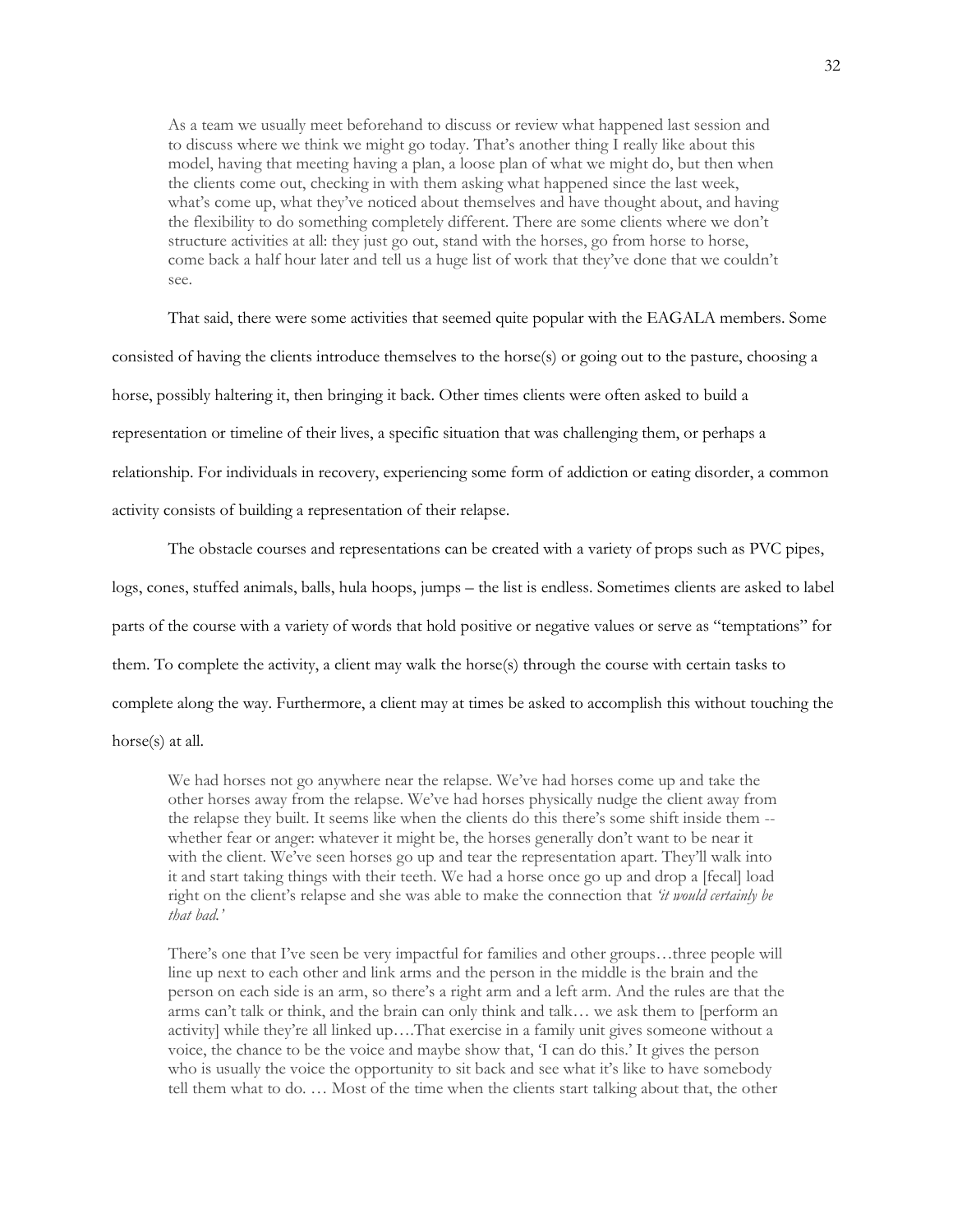> As a team we usually meet beforehand to discuss or review what happened last session and to discuss where we think we might go today. That's another thing I really like about this model, having that meeting having a plan, a loose plan of what we might do, but then when the clients come out, checking in with them asking what happened since the last week, what's come up, what they've noticed about themselves and have thought about, and having the flexibility to do something completely different. There are some clients where we don't structure activities at all: they just go out, stand with the horses, go from horse to horse, come back a half hour later and tell us a huge list of work that they've done that we couldn't see.

That said, there were some activities that seemed quite popular with the EAGALA members. Some consisted of having the clients introduce themselves to the horse(s) or going out to the pasture, choosing a horse, possibly haltering it, then bringing it back. Other times clients were often asked to build a representation or timeline of their lives, a specific situation that was challenging them, or perhaps a relationship. For individuals in recovery, experiencing some form of addiction or eating disorder, a common activity consists of building a representation of their relapse.

The obstacle courses and representations can be created with a variety of props such as PVC pipes, logs, cones, stuffed animals, balls, hula hoops, jumps – the list is endless. Sometimes clients are asked to label parts of the course with a variety of words that hold positive or negative values or serve as "temptations" for them. To complete the activity, a client may walk the horse(s) through the course with certain tasks to complete along the way. Furthermore, a client may at times be asked to accomplish this without touching the horse(s) at all.

> We had horses not go anywhere near the relapse. We've had horses come up and take the other horses away from the relapse. We've had horses physically nudge the client away from the relapse they built. It seems like when the clients do this there's some shift inside them -- whether fear or anger: whatever it might be, the horses generally don't want to be near it with the client. We've seen horses go up and tear the representation apart. They'll walk into it and start taking things with their teeth. We had a horse once go up and drop a [fecal] load right on the client's relapse and she was able to make the connection that *'it would certainly be that bad.'*

> There's one that I've seen be very impactful for families and other groups…three people will line up next to each other and link arms and the person in the middle is the brain and the person on each side is an arm, so there's a right arm and a left arm. And the rules are that the arms can't talk or think, and the brain can only think and talk… we ask them to [perform an activity] while they're all linked up….That exercise in a family unit gives someone without a voice, the chance to be the voice and maybe show that, 'I can do this.' It gives the person who is usually the voice the opportunity to sit back and see what it's like to have somebody tell them what to do. … Most of the time when the clients start talking about that, the other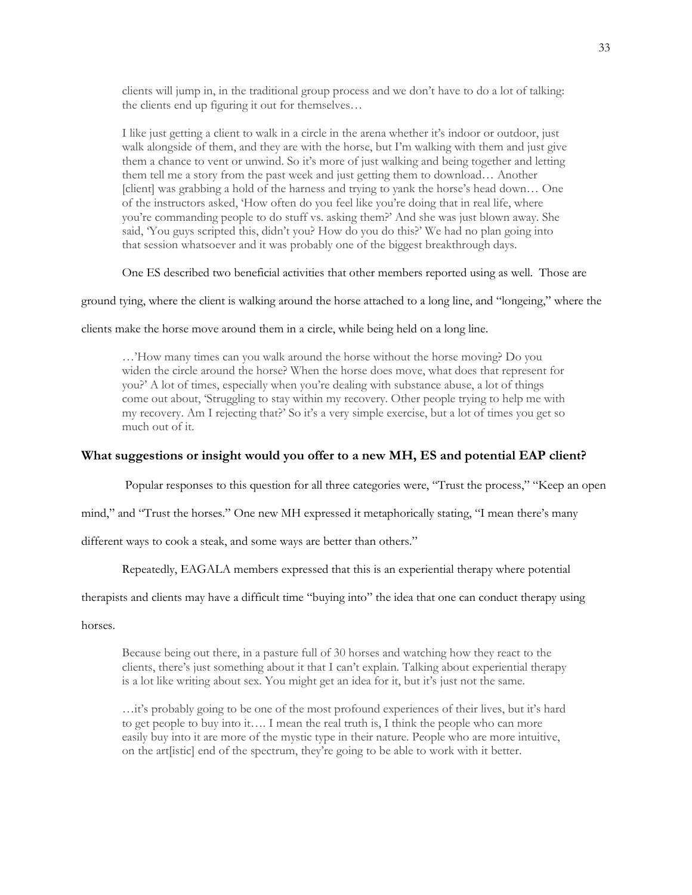clients will jump in, in the traditional group process and we don't have to do a lot of talking: the clients end up figuring it out for themselves…

> I like just getting a client to walk in a circle in the arena whether it's indoor or outdoor, just walk alongside of them, and they are with the horse, but I'm walking with them and just give them a chance to vent or unwind. So it's more of just walking and being together and letting them tell me a story from the past week and just getting them to download… Another [client] was grabbing a hold of the harness and trying to yank the horse's head down… One of the instructors asked, 'How often do you feel like you're doing that in real life, where you're commanding people to do stuff vs. asking them?' And she was just blown away. She said, 'You guys scripted this, didn't you? How do you do this?' We had no plan going into that session whatsoever and it was probably one of the biggest breakthrough days.

One ES described two beneficial activities that other members reported using as well. Those are ground tying, where the client is walking around the horse attached to a long line, and "longeing," where the clients make the horse move around them in a circle, while being held on a long line.

> …'How many times can you walk around the horse without the horse moving? Do you widen the circle around the horse? When the horse does move, what does that represent for you?' A lot of times, especially when you're dealing with substance abuse, a lot of things come out about, 'Struggling to stay within my recovery. Other people trying to help me with my recovery. Am I rejecting that?' So it's a very simple exercise, but a lot of times you get so much out of it.

### What suggestions or insight would you offer to a new MH, ES and potential EAP client?

Popular responses to this question for all three categories were, "Trust the process," "Keep an open mind," and "Trust the horses." One new MH expressed it metaphorically stating, "I mean there's many different ways to cook a steak, and some ways are better than others."

Repeatedly, EAGALA members expressed that this is an experiential therapy where potential therapists and clients may have a difficult time "buying into" the idea that one can conduct therapy using horses.

> Because being out there, in a pasture full of 30 horses and watching how they react to the clients, there's just something about it that I can't explain. Talking about experiential therapy is a lot like writing about sex. You might get an idea for it, but it's just not the same.

> …it's probably going to be one of the most profound experiences of their lives, but it's hard to get people to buy into it…. I mean the real truth is, I think the people who can more easily buy into it are more of the mystic type in their nature. People who are more intuitive, on the art[istic] end of the spectrum, they're going to be able to work with it better.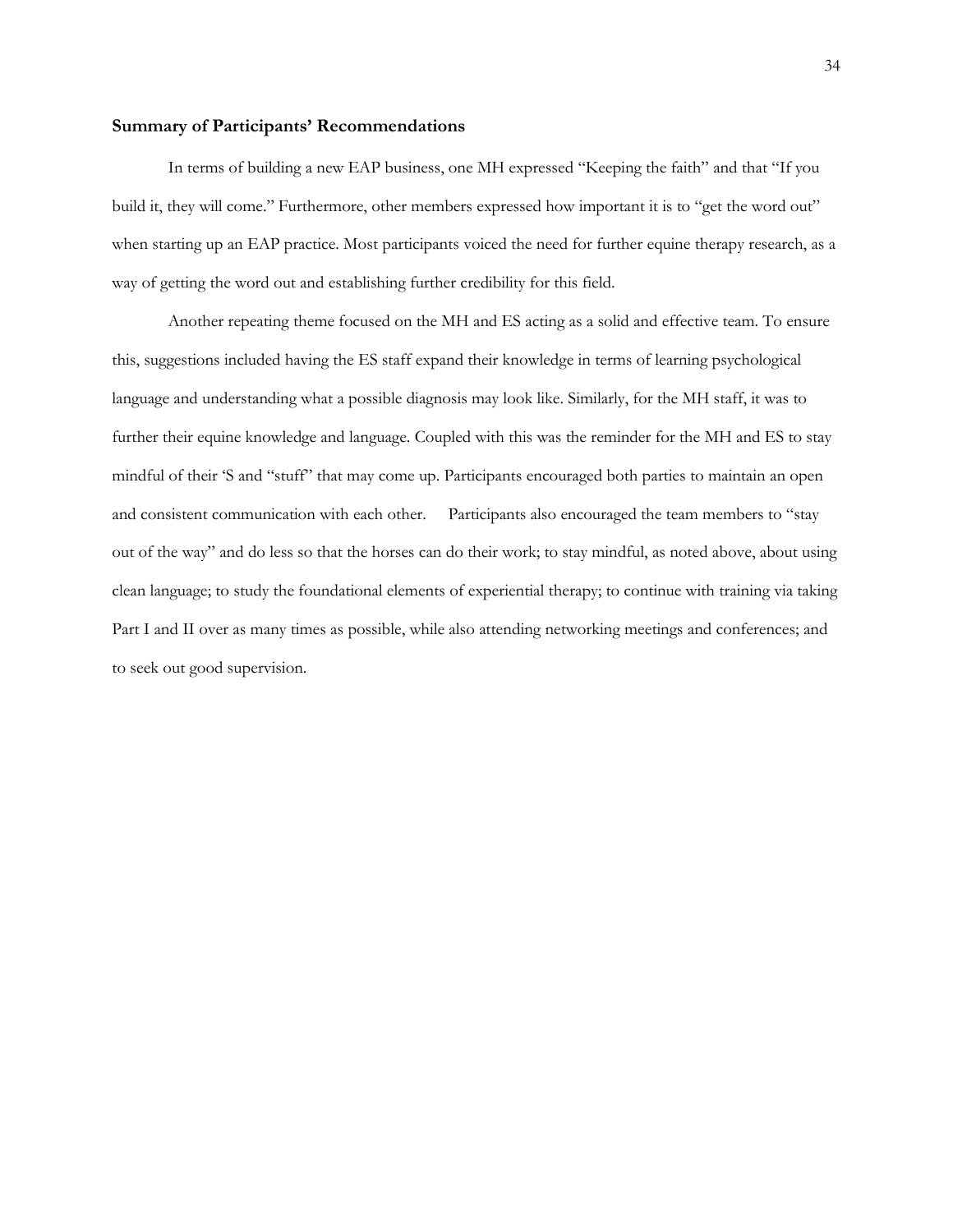## Summary of Participants' Recommendations

In terms of building a new EAP business, one MH expressed "Keeping the faith" and that "If you build it, they will come." Furthermore, other members expressed how important it is to "get the word out" when starting up an EAP practice. Most participants voiced the need for further equine therapy research, as a way of getting the word out and establishing further credibility for this field.

Another repeating theme focused on the MH and ES acting as a solid and effective team. To ensure this, suggestions included having the ES staff expand their knowledge in terms of learning psychological language and understanding what a possible diagnosis may look like. Similarly, for the MH staff, it was to further their equine knowledge and language. Coupled with this was the reminder for the MH and ES to stay mindful of their 'S and "stuff" that may come up. Participants encouraged both parties to maintain an open and consistent communication with each other. Participants also encouraged the team members to "stay out of the way" and do less so that the horses can do their work; to stay mindful, as noted above, about using clean language; to study the foundational elements of experiential therapy; to continue with training via taking Part I and II over as many times as possible, while also attending networking meetings and conferences; and to seek out good supervision.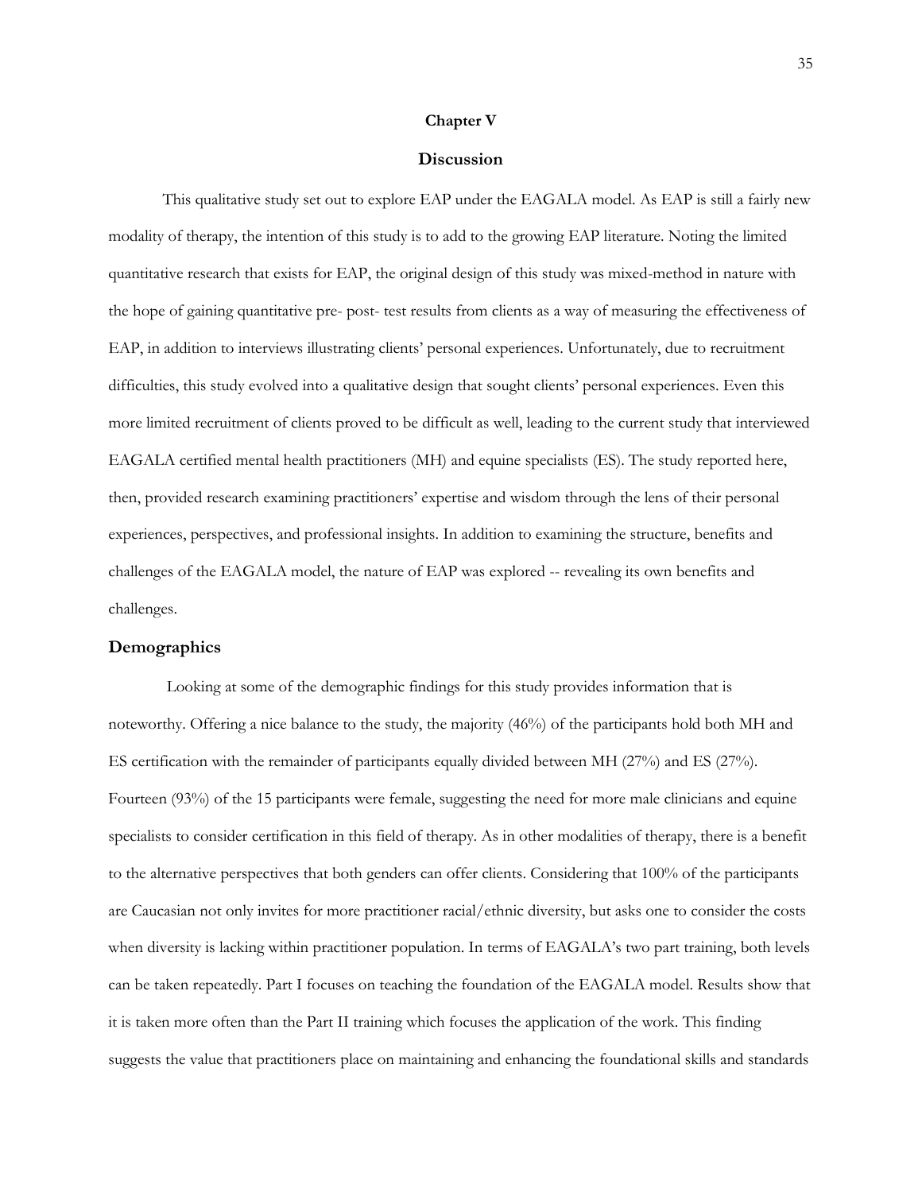# Chapter V

## Discussion

This qualitative study set out to explore EAP under the EAGALA model. As EAP is still a fairly new modality of therapy, the intention of this study is to add to the growing EAP literature. Noting the limited quantitative research that exists for EAP, the original design of this study was mixed-method in nature with the hope of gaining quantitative pre- post- test results from clients as a way of measuring the effectiveness of EAP, in addition to interviews illustrating clients' personal experiences. Unfortunately, due to recruitment difficulties, this study evolved into a qualitative design that sought clients' personal experiences. Even this more limited recruitment of clients proved to be difficult as well, leading to the current study that interviewed EAGALA certified mental health practitioners (MH) and equine specialists (ES). The study reported here, then, provided research examining practitioners' expertise and wisdom through the lens of their personal experiences, perspectives, and professional insights. In addition to examining the structure, benefits and challenges of the EAGALA model, the nature of EAP was explored -- revealing its own benefits and challenges.

### Demographics

Looking at some of the demographic findings for this study provides information that is noteworthy. Offering a nice balance to the study, the majority (46%) of the participants hold both MH and ES certification with the remainder of participants equally divided between MH (27%) and ES (27%). Fourteen (93%) of the 15 participants were female, suggesting the need for more male clinicians and equine specialists to consider certification in this field of therapy. As in other modalities of therapy, there is a benefit to the alternative perspectives that both genders can offer clients. Considering that 100% of the participants are Caucasian not only invites for more practitioner racial/ethnic diversity, but asks one to consider the costs when diversity is lacking within practitioner population. In terms of EAGALA's two part training, both levels can be taken repeatedly. Part I focuses on teaching the foundation of the EAGALA model. Results show that it is taken more often than the Part II training which focuses the application of the work. This finding suggests the value that practitioners place on maintaining and enhancing the foundational skills and standards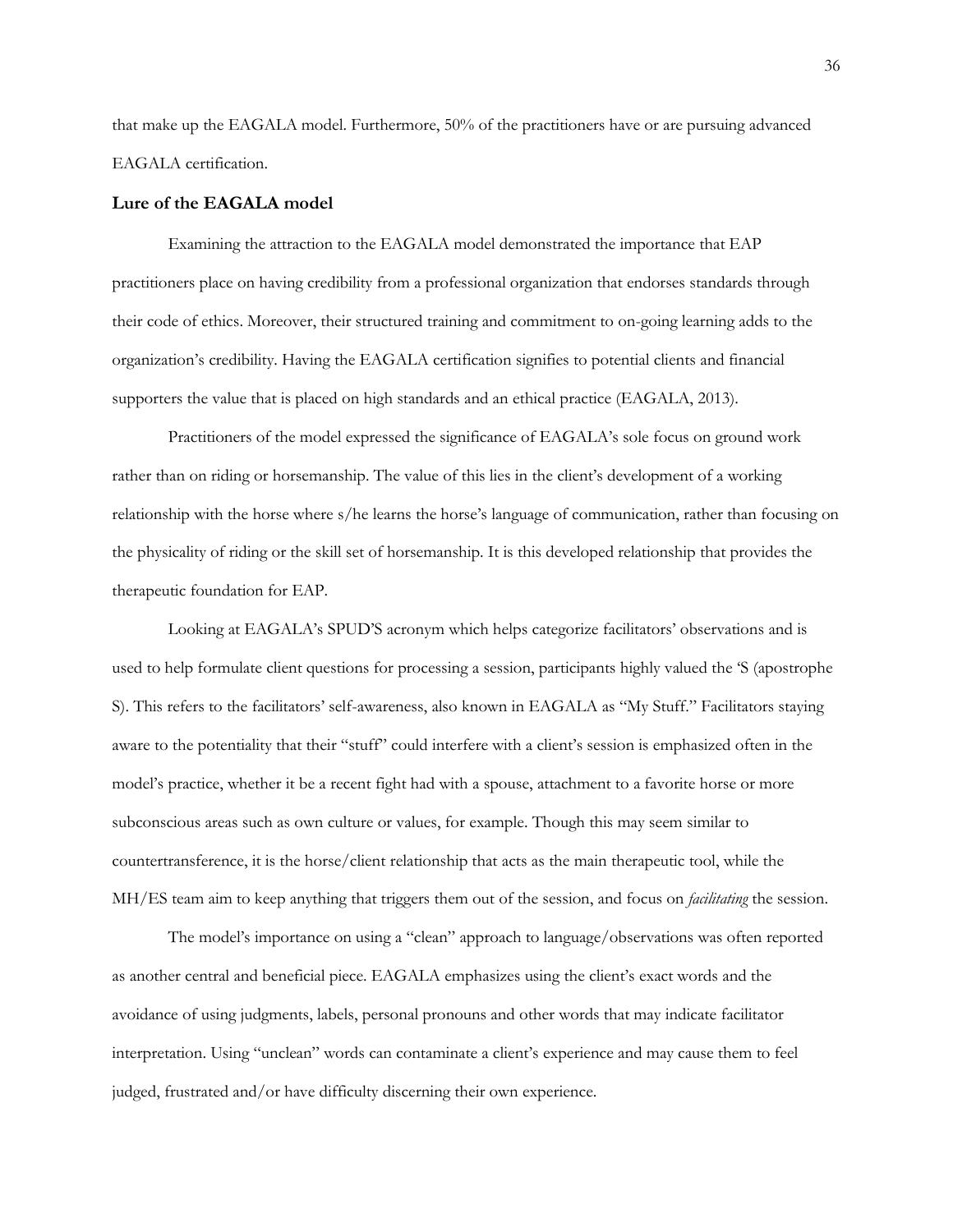that make up the EAGALA model. Furthermore, 50% of the practitioners have or are pursuing advanced EAGALA certification.

### Lure of the EAGALA model

Examining the attraction to the EAGALA model demonstrated the importance that EAP practitioners place on having credibility from a professional organization that endorses standards through their code of ethics. Moreover, their structured training and commitment to on-going learning adds to the organization's credibility. Having the EAGALA certification signifies to potential clients and financial supporters the value that is placed on high standards and an ethical practice (EAGALA, 2013).

Practitioners of the model expressed the significance of EAGALA's sole focus on ground work rather than on riding or horsemanship. The value of this lies in the client's development of a working relationship with the horse where s/he learns the horse's language of communication, rather than focusing on the physicality of riding or the skill set of horsemanship. It is this developed relationship that provides the therapeutic foundation for EAP.

Looking at EAGALA's SPUD'S acronym which helps categorize facilitators' observations and is used to help formulate client questions for processing a session, participants highly valued the 'S (apostrophe S). This refers to the facilitators' self-awareness, also known in EAGALA as "My Stuff." Facilitators staying aware to the potentiality that their "stuff" could interfere with a client's session is emphasized often in the model's practice, whether it be a recent fight had with a spouse, attachment to a favorite horse or more subconscious areas such as own culture or values, for example. Though this may seem similar to countertransference, it is the horse/client relationship that acts as the main therapeutic tool, while the MH/ES team aim to keep anything that triggers them out of the session, and focus on *facilitating* the session.

The model's importance on using a "clean" approach to language/observations was often reported as another central and beneficial piece. EAGALA emphasizes using the client's exact words and the avoidance of using judgments, labels, personal pronouns and other words that may indicate facilitator interpretation. Using "unclean" words can contaminate a client's experience and may cause them to feel judged, frustrated and/or have difficulty discerning their own experience.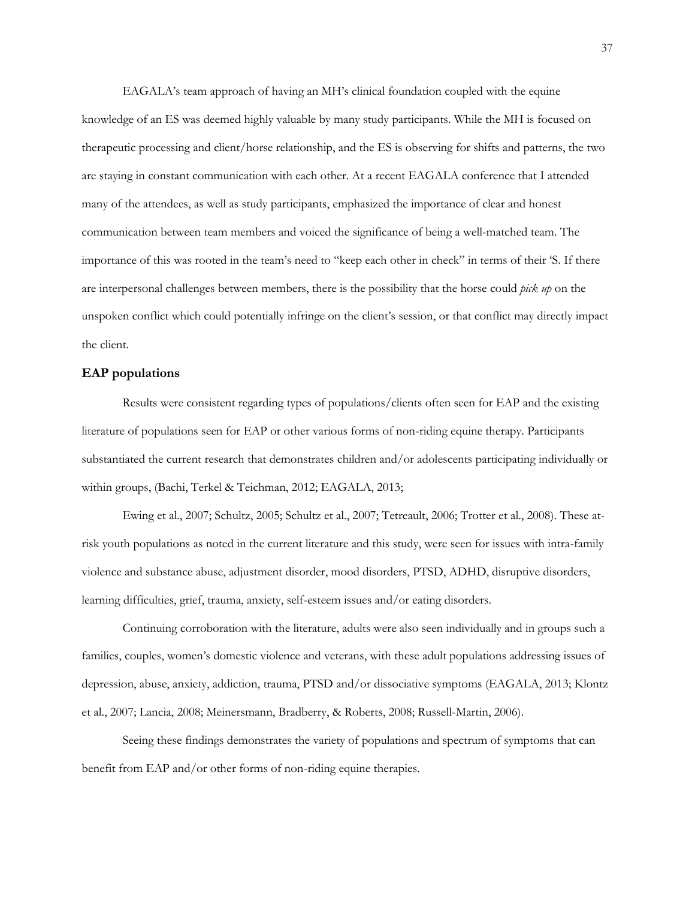EAGALA's team approach of having an MH's clinical foundation coupled with the equine knowledge of an ES was deemed highly valuable by many study participants. While the MH is focused on therapeutic processing and client/horse relationship, and the ES is observing for shifts and patterns, the two are staying in constant communication with each other. At a recent EAGALA conference that I attended many of the attendees, as well as study participants, emphasized the importance of clear and honest communication between team members and voiced the significance of being a well-matched team. The importance of this was rooted in the team's need to "keep each other in check" in terms of their 'S. If there are interpersonal challenges between members, there is the possibility that the horse could *pick up* on the unspoken conflict which could potentially infringe on the client's session, or that conflict may directly impact the client.

### EAP populations

Results were consistent regarding types of populations/clients often seen for EAP and the existing literature of populations seen for EAP or other various forms of non-riding equine therapy. Participants substantiated the current research that demonstrates children and/or adolescents participating individually or within groups, (Bachi, Terkel & Teichman, 2012; EAGALA, 2013;

Ewing et al., 2007; Schultz, 2005; Schultz et al., 2007; Tetreault, 2006; Trotter et al., 2008). These at-risk youth populations as noted in the current literature and this study, were seen for issues with intra-family violence and substance abuse, adjustment disorder, mood disorders, PTSD, ADHD, disruptive disorders, learning difficulties, grief, trauma, anxiety, self-esteem issues and/or eating disorders.

Continuing corroboration with the literature, adults were also seen individually and in groups such a families, couples, women's domestic violence and veterans, with these adult populations addressing issues of depression, abuse, anxiety, addiction, trauma, PTSD and/or dissociative symptoms (EAGALA, 2013; Klontz et al., 2007; Lancia, 2008; Meinersmann, Bradberry, & Roberts, 2008; Russell-Martin, 2006).

Seeing these findings demonstrates the variety of populations and spectrum of symptoms that can benefit from EAP and/or other forms of non-riding equine therapies.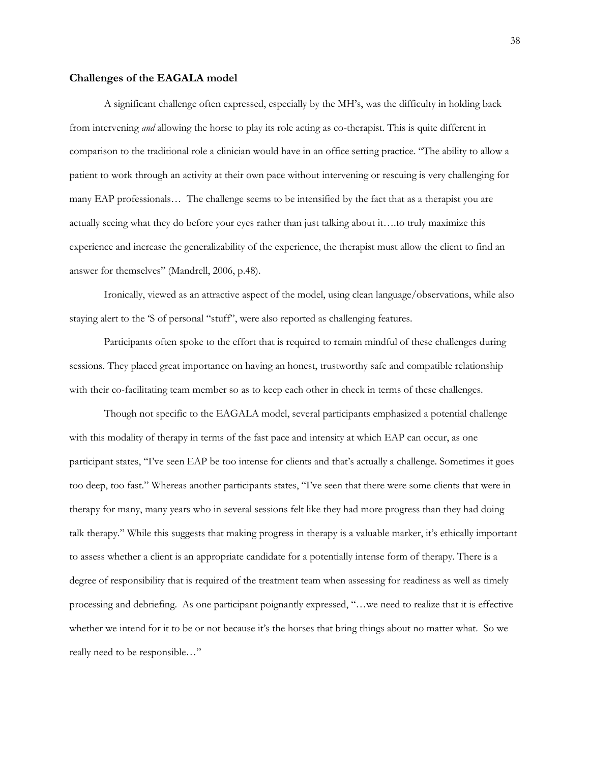### Challenges of the EAGALA model

A significant challenge often expressed, especially by the MH's, was the difficulty in holding back from intervening *and* allowing the horse to play its role acting as co-therapist. This is quite different in comparison to the traditional role a clinician would have in an office setting practice. "The ability to allow a patient to work through an activity at their own pace without intervening or rescuing is very challenging for many EAP professionals… The challenge seems to be intensified by the fact that as a therapist you are actually seeing what they do before your eyes rather than just talking about it….to truly maximize this experience and increase the generalizability of the experience, the therapist must allow the client to find an answer for themselves" (Mandrell, 2006, p.48).

Ironically, viewed as an attractive aspect of the model, using clean language/observations, while also staying alert to the 'S of personal "stuff", were also reported as challenging features.

Participants often spoke to the effort that is required to remain mindful of these challenges during sessions. They placed great importance on having an honest, trustworthy safe and compatible relationship with their co-facilitating team member so as to keep each other in check in terms of these challenges.

Though not specific to the EAGALA model, several participants emphasized a potential challenge with this modality of therapy in terms of the fast pace and intensity at which EAP can occur, as one participant states, "I've seen EAP be too intense for clients and that's actually a challenge. Sometimes it goes too deep, too fast." Whereas another participants states, "I've seen that there were some clients that were in therapy for many, many years who in several sessions felt like they had more progress than they had doing talk therapy." While this suggests that making progress in therapy is a valuable marker, it's ethically important to assess whether a client is an appropriate candidate for a potentially intense form of therapy. There is a degree of responsibility that is required of the treatment team when assessing for readiness as well as timely processing and debriefing. As one participant poignantly expressed, "…we need to realize that it is effective whether we intend for it to be or not because it's the horses that bring things about no matter what. So we really need to be responsible…"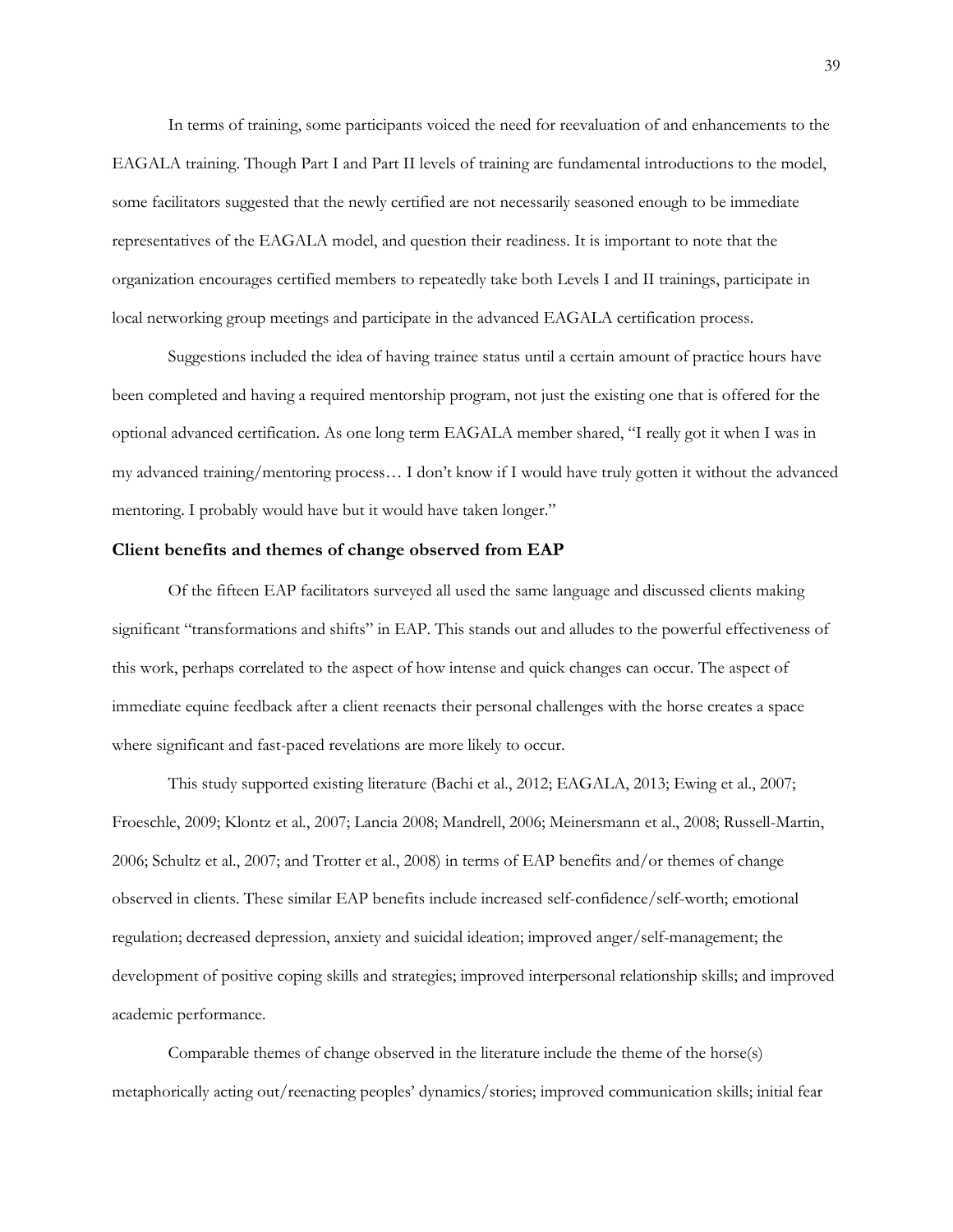In terms of training, some participants voiced the need for reevaluation of and enhancements to the EAGALA training. Though Part I and Part II levels of training are fundamental introductions to the model, some facilitators suggested that the newly certified are not necessarily seasoned enough to be immediate representatives of the EAGALA model, and question their readiness. It is important to note that the organization encourages certified members to repeatedly take both Levels I and II trainings, participate in local networking group meetings and participate in the advanced EAGALA certification process.

Suggestions included the idea of having trainee status until a certain amount of practice hours have been completed and having a required mentorship program, not just the existing one that is offered for the optional advanced certification. As one long term EAGALA member shared, "I really got it when I was in my advanced training/mentoring process… I don't know if I would have truly gotten it without the advanced mentoring. I probably would have but it would have taken longer."

### Client benefits and themes of change observed from EAP

Of the fifteen EAP facilitators surveyed all used the same language and discussed clients making significant "transformations and shifts" in EAP. This stands out and alludes to the powerful effectiveness of this work, perhaps correlated to the aspect of how intense and quick changes can occur. The aspect of immediate equine feedback after a client reenacts their personal challenges with the horse creates a space where significant and fast-paced revelations are more likely to occur.

This study supported existing literature (Bachi et al., 2012; EAGALA, 2013; Ewing et al., 2007; Froeschle, 2009; Klontz et al., 2007; Lancia 2008; Mandrell, 2006; Meinersmann et al., 2008; Russell-Martin, 2006; Schultz et al., 2007; and Trotter et al., 2008) in terms of EAP benefits and/or themes of change observed in clients. These similar EAP benefits include increased self-confidence/self-worth; emotional regulation; decreased depression, anxiety and suicidal ideation; improved anger/self-management; the development of positive coping skills and strategies; improved interpersonal relationship skills; and improved academic performance.

Comparable themes of change observed in the literature include the theme of the horse(s) metaphorically acting out/reenacting peoples' dynamics/stories; improved communication skills; initial fear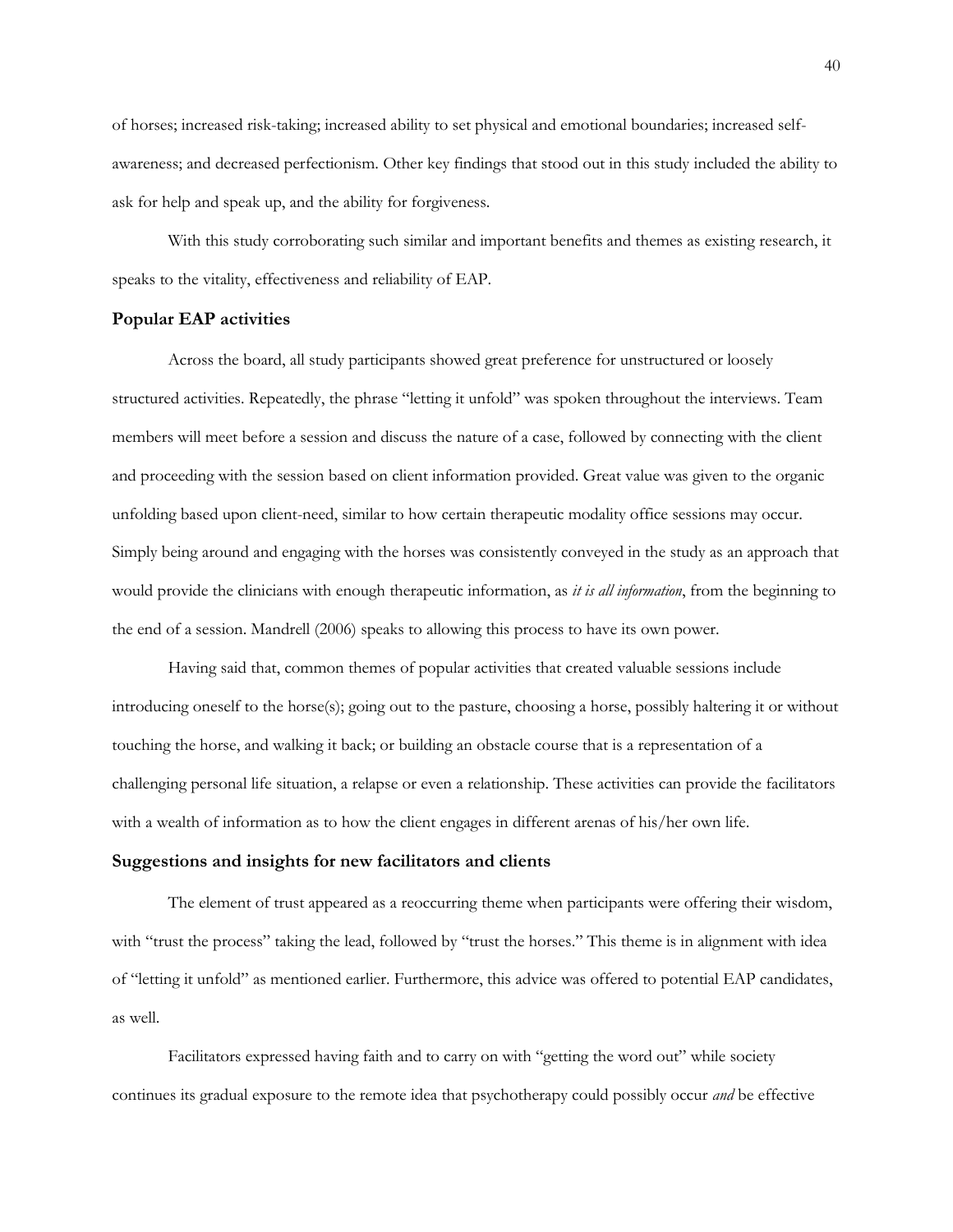of horses; increased risk-taking; increased ability to set physical and emotional boundaries; increased self-awareness; and decreased perfectionism. Other key findings that stood out in this study included the ability to ask for help and speak up, and the ability for forgiveness.

With this study corroborating such similar and important benefits and themes as existing research, it speaks to the vitality, effectiveness and reliability of EAP.

### Popular EAP activities

Across the board, all study participants showed great preference for unstructured or loosely structured activities. Repeatedly, the phrase "letting it unfold" was spoken throughout the interviews. Team members will meet before a session and discuss the nature of a case, followed by connecting with the client and proceeding with the session based on client information provided. Great value was given to the organic unfolding based upon client-need, similar to how certain therapeutic modality office sessions may occur. Simply being around and engaging with the horses was consistently conveyed in the study as an approach that would provide the clinicians with enough therapeutic information, as *it is all information*, from the beginning to the end of a session. Mandrell (2006) speaks to allowing this process to have its own power.

Having said that, common themes of popular activities that created valuable sessions include introducing oneself to the horse(s); going out to the pasture, choosing a horse, possibly haltering it or without touching the horse, and walking it back; or building an obstacle course that is a representation of a challenging personal life situation, a relapse or even a relationship. These activities can provide the facilitators with a wealth of information as to how the client engages in different arenas of his/her own life.

### Suggestions and insights for new facilitators and clients

The element of trust appeared as a reoccurring theme when participants were offering their wisdom, with "trust the process" taking the lead, followed by "trust the horses." This theme is in alignment with idea of "letting it unfold" as mentioned earlier. Furthermore, this advice was offered to potential EAP candidates, as well.

Facilitators expressed having faith and to carry on with "getting the word out" while society continues its gradual exposure to the remote idea that psychotherapy could possibly occur *and* be effective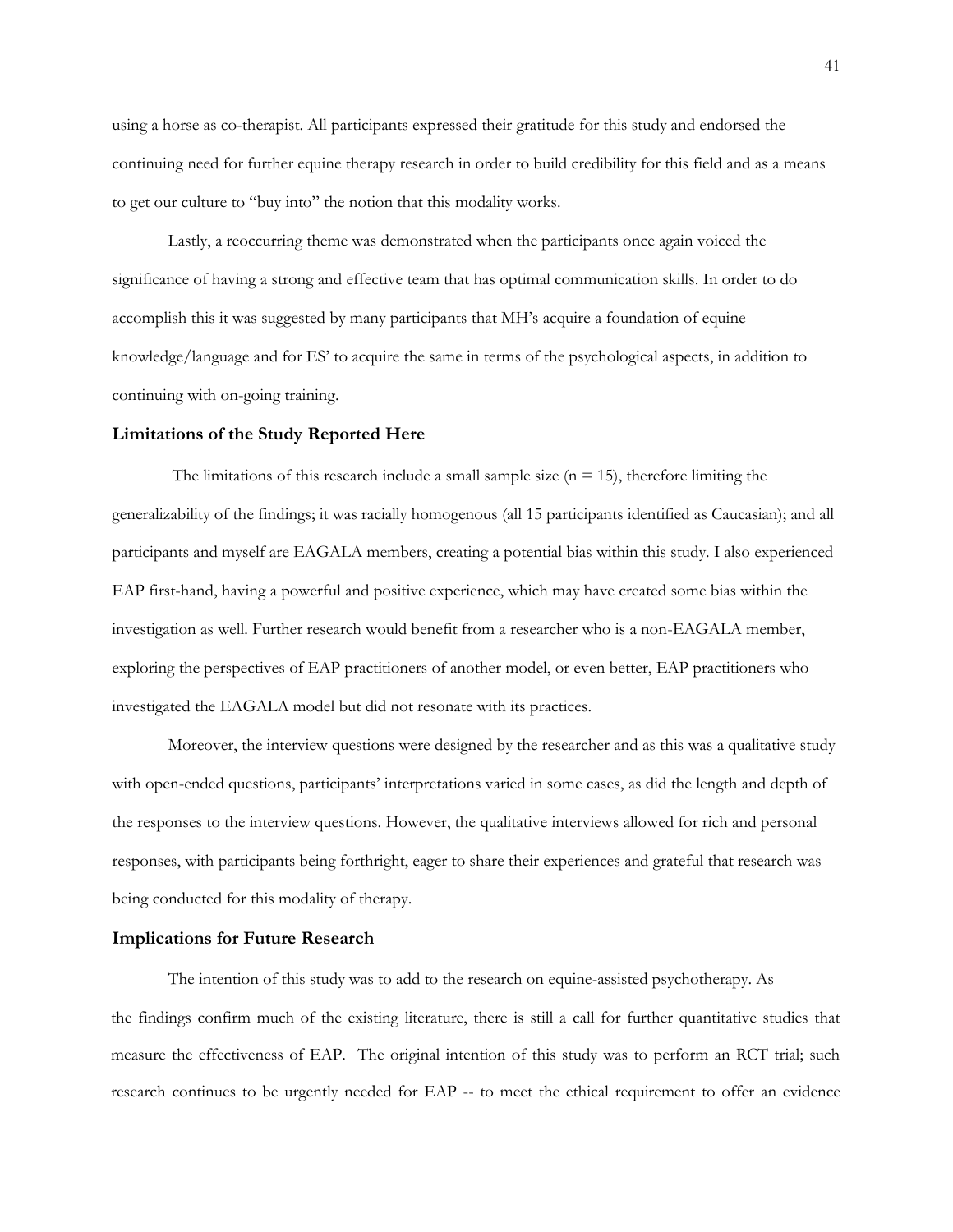using a horse as co-therapist. All participants expressed their gratitude for this study and endorsed the continuing need for further equine therapy research in order to build credibility for this field and as a means to get our culture to "buy into" the notion that this modality works.

Lastly, a reoccurring theme was demonstrated when the participants once again voiced the significance of having a strong and effective team that has optimal communication skills. In order to do accomplish this it was suggested by many participants that MH's acquire a foundation of equine knowledge/language and for ES' to acquire the same in terms of the psychological aspects, in addition to continuing with on-going training.

### Limitations of the Study Reported Here

The limitations of this research include a small sample size (n = 15), therefore limiting the generalizability of the findings; it was racially homogenous (all 15 participants identified as Caucasian); and all participants and myself are EAGALA members, creating a potential bias within this study. I also experienced EAP first-hand, having a powerful and positive experience, which may have created some bias within the investigation as well. Further research would benefit from a researcher who is a non-EAGALA member, exploring the perspectives of EAP practitioners of another model, or even better, EAP practitioners who investigated the EAGALA model but did not resonate with its practices.

Moreover, the interview questions were designed by the researcher and as this was a qualitative study with open-ended questions, participants' interpretations varied in some cases, as did the length and depth of the responses to the interview questions. However, the qualitative interviews allowed for rich and personal responses, with participants being forthright, eager to share their experiences and grateful that research was being conducted for this modality of therapy.

### Implications for Future Research

The intention of this study was to add to the research on equine-assisted psychotherapy. As the findings confirm much of the existing literature, there is still a call for further quantitative studies that measure the effectiveness of EAP. The original intention of this study was to perform an RCT trial; such research continues to be urgently needed for EAP -- to meet the ethical requirement to offer an evidence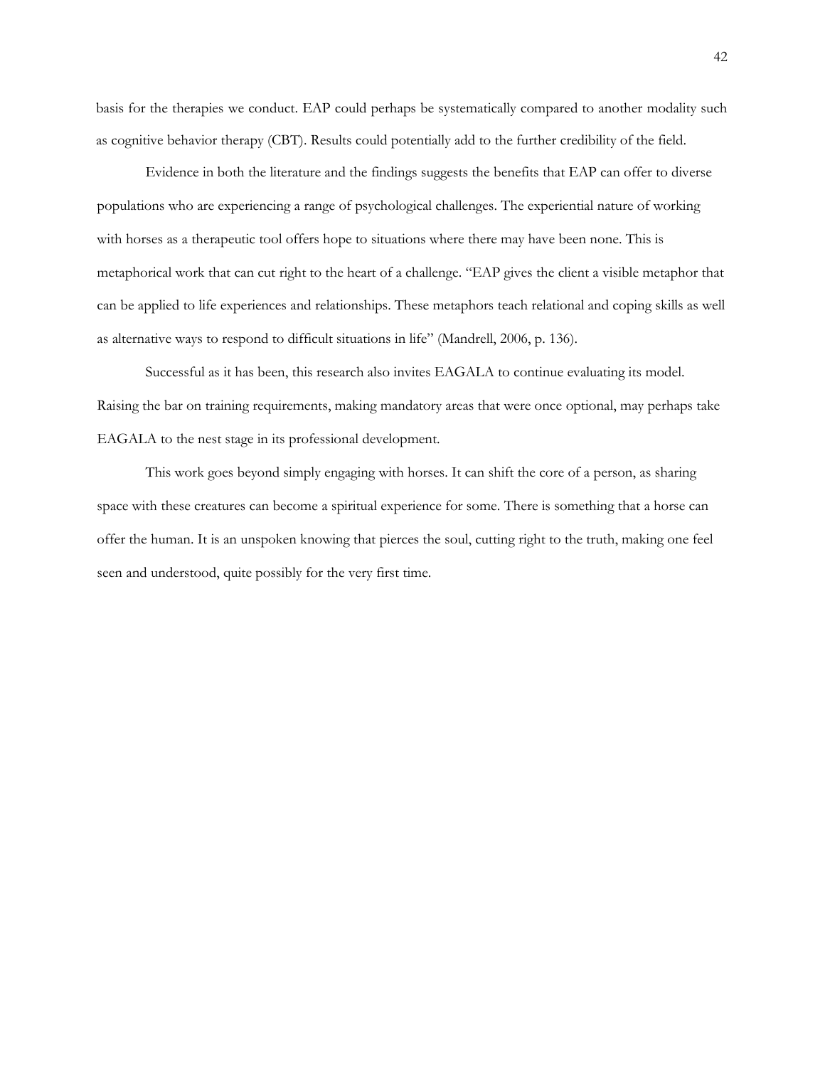basis for the therapies we conduct. EAP could perhaps be systematically compared to another modality such as cognitive behavior therapy (CBT). Results could potentially add to the further credibility of the field.

Evidence in both the literature and the findings suggests the benefits that EAP can offer to diverse populations who are experiencing a range of psychological challenges. The experiential nature of working with horses as a therapeutic tool offers hope to situations where there may have been none. This is metaphorical work that can cut right to the heart of a challenge. "EAP gives the client a visible metaphor that can be applied to life experiences and relationships. These metaphors teach relational and coping skills as well as alternative ways to respond to difficult situations in life" (Mandrell, 2006, p. 136).

Successful as it has been, this research also invites EAGALA to continue evaluating its model. Raising the bar on training requirements, making mandatory areas that were once optional, may perhaps take EAGALA to the nest stage in its professional development.

This work goes beyond simply engaging with horses. It can shift the core of a person, as sharing space with these creatures can become a spiritual experience for some. There is something that a horse can offer the human. It is an unspoken knowing that pierces the soul, cutting right to the truth, making one feel seen and understood, quite possibly for the very first time.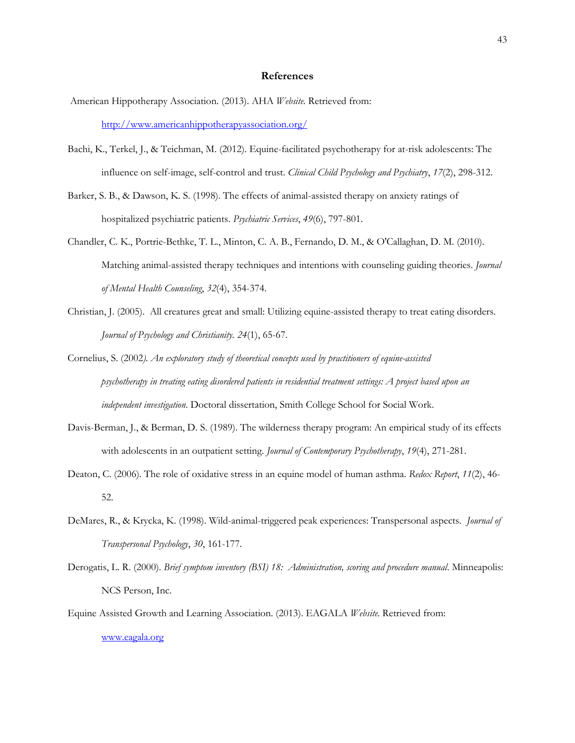## References

American Hippotherapy Association. (2013). AHA *Website*. Retrieved from: http://www.americanhippotherapyassociation.org/

Bachi, K., Terkel, J., & Teichman, M. (2012). Equine-facilitated psychotherapy for at-risk adolescents: The influence on self-image, self-control and trust. *Clinical Child Psychology and Psychiatry*, *17*(2), 298-312.

Barker, S. B., & Dawson, K. S. (1998). The effects of animal-assisted therapy on anxiety ratings of hospitalized psychiatric patients. *Psychiatric Services*, *49*(6), 797-801.

Chandler, C. K., Portrie-Bethke, T. L., Minton, C. A. B., Fernando, D. M., & O'Callaghan, D. M. (2010). Matching animal-assisted therapy techniques and intentions with counseling guiding theories. *Journal of Mental Health Counseling*, *32*(4), 354-374.

Christian, J. (2005). All creatures great and small: Utilizing equine-assisted therapy to treat eating disorders. *Journal of Psychology and Christianity. 24*(1), 65-67.

Cornelius, S. (2002*). An exploratory study of theoretical concepts used by practitioners of equine-assisted psychotherapy in treating eating disordered patients in residential treatment settings: A project based upon an independent investigation*. Doctoral dissertation, Smith College School for Social Work.

Davis-Berman, J., & Berman, D. S. (1989). The wilderness therapy program: An empirical study of its effects with adolescents in an outpatient setting. *Journal of Contemporary Psychotherapy*, *19*(4), 271-281.

Deaton, C. (2006). The role of oxidative stress in an equine model of human asthma. *Redox Report*, *11*(2), 46-52.

DeMares, R., & Krycka, K. (1998). Wild-animal-triggered peak experiences: Transpersonal aspects. *Journal of Transpersonal Psychology*, *30*, 161-177.

Derogatis, L. R. (2000). *Brief symptom inventory (BSI) 18: Administration, scoring and procedure manual*. Minneapolis: NCS Person, Inc.

Equine Assisted Growth and Learning Association. (2013). EAGALA *Website*. Retrieved from: www.eagala.org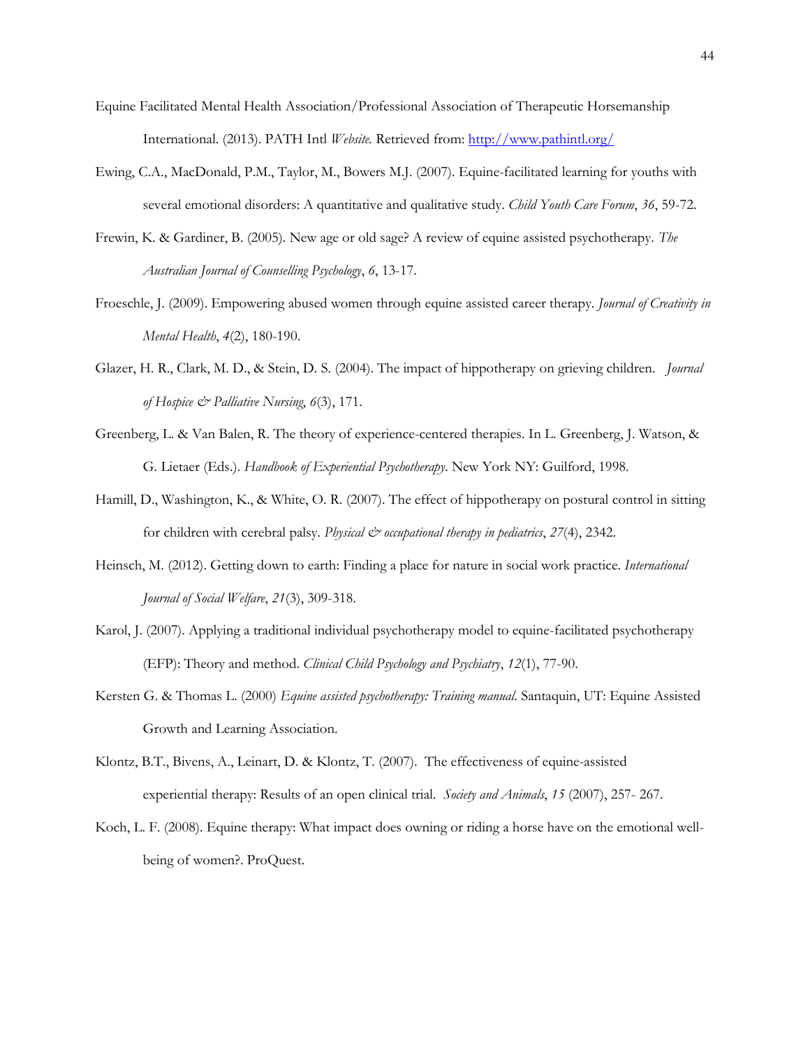Equine Facilitated Mental Health Association/Professional Association of Therapeutic Horsemanship International. (2013). PATH Intl *Website.* Retrieved from: http://www.pathintl.org/

Ewing, C.A., MacDonald, P.M., Taylor, M., Bowers M.J. (2007). Equine-facilitated learning for youths with several emotional disorders: A quantitative and qualitative study. *Child Youth Care Forum*, *36*, 59-72.

Frewin, K. & Gardiner, B. (2005). New age or old sage? A review of equine assisted psychotherapy. *The Australian Journal of Counselling Psychology*, *6*, 13-17.

Froeschle, J. (2009). Empowering abused women through equine assisted career therapy. *Journal of Creativity in Mental Health*, *4*(2), 180-190.

Glazer, H. R., Clark, M. D., & Stein, D. S. (2004). The impact of hippotherapy on grieving children. *Journal of Hospice & Palliative Nursing*, *6*(3), 171.

Greenberg, L. & Van Balen, R. The theory of experience-centered therapies. In L. Greenberg, J. Watson, & G. Lietaer (Eds.). *Handbook of Experiential Psychotherapy*. New York NY: Guilford, 1998.

Hamill, D., Washington, K., & White, O. R. (2007). The effect of hippotherapy on postural control in sitting for children with cerebral palsy. *Physical & occupational therapy in pediatrics*, *27*(4), 2342.

Heinsch, M. (2012). Getting down to earth: Finding a place for nature in social work practice. *International Journal of Social Welfare*, *21*(3), 309-318.

Karol, J. (2007). Applying a traditional individual psychotherapy model to equine-facilitated psychotherapy (EFP): Theory and method. *Clinical Child Psychology and Psychiatry*, *12*(1), 77-90.

Kersten G. & Thomas L. (2000) *Equine assisted psychotherapy: Training manual*. Santaquin, UT: Equine Assisted Growth and Learning Association.

Klontz, B.T., Bivens, A., Leinart, D. & Klontz, T. (2007). The effectiveness of equine-assisted experiential therapy: Results of an open clinical trial. *Society and Animals*, *15* (2007), 257- 267.

Koch, L. F. (2008). Equine therapy: What impact does owning or riding a horse have on the emotional well-being of women?. ProQuest.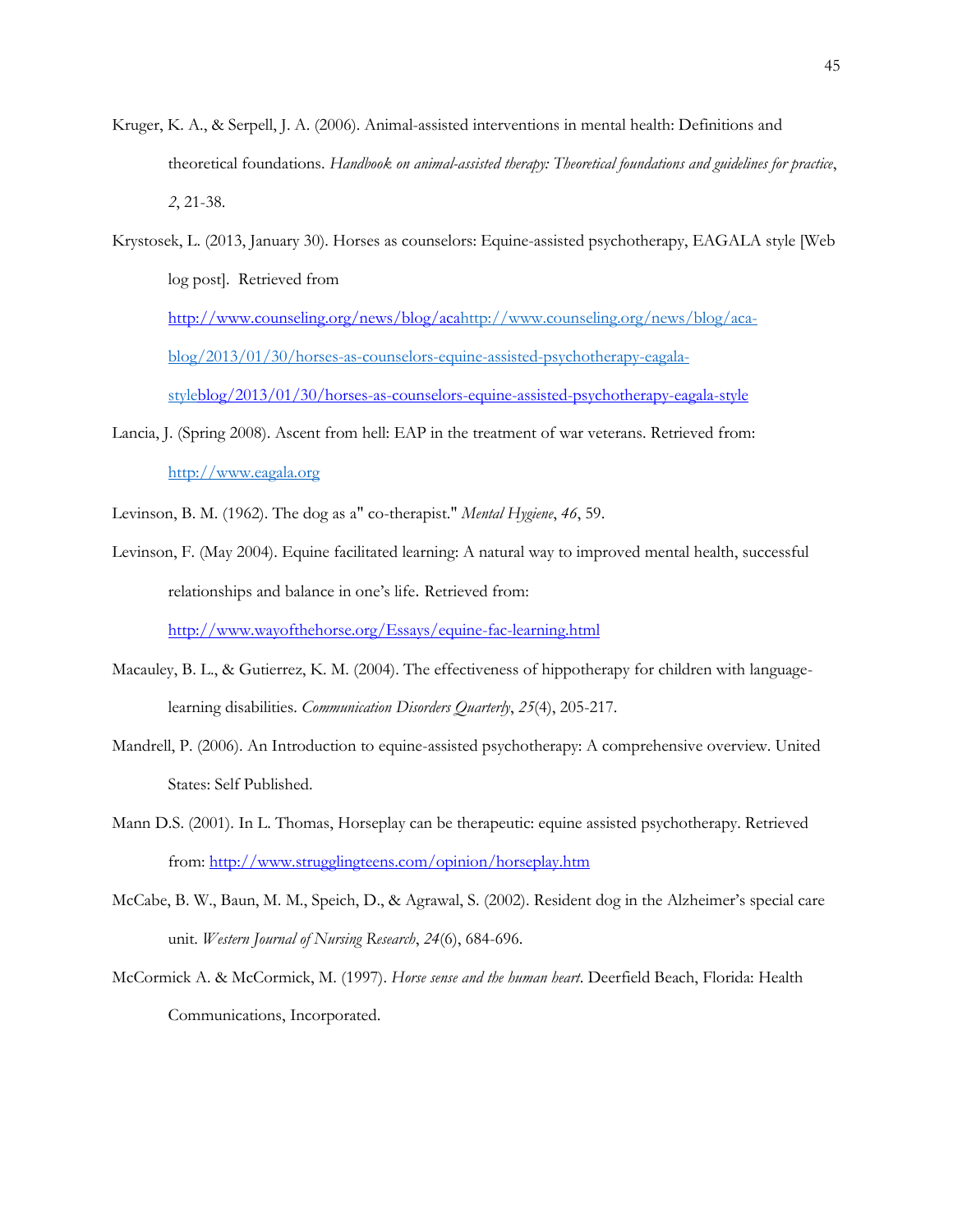Kruger, K. A., & Serpell, J. A. (2006). Animal-assisted interventions in mental health: Definitions and theoretical foundations. *Handbook on animal-assisted therapy: Theoretical foundations and guidelines for practice*, *2*, 21-38.

Krystosek, L. (2013, January 30). Horses as counselors: Equine-assisted psychotherapy, EAGALA style [Web log post]. Retrieved from http://www.counseling.org/news/blog/acahttp://www.counseling.org/news/blog/aca-blog/2013/01/30/horses-as-counselors-equine-assisted-psychotherapy-eagala-styleblog/2013/01/30/horses-as-counselors-equine-assisted-psychotherapy-eagala-style

Lancia, J. (Spring 2008). Ascent from hell: EAP in the treatment of war veterans. Retrieved from: http://www.eagala.org

Levinson, B. M. (1962). The dog as a" co-therapist." *Mental Hygiene*, *46*, 59.

Levinson, F. (May 2004). Equine facilitated learning: A natural way to improved mental health, successful relationships and balance in one's life. Retrieved from: http://www.wayofthehorse.org/Essays/equine-fac-learning.html

Macauley, B. L., & Gutierrez, K. M. (2004). The effectiveness of hippotherapy for children with language-learning disabilities. *Communication Disorders Quarterly*, *25*(4), 205-217.

Mandrell, P. (2006). An Introduction to equine-assisted psychotherapy: A comprehensive overview. United States: Self Published.

Mann D.S. (2001). In L. Thomas, Horseplay can be therapeutic: equine assisted psychotherapy. Retrieved from: http://www.strugglingteens.com/opinion/horseplay.htm

McCabe, B. W., Baun, M. M., Speich, D., & Agrawal, S. (2002). Resident dog in the Alzheimer's special care unit. *Western Journal of Nursing Research*, *24*(6), 684-696.

McCormick A. & McCormick, M. (1997). *Horse sense and the human heart*. Deerfield Beach, Florida: Health Communications, Incorporated.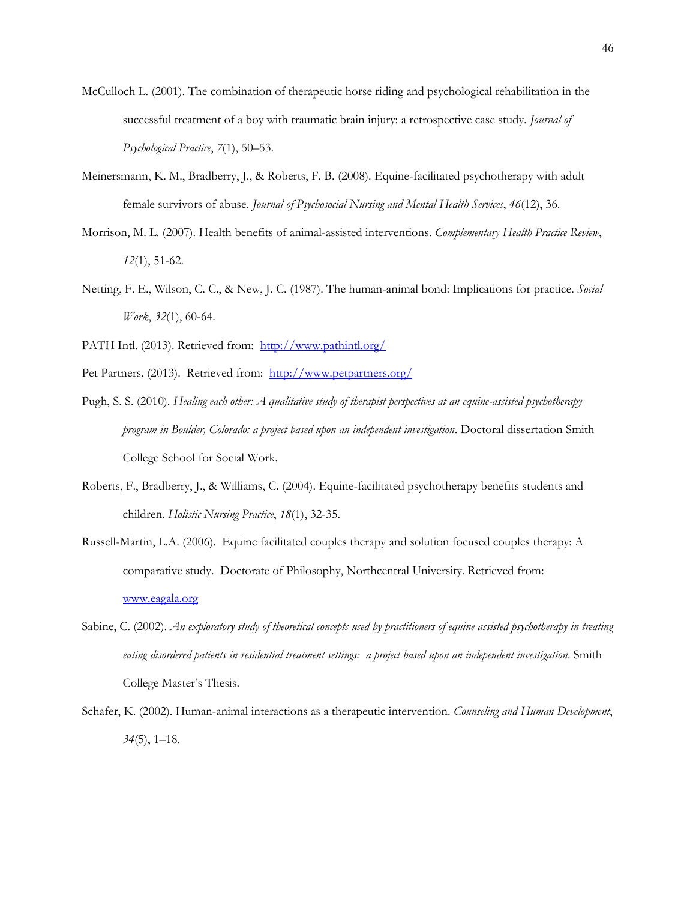McCulloch L. (2001). The combination of therapeutic horse riding and psychological rehabilitation in the successful treatment of a boy with traumatic brain injury: a retrospective case study. *Journal of Psychological Practice*, *7*(1), 50–53.

Meinersmann, K. M., Bradberry, J., & Roberts, F. B. (2008). Equine-facilitated psychotherapy with adult female survivors of abuse. *Journal of Psychosocial Nursing and Mental Health Services*, *46*(12), 36.

Morrison, M. L. (2007). Health benefits of animal-assisted interventions. *Complementary Health Practice Review*, *12*(1), 51-62.

Netting, F. E., Wilson, C. C., & New, J. C. (1987). The human-animal bond: Implications for practice. *Social Work*, *32*(1), 60-64.

PATH Intl. (2013). Retrieved from: http://www.pathintl.org/

Pet Partners. (2013). Retrieved from: http://www.petpartners.org/

Pugh, S. S. (2010). *Healing each other: A qualitative study of therapist perspectives at an equine-assisted psychotherapy program in Boulder, Colorado: a project based upon an independent investigation*. Doctoral dissertation Smith College School for Social Work.

Roberts, F., Bradberry, J., & Williams, C. (2004). Equine-facilitated psychotherapy benefits students and children. *Holistic Nursing Practice*, *18*(1), 32-35.

Russell-Martin, L.A. (2006). Equine facilitated couples therapy and solution focused couples therapy: A comparative study. Doctorate of Philosophy, Northcentral University. Retrieved from: www.eagala.org

Sabine, C. (2002). *An exploratory study of theoretical concepts used by practitioners of equine assisted psychotherapy in treating eating disordered patients in residential treatment settings: a project based upon an independent investigation*. Smith College Master's Thesis.

Schafer, K. (2002). Human-animal interactions as a therapeutic intervention. *Counseling and Human Development*, *34*(5), 1–18.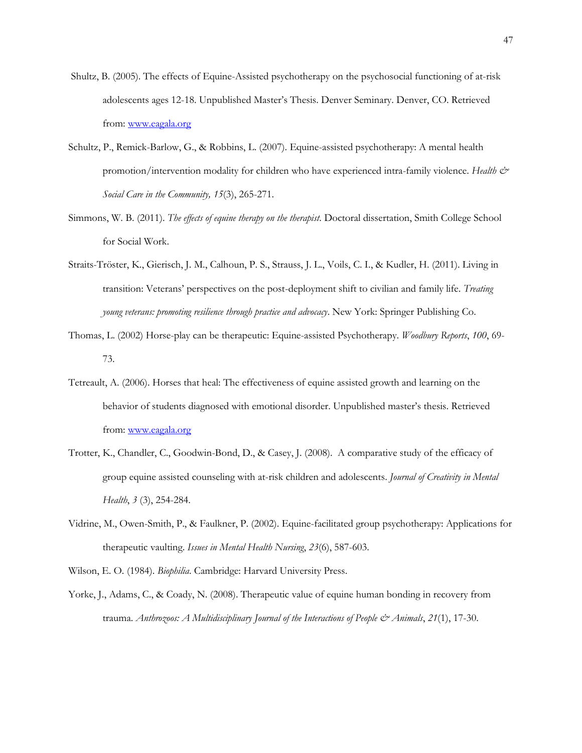Shultz, B. (2005). The effects of Equine-Assisted psychotherapy on the psychosocial functioning of at-risk adolescents ages 12-18. Unpublished Master's Thesis. Denver Seminary. Denver, CO. Retrieved from: www.eagala.org

Schultz, P., Remick-Barlow, G., & Robbins, L. (2007). Equine-assisted psychotherapy: A mental health promotion/intervention modality for children who have experienced intra-family violence. *Health & Social Care in the Community, 15*(3), 265-271.

Simmons, W. B. (2011). *The effects of equine therapy on the therapist*. Doctoral dissertation, Smith College School for Social Work.

Straits-Tröster, K., Gierisch, J. M., Calhoun, P. S., Strauss, J. L., Voils, C. I., & Kudler, H. (2011). Living in transition: Veterans' perspectives on the post-deployment shift to civilian and family life. *Treating young veterans: promoting resilience through practice and advocacy*. New York: Springer Publishing Co.

Thomas, L. (2002) Horse-play can be therapeutic: Equine-assisted Psychotherapy. *Woodbury Reports*, *100*, 69-73.

Tetreault, A. (2006). Horses that heal: The effectiveness of equine assisted growth and learning on the behavior of students diagnosed with emotional disorder. Unpublished master's thesis. Retrieved from: www.eagala.org

Trotter, K., Chandler, C., Goodwin-Bond, D., & Casey, J. (2008). A comparative study of the efficacy of group equine assisted counseling with at-risk children and adolescents. *Journal of Creativity in Mental Health*, *3* (3), 254-284.

Vidrine, M., Owen-Smith, P., & Faulkner, P. (2002). Equine-facilitated group psychotherapy: Applications for therapeutic vaulting. *Issues in Mental Health Nursing*, *23*(6), 587-603.

Wilson, E. O. (1984). *Biophilia*. Cambridge: Harvard University Press.

Yorke, J., Adams, C., & Coady, N. (2008). Therapeutic value of equine human bonding in recovery from trauma. *Anthrozoos: A Multidisciplinary Journal of the Interactions of People & Animals*, *21*(1), 17-30.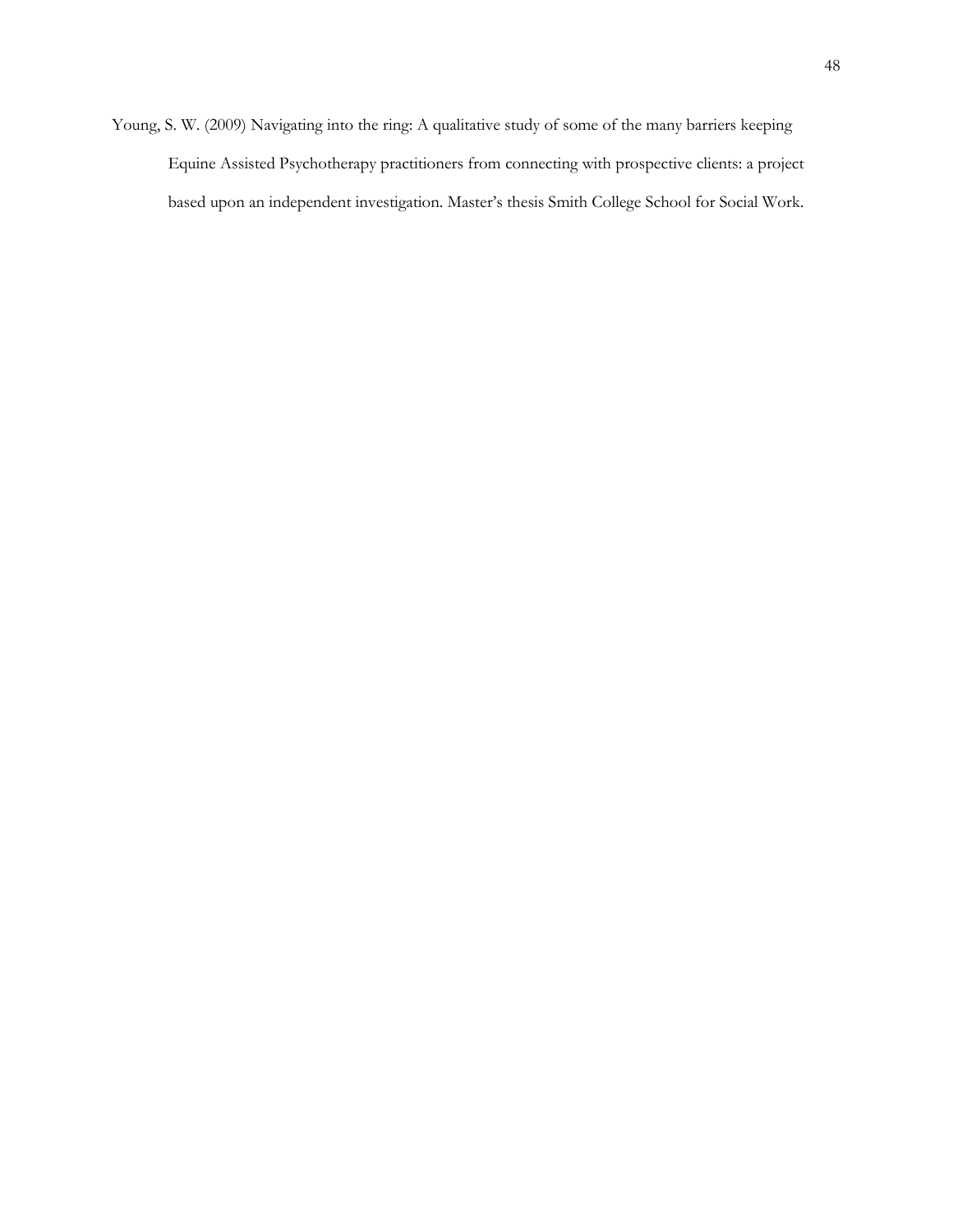Young, S. W. (2009) Navigating into the ring: A qualitative study of some of the many barriers keeping Equine Assisted Psychotherapy practitioners from connecting with prospective clients: a project based upon an independent investigation. Master's thesis Smith College School for Social Work.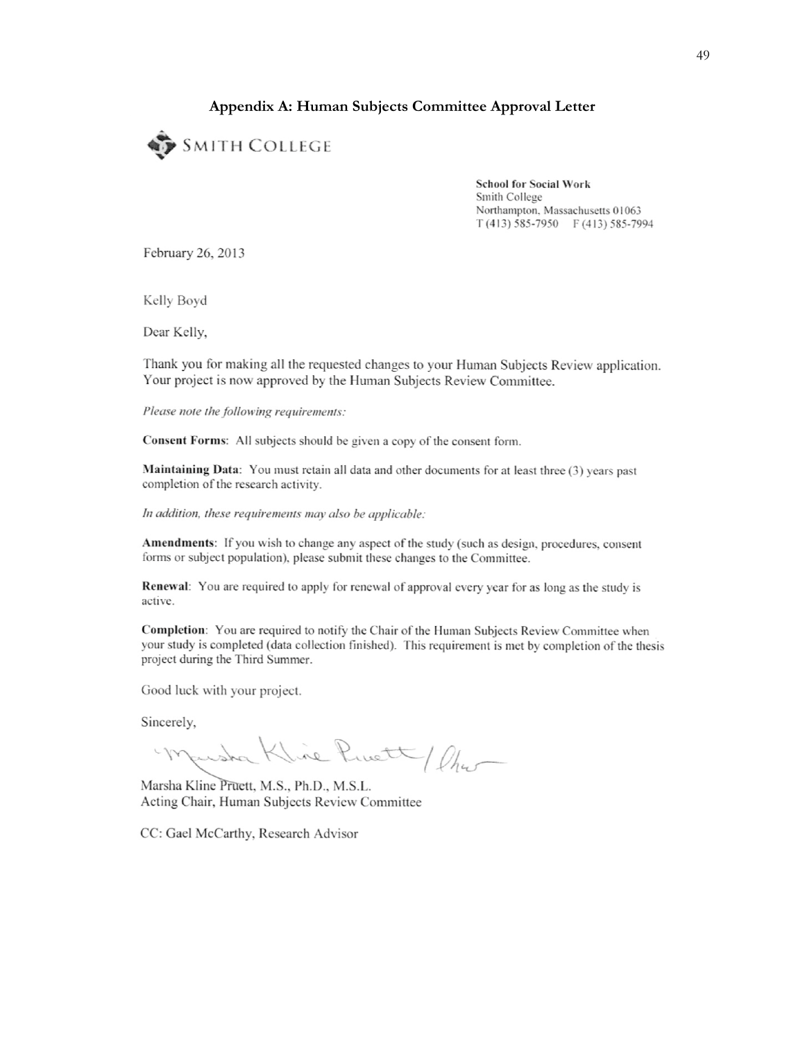## Appendix A: Human Subjects Committee Approval Letter

SMITH COLLEGE

**School for Social Work**
Smith College
Northampton, Massachusetts 01063
T (413) 585-7950 F (413) 585-7994

February 26, 2013

Kelly Boyd

Dear Kelly,

Thank you for making all the requested changes to your Human Subjects Review application. Your project is now approved by the Human Subjects Review Committee.

*Please note the following requirements:*

**Consent Forms**: All subjects should be given a copy of the consent form.

**Maintaining Data**: You must retain all data and other documents for at least three (3) years past completion of the research activity.

*In addition, these requirements may also be applicable:*

**Amendments**: If you wish to change any aspect of the study (such as design, procedures, consent forms or subject population), please submit these changes to the Committee.

**Renewal**: You are required to apply for renewal of approval every year for as long as the study is active.

**Completion**: You are required to notify the Chair of the Human Subjects Review Committee when your study is completed (data collection finished). This requirement is met by completion of the thesis project during the Third Summer.

Good luck with your project.

Sincerely,

Marsha Kline Pruett / lhw

Marsha Kline Pruett, M.S., Ph.D., M.S.L.
Acting Chair, Human Subjects Review Committee

CC: Gael McCarthy, Research Advisor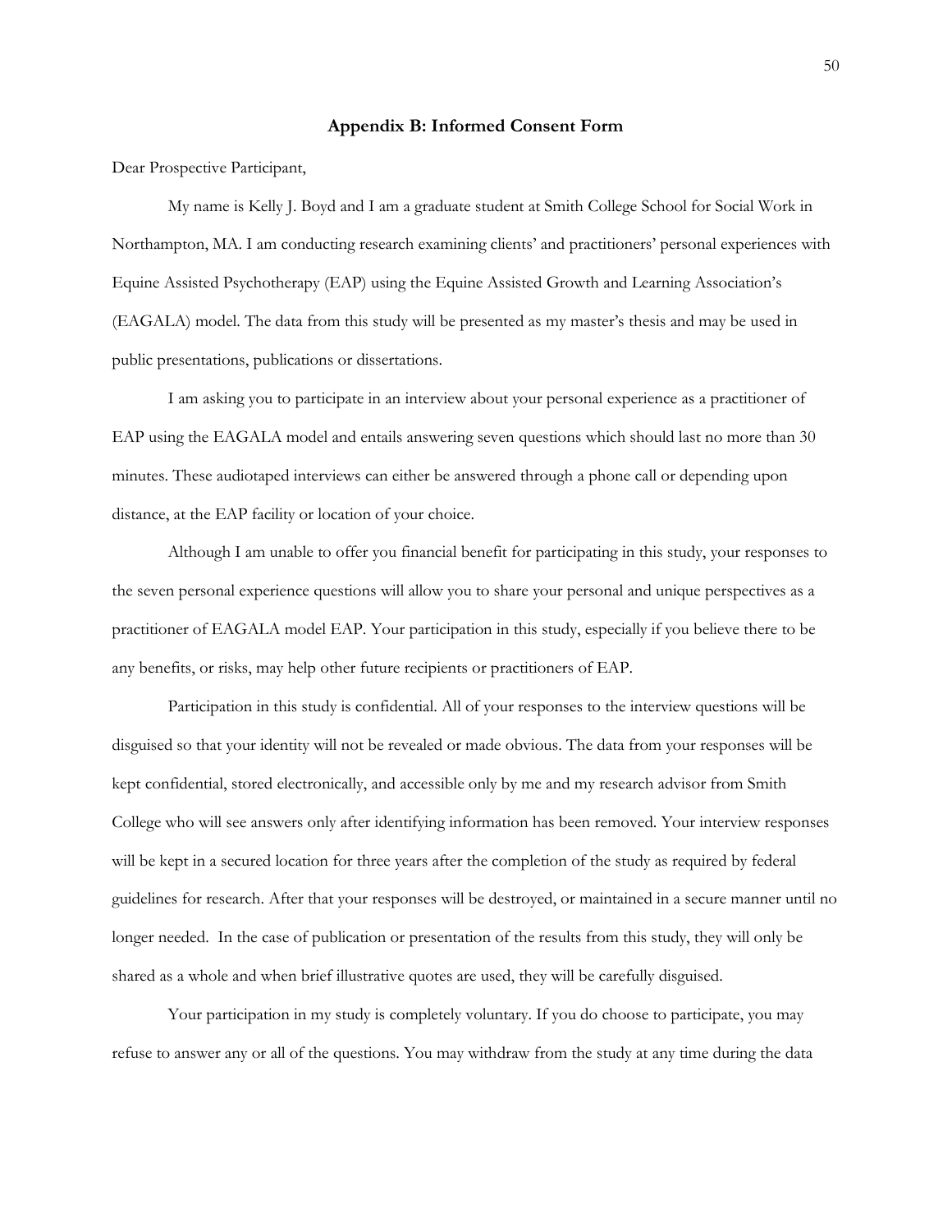## Appendix B: Informed Consent Form

Dear Prospective Participant,

My name is Kelly J. Boyd and I am a graduate student at Smith College School for Social Work in Northampton, MA. I am conducting research examining clients' and practitioners' personal experiences with Equine Assisted Psychotherapy (EAP) using the Equine Assisted Growth and Learning Association's (EAGALA) model. The data from this study will be presented as my master's thesis and may be used in public presentations, publications or dissertations.

I am asking you to participate in an interview about your personal experience as a practitioner of EAP using the EAGALA model and entails answering seven questions which should last no more than 30 minutes. These audiotaped interviews can either be answered through a phone call or depending upon distance, at the EAP facility or location of your choice.

Although I am unable to offer you financial benefit for participating in this study, your responses to the seven personal experience questions will allow you to share your personal and unique perspectives as a practitioner of EAGALA model EAP. Your participation in this study, especially if you believe there to be any benefits, or risks, may help other future recipients or practitioners of EAP.

Participation in this study is confidential. All of your responses to the interview questions will be disguised so that your identity will not be revealed or made obvious. The data from your responses will be kept confidential, stored electronically, and accessible only by me and my research advisor from Smith College who will see answers only after identifying information has been removed. Your interview responses will be kept in a secured location for three years after the completion of the study as required by federal guidelines for research. After that your responses will be destroyed, or maintained in a secure manner until no longer needed. In the case of publication or presentation of the results from this study, they will only be shared as a whole and when brief illustrative quotes are used, they will be carefully disguised.

Your participation in my study is completely voluntary. If you do choose to participate, you may refuse to answer any or all of the questions. You may withdraw from the study at any time during the data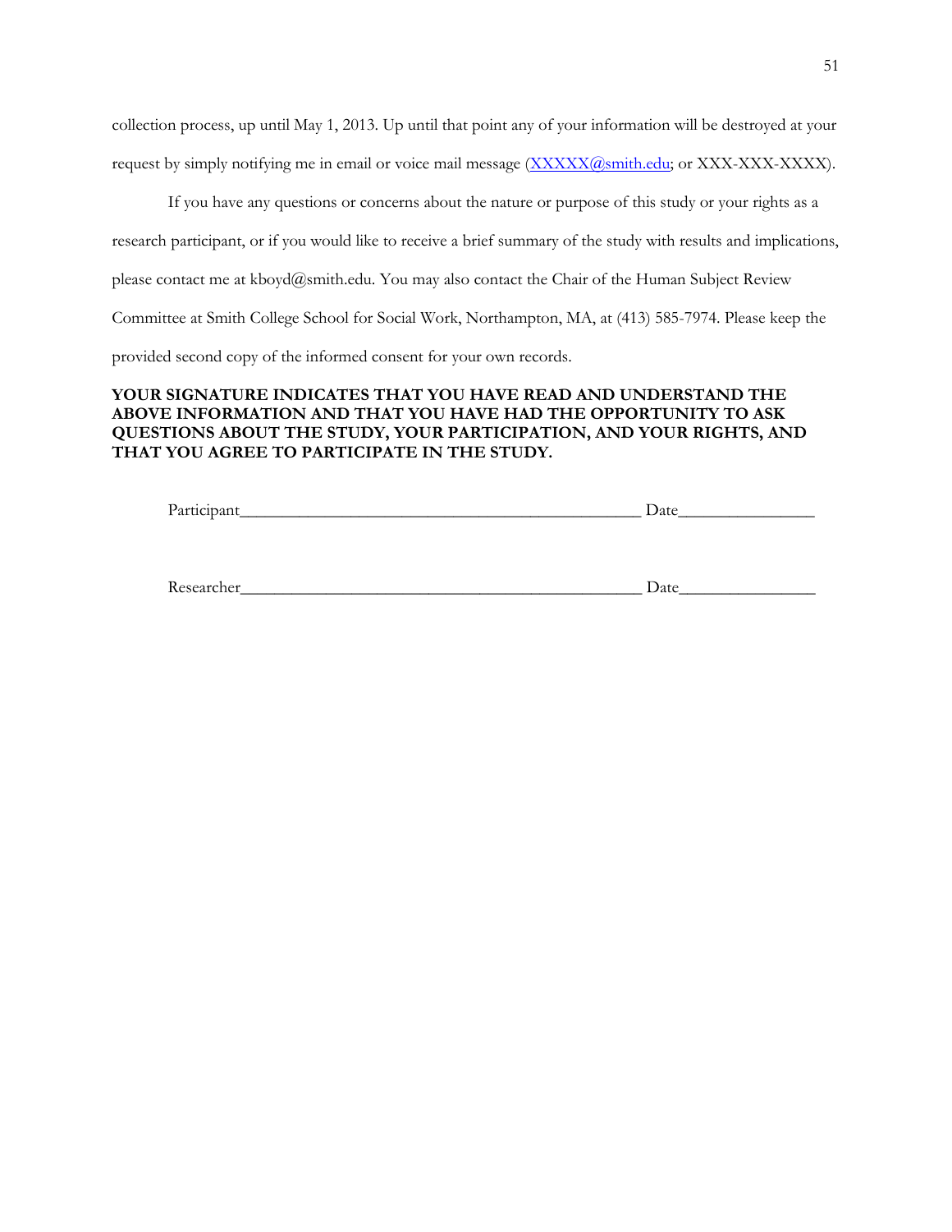collection process, up until May 1, 2013. Up until that point any of your information will be destroyed at your request by simply notifying me in email or voice mail message (XXXXX@smith.edu; or XXX-XXX-XXXX).

If you have any questions or concerns about the nature or purpose of this study or your rights as a research participant, or if you would like to receive a brief summary of the study with results and implications, please contact me at kboyd@smith.edu. You may also contact the Chair of the Human Subject Review Committee at Smith College School for Social Work, Northampton, MA, at (413) 585-7974. Please keep the provided second copy of the informed consent for your own records.

**YOUR SIGNATURE INDICATES THAT YOU HAVE READ AND UNDERSTAND THE ABOVE INFORMATION AND THAT YOU HAVE HAD THE OPPORTUNITY TO ASK QUESTIONS ABOUT THE STUDY, YOUR PARTICIPATION, AND YOUR RIGHTS, AND THAT YOU AGREE TO PARTICIPATE IN THE STUDY.**

Participant_______________________________________________ Date________________

Researcher_______________________________________________ Date________________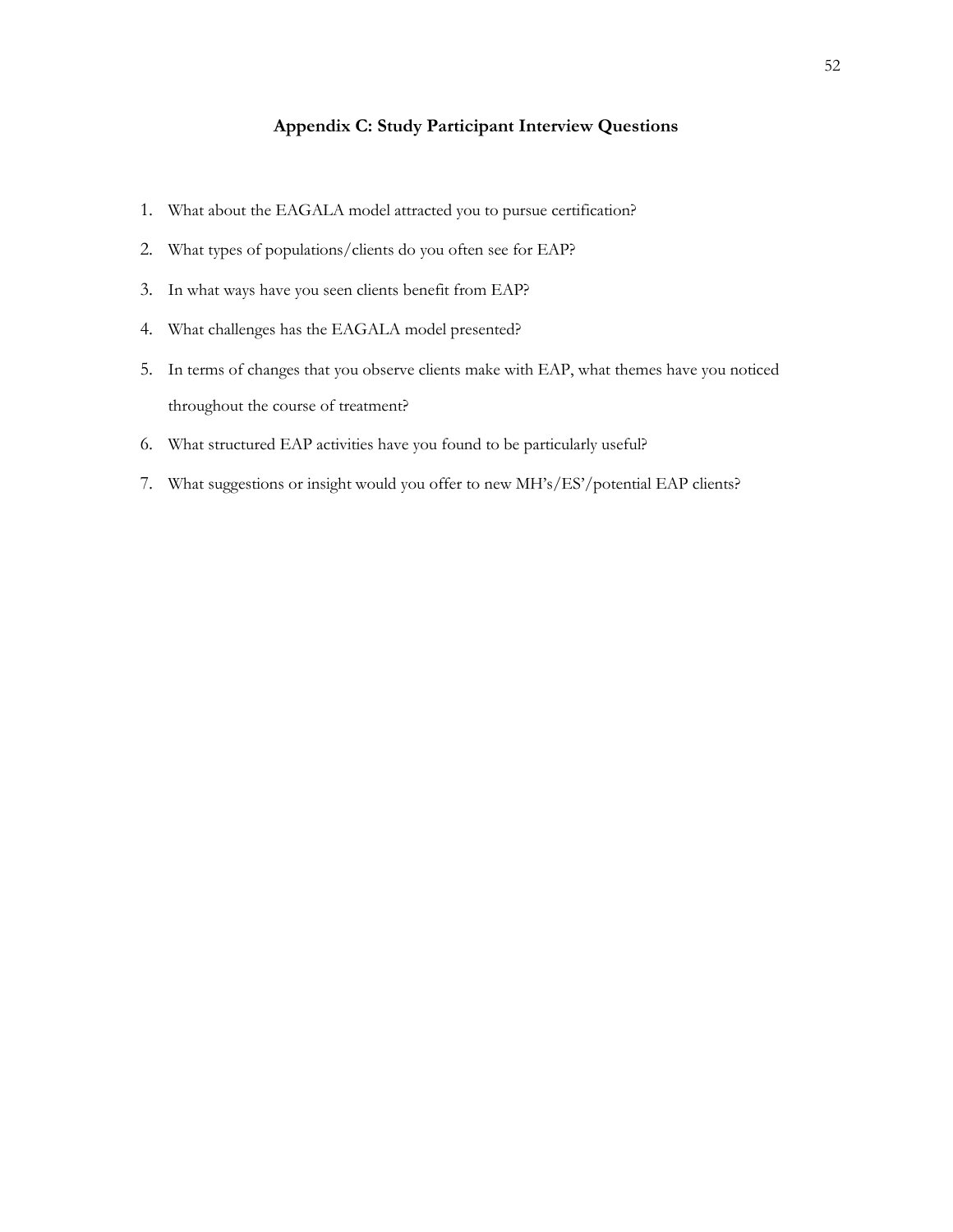## Appendix C: Study Participant Interview Questions

1. What about the EAGALA model attracted you to pursue certification?
2. What types of populations/clients do you often see for EAP?
3. In what ways have you seen clients benefit from EAP?
4. What challenges has the EAGALA model presented?
5. In terms of changes that you observe clients make with EAP, what themes have you noticed throughout the course of treatment?
6. What structured EAP activities have you found to be particularly useful?
7. What suggestions or insight would you offer to new MH's/ES'/potential EAP clients?